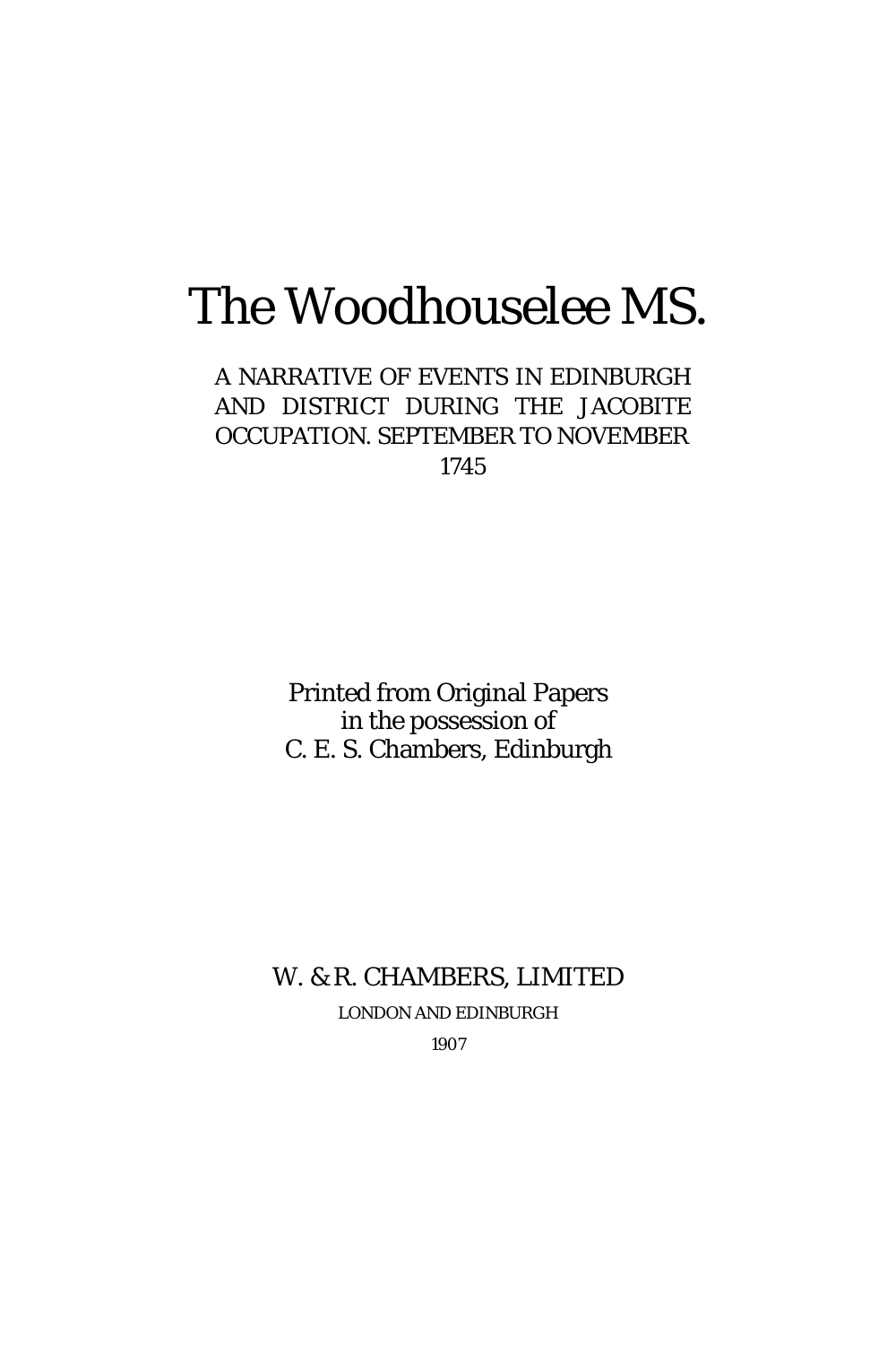# The Woodhouselee MS.

A NARRATIVE OF EVENTS IN EDINBURGH AND DISTRICT DURING THE JACOBITE OCCUPATION. SEPTEMBER TO NOVEMBER 1745

Printed from Original Papers
in the possession of
C. E. S. Chambers, Edinburgh

W. & R. CHAMBERS, LIMITED

LONDON AND EDINBURGH

1907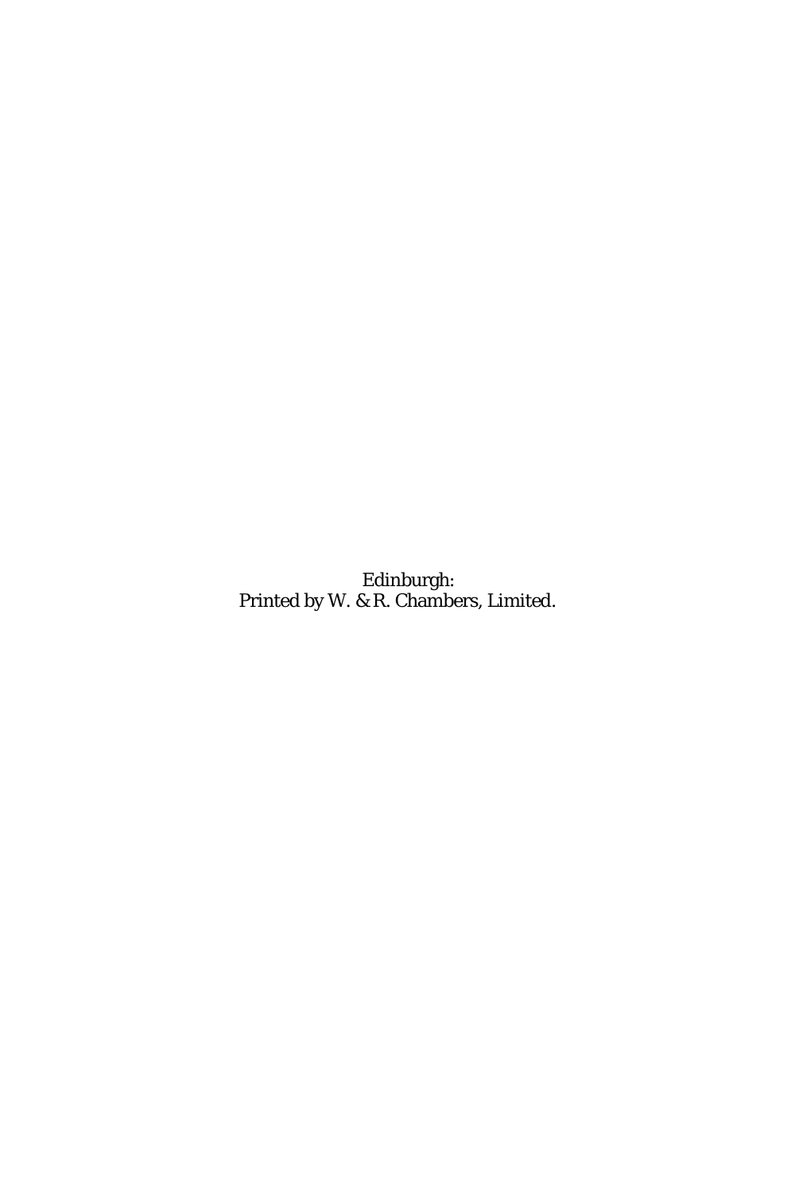Edinburgh:
Printed by W. & R. Chambers, Limited.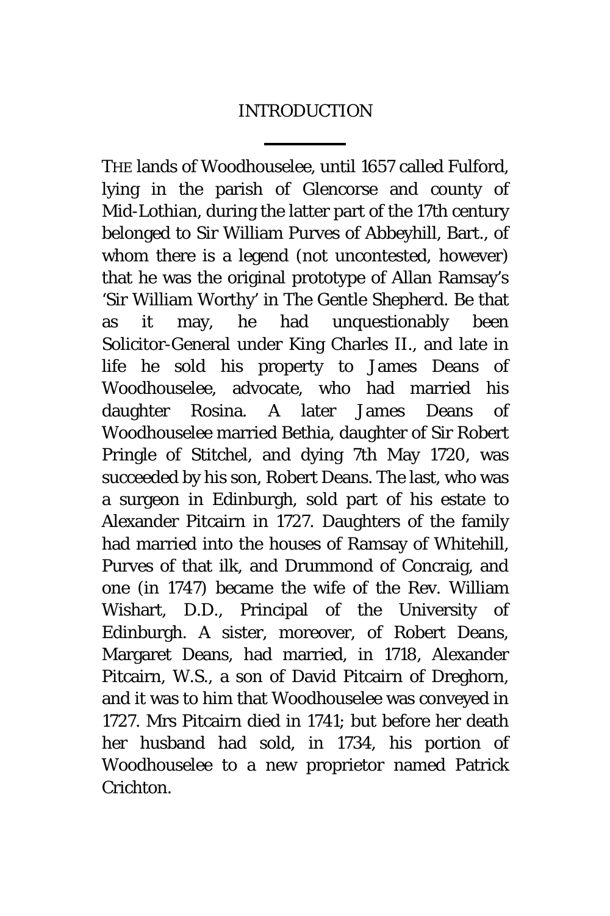# INTRODUCTION

THE lands of Woodhouselee, until 1657 called Fulford, lying in the parish of Glencorse and county of Mid-Lothian, during the latter part of the 17th century belonged to Sir William Purves of Abbeyhill, Bart., of whom there is a legend (not uncontested, however) that he was the original prototype of Allan Ramsay's 'Sir William Worthy' in The Gentle Shepherd. Be that as it may, he had unquestionably been Solicitor-General under King Charles II., and late in life he sold his property to James Deans of Woodhouselee, advocate, who had married his daughter Rosina. A later James Deans of Woodhouselee married Bethia, daughter of Sir Robert Pringle of Stitchel, and dying 7th May 1720, was succeeded by his son, Robert Deans. The last, who was a surgeon in Edinburgh, sold part of his estate to Alexander Pitcairn in 1727. Daughters of the family had married into the houses of Ramsay of Whitehill, Purves of that ilk, and Drummond of Concraig, and one (in 1747) became the wife of the Rev. William Wishart, D.D., Principal of the University of Edinburgh. A sister, moreover, of Robert Deans, Margaret Deans, had married, in 1718, Alexander Pitcairn, W.S., a son of David Pitcairn of Dreghorn, and it was to him that Woodhouselee was conveyed in 1727. Mrs Pitcairn died in 1741; but before her death her husband had sold, in 1734, his portion of Woodhouselee to a new proprietor named Patrick Crichton.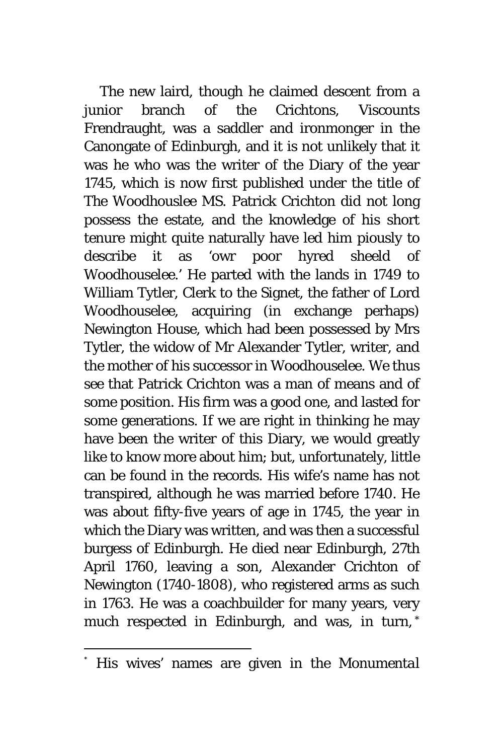The new laird, though he claimed descent from a junior branch of the Crichtons, Viscounts Frendraught, was a saddler and ironmonger in the Canongate of Edinburgh, and it is not unlikely that it was he who was the writer of the Diary of the year 1745, which is now first published under the title of The Woodhouslee MS. Patrick Crichton did not long possess the estate, and the knowledge of his short tenure might quite naturally have led him piously to describe it as 'owr poor hyred sheeld of Woodhouselee.' He parted with the lands in 1749 to William Tytler, Clerk to the Signet, the father of Lord Woodhouselee, acquiring (in exchange perhaps) Newington House, which had been possessed by Mrs Tytler, the widow of Mr Alexander Tytler, writer, and the mother of his successor in Woodhouselee. We thus see that Patrick Crichton was a man of means and of some position. His firm was a good one, and lasted for some generations. If we are right in thinking he may have been the writer of this Diary, we would greatly like to know more about him; but, unfortunately, little can be found in the records. His wife's name has not transpired, although he was married before 1740. He was about fifty-five years of age in 1745, the year in which the Diary was written, and was then a successful burgess of Edinburgh. He died near Edinburgh, 27th April 1760, leaving a son, Alexander Crichton of Newington (1740-1808), who registered arms as such in 1763. He was a coachbuilder for many years, very much respected in Edinburgh, and was, in turn,[*]

---

[*] His wives' names are given in the Monumental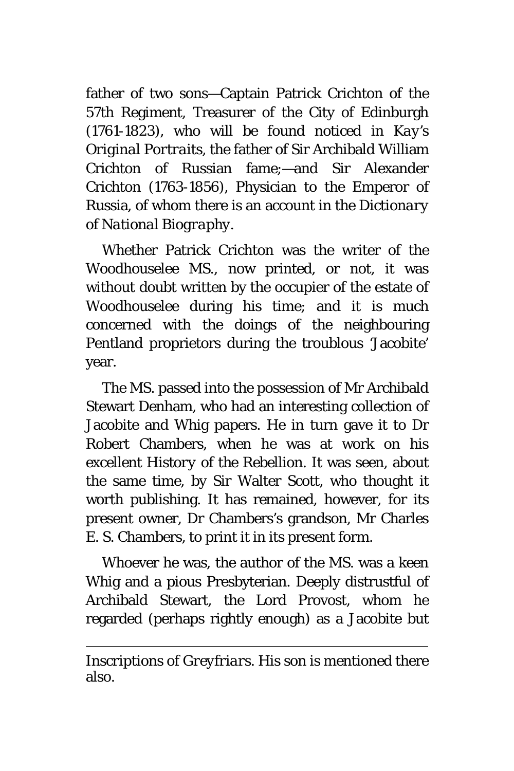father of two sons—Captain Patrick Crichton of the 57th Regiment, Treasurer of the City of Edinburgh (1761-1823), who will be found noticed in *Kay's Original Portraits*, the father of Sir Archibald William Crichton of Russian fame;—and Sir Alexander Crichton (1763-1856), Physician to the Emperor of Russia, of whom there is an account in the *Dictionary of National Biography*.

Whether Patrick Crichton was the writer of the Woodhouselee MS., now printed, or not, it was without doubt written by the occupier of the estate of Woodhouselee during his time; and it is much concerned with the doings of the neighbouring Pentland proprietors during the troublous 'Jacobite' year.

The MS. passed into the possession of Mr Archibald Stewart Denham, who had an interesting collection of Jacobite and Whig papers. He in turn gave it to Dr Robert Chambers, when he was at work on his excellent History of the Rebellion. It was seen, about the same time, by Sir Walter Scott, who thought it worth publishing. It has remained, however, for its present owner, Dr Chambers's grandson, Mr Charles E. S. Chambers, to print it in its present form.

Whoever he was, the author of the MS. was a keen Whig and a pious Presbyterian. Deeply distrustful of Archibald Stewart, the Lord Provost, whom he regarded (perhaps rightly enough) as a Jacobite but

---

*Inscriptions of Greyfriars*. His son is mentioned there also.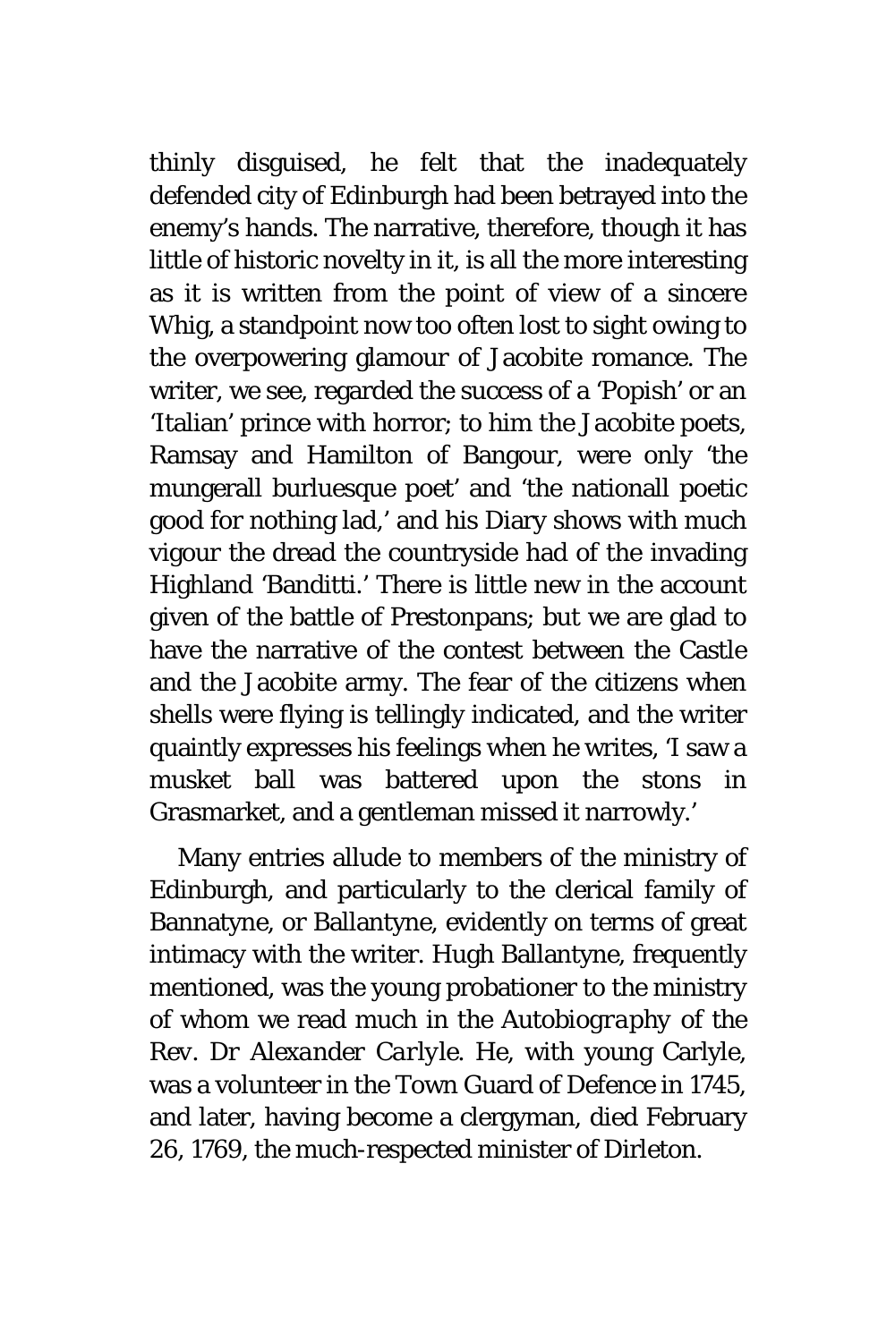thinly disguised, he felt that the inadequately defended city of Edinburgh had been betrayed into the enemy's hands. The narrative, therefore, though it has little of historic novelty in it, is all the more interesting as it is written from the point of view of a sincere Whig, a standpoint now too often lost to sight owing to the overpowering glamour of Jacobite romance. The writer, we see, regarded the success of a 'Popish' or an 'Italian' prince with horror; to him the Jacobite poets, Ramsay and Hamilton of Bangour, were only 'the mungerall burluesque poet' and 'the nationall poetic good for nothing lad,' and his Diary shows with much vigour the dread the countryside had of the invading Highland 'Banditti.' There is little new in the account given of the battle of Prestonpans; but we are glad to have the narrative of the contest between the Castle and the Jacobite army. The fear of the citizens when shells were flying is tellingly indicated, and the writer quaintly expresses his feelings when he writes, 'I saw a musket ball was battered upon the stons in Grasmarket, and a gentleman missed it narrowly.'

Many entries allude to members of the ministry of Edinburgh, and particularly to the clerical family of Bannatyne, or Ballantyne, evidently on terms of great intimacy with the writer. Hugh Ballantyne, frequently mentioned, was the young probationer to the ministry of whom we read much in the *Autobiography of the Rev. Dr Alexander Carlyle*. He, with young Carlyle, was a volunteer in the Town Guard of Defence in 1745, and later, having become a clergyman, died February 26, 1769, the much-respected minister of Dirleton.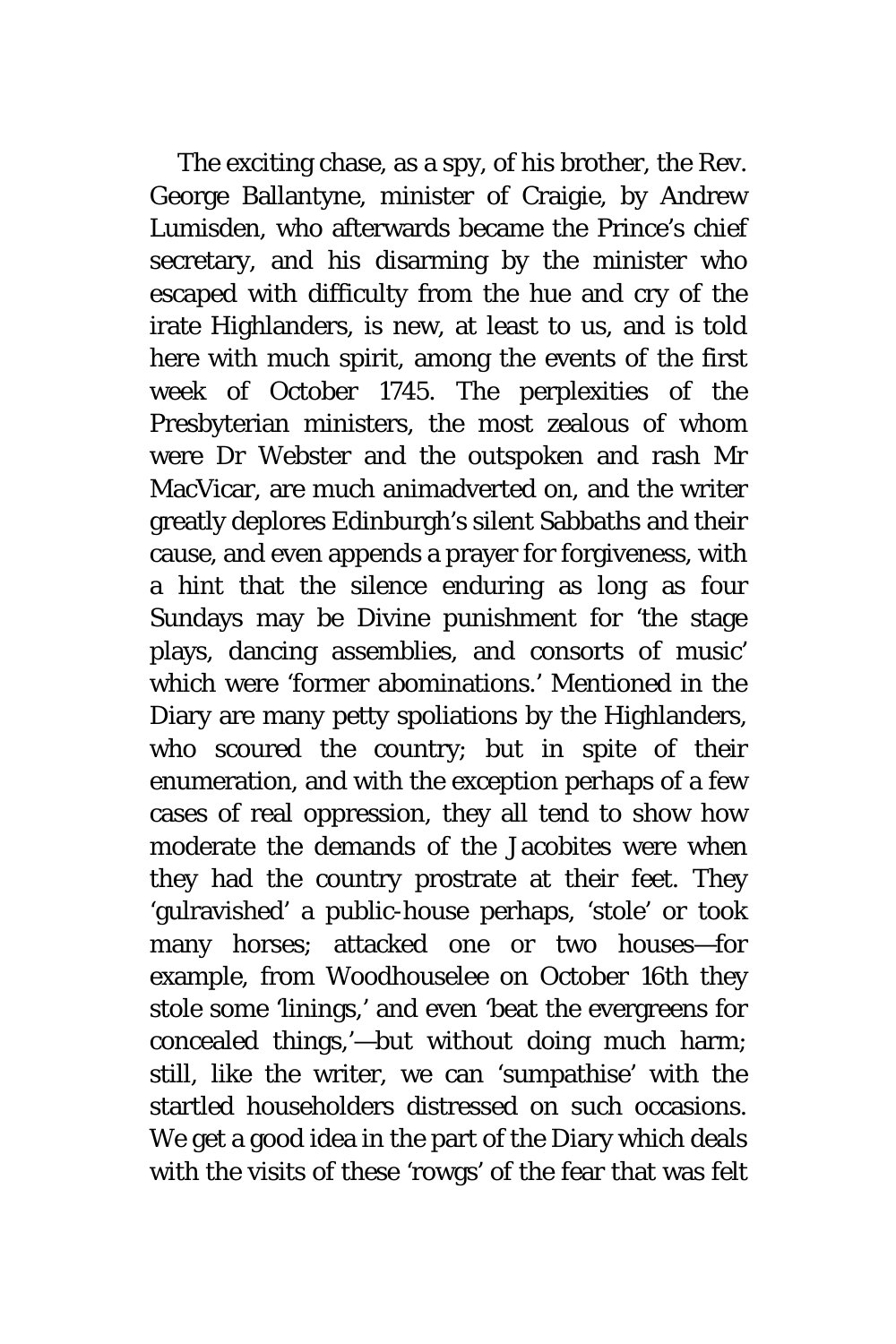The exciting chase, as a spy, of his brother, the Rev. George Ballantyne, minister of Craigie, by Andrew Lumisden, who afterwards became the Prince's chief secretary, and his disarming by the minister who escaped with difficulty from the hue and cry of the irate Highlanders, is new, at least to us, and is told here with much spirit, among the events of the first week of October 1745. The perplexities of the Presbyterian ministers, the most zealous of whom were Dr Webster and the outspoken and rash Mr MacVicar, are much animadverted on, and the writer greatly deplores Edinburgh's silent Sabbaths and their cause, and even appends a prayer for forgiveness, with a hint that the silence enduring as long as four Sundays may be Divine punishment for 'the stage plays, dancing assemblies, and consorts of music' which were 'former abominations.' Mentioned in the Diary are many petty spoliations by the Highlanders, who scoured the country; but in spite of their enumeration, and with the exception perhaps of a few cases of real oppression, they all tend to show how moderate the demands of the Jacobites were when they had the country prostrate at their feet. They 'gulravished' a public-house perhaps, 'stole' or took many horses; attacked one or two houses—for example, from Woodhouselee on October 16th they stole some 'linings,' and even 'beat the evergreens for concealed things,'—but without doing much harm; still, like the writer, we can 'sumpathise' with the startled householders distressed on such occasions. We get a good idea in the part of the Diary which deals with the visits of these 'rowgs' of the fear that was felt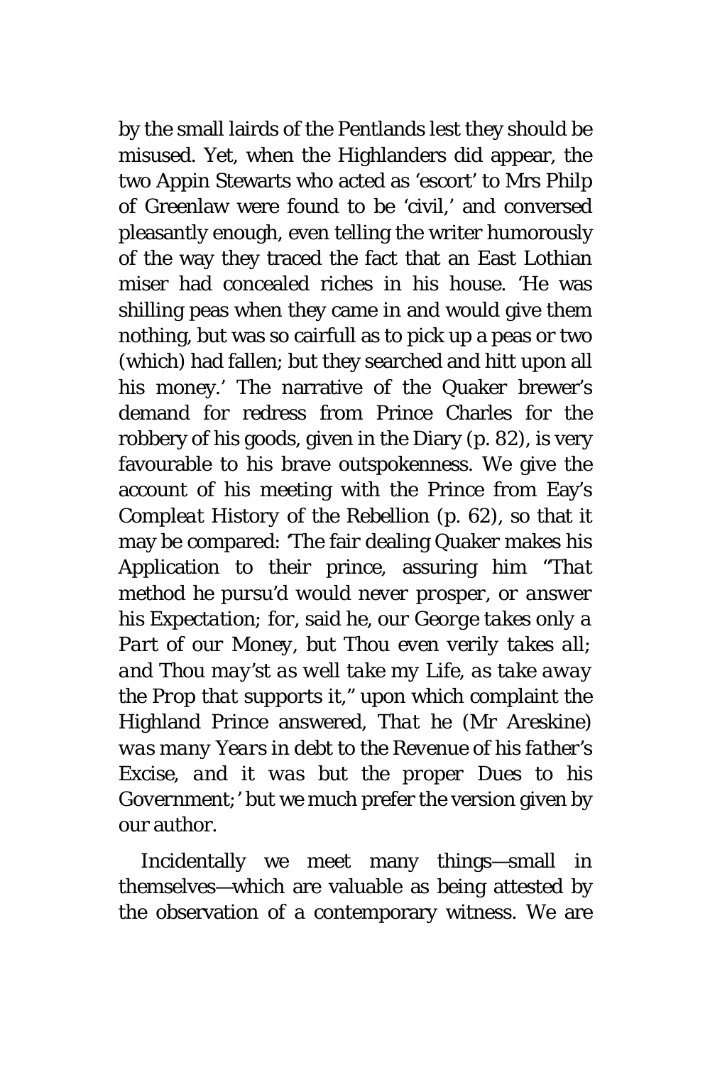by the small lairds of the Pentlands lest they should be misused. Yet, when the Highlanders did appear, the two Appin Stewarts who acted as 'escort' to Mrs Philp of Greenlaw were found to be 'civil,' and conversed pleasantly enough, even telling the writer humorously of the way they traced the fact that an East Lothian miser had concealed riches in his house. 'He was shilling peas when they came in and would give them nothing, but was so cairfull as to pick up a peas or two (which) had fallen; but they searched and hitt upon all his money.' The narrative of the Quaker brewer's demand for redress from Prince Charles for the robbery of his goods, given in the Diary (p. 82), is very favourable to his brave outspokenness. We give the account of his meeting with the Prince from Eay's *Compleat History of the Rebellion* (p. 62), so that it may be compared: 'The fair dealing Quaker makes his Application to their prince, assuring him "*That method he pursu'd would never prosper, or answer his Expectation; for*, said he, *our George takes only a Part of our Money, but Thou even verily takes all; and Thou may'st as well take my Life, as take away the Prop that supports it*," upon which complaint the Highland Prince answered, *That he* (Mr Areskine) *was many Years in debt to the Revenue of his father's Excise, and it was but the proper Dues to his Government*;' but we much prefer the version given by our author.

Incidentally we meet many things—small in themselves—which are valuable as being attested by the observation of a contemporary witness. We are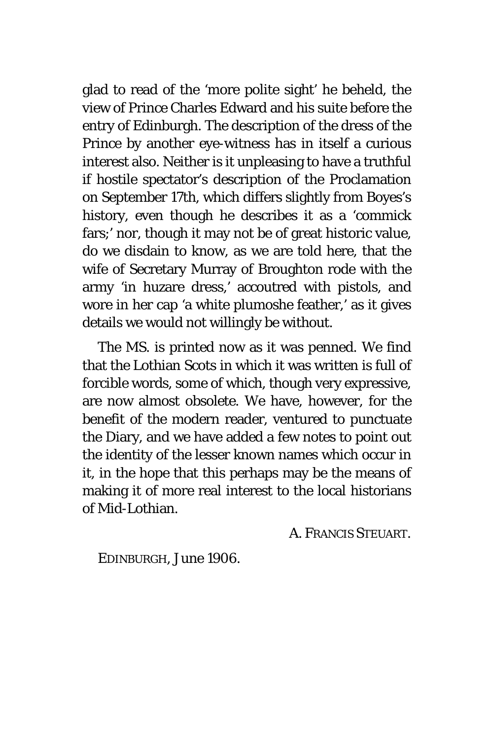glad to read of the 'more polite sight' he beheld, the view of Prince Charles Edward and his suite before the entry of Edinburgh. The description of the dress of the Prince by another eye-witness has in itself a curious interest also. Neither is it unpleasing to have a truthful if hostile spectator's description of the Proclamation on September 17th, which differs slightly from Boyes's history, even though he describes it as a 'commick fars;' nor, though it may not be of great historic value, do we disdain to know, as we are told here, that the wife of Secretary Murray of Broughton rode with the army 'in huzare dress,' accoutred with pistols, and wore in her cap 'a white plumoshe feather,' as it gives details we would not willingly be without.

The MS. is printed now as it was penned. We find that the Lothian Scots in which it was written is full of forcible words, some of which, though very expressive, are now almost obsolete. We have, however, for the benefit of the modern reader, ventured to punctuate the Diary, and we have added a few notes to point out the identity of the lesser known names which occur in it, in the hope that this perhaps may be the means of making it of more real interest to the local historians of Mid-Lothian.

A. FRANCIS STEUART.

EDINBURGH, June 1906.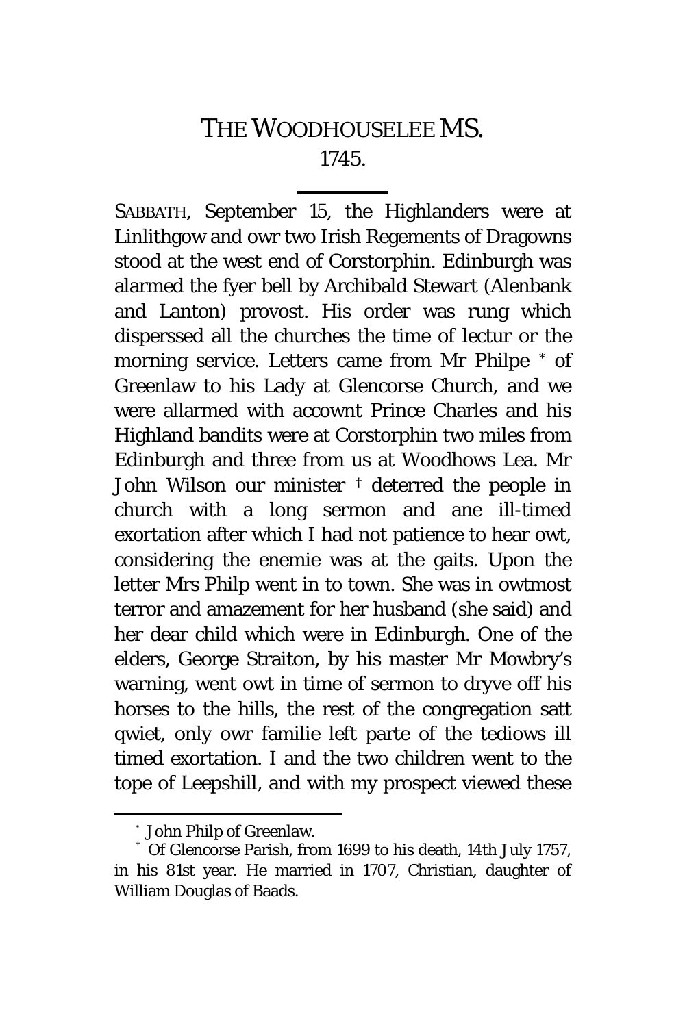# THE WOODHOUSELEE MS.
## 1745.

SABBATH, September 15, the Highlanders were at Linlithgow and owr two Irish Regements of Dragowns stood at the west end of Corstorphin. Edinburgh was alarmed the fyer bell by Archibald Stewart (Alenbank and Lanton) provost. His order was rung which disperssed all the churches the time of lectur or the morning service. Letters came from Mr Philpe [*] of Greenlaw to his Lady at Glencorse Church, and we were allarmed with accownt Prince Charles and his Highland bandits were at Corstorphin two miles from Edinburgh and three from us at Woodhows Lea. Mr John Wilson our minister [†] deterred the people in church with a long sermon and ane ill-timed exortation after which I had not patience to hear owt, considering the enemie was at the gaits. Upon the letter Mrs Philp went in to town. She was in owtmost terror and amazement for her husband (she said) and her dear child which were in Edinburgh. One of the elders, George Straiton, by his master Mr Mowbry's warning, went owt in time of sermon to dryve off his horses to the hills, the rest of the congregation satt qwiet, only owr familie left parte of the tediows ill timed exortation. I and the two children went to the tope of Leepshill, and with my prospect viewed these

---

[*] John Philp of Greenlaw.

[†] Of Glencorse Parish, from 1699 to his death, 14th July 1757, in his 81st year. He married in 1707, Christian, daughter of William Douglas of Baads.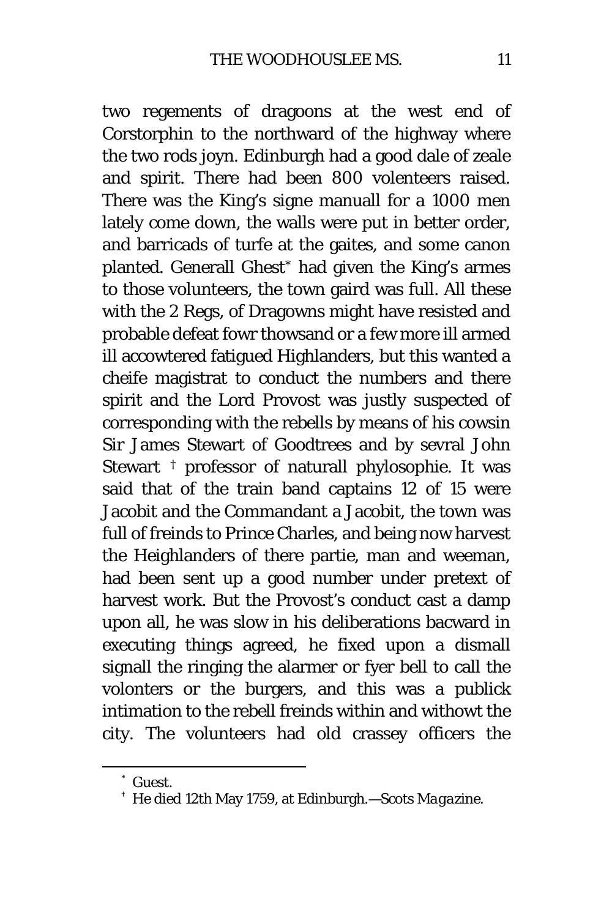two regements of dragoons at the west end of Corstorphin to the northward of the highway where the two rods joyn. Edinburgh had a good dale of zeale and spirit. There had been 800 volenteers raised. There was the King's signe manuall for a 1000 men lately come down, the walls were put in better order, and barricads of turfe at the gaites, and some canon planted. Generall Ghest[*] had given the King's armes to those volunteers, the town gaird was full. All these with the 2 Regs, of Dragowns might have resisted and probable defeat fowr thowsand or a few more ill armed ill accowtered fatigued Highlanders, but this wanted a cheife magistrat to conduct the numbers and there spirit and the Lord Provost was justly suspected of corresponding with the rebells by means of his cowsin Sir James Stewart of Goodtrees and by sevral John Stewart [†] professor of naturall phylosophie. It was said that of the train band captains 12 of 15 were Jacobit and the Commandant a Jacobit, the town was full of freinds to Prince Charles, and being now harvest the Heighlanders of there partie, man and weeman, had been sent up a good number under pretext of harvest work. But the Provost's conduct cast a damp upon all, he was slow in his deliberations bacward in executing things agreed, he fixed upon a dismall signall the ringing the alarmer or fyer bell to call the volonters or the burgers, and this was a publick intimation to the rebell freinds within and withowt the city. The volunteers had old crassey officers the

---

[*] Guest.

[†] He died 12th May 1759, at Edinburgh.—*Scots Magazine.*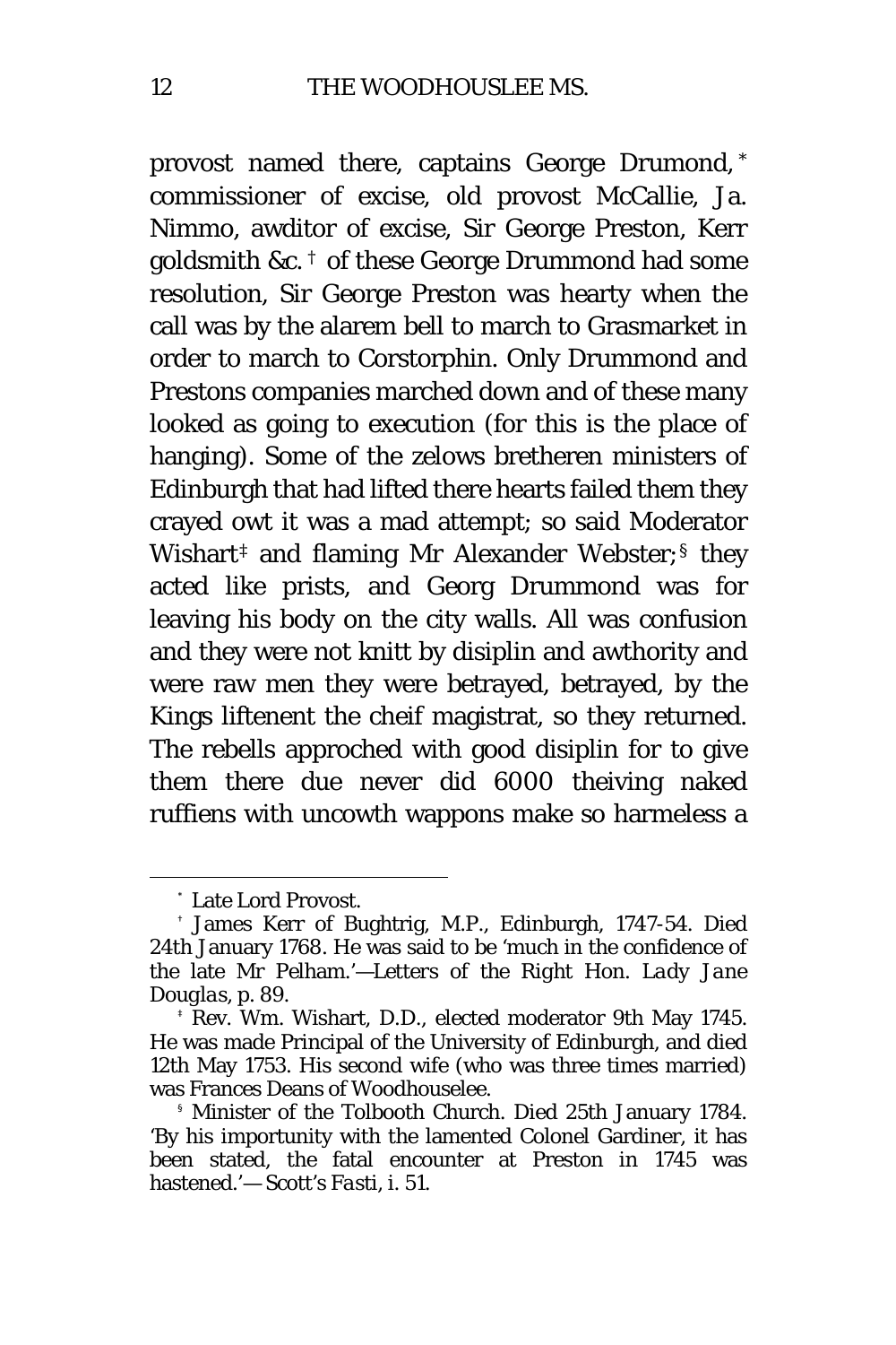provost named there, captains George Drumond,[*] commissioner of excise, old provost McCallie, Ja. Nimmo, awditor of excise, Sir George Preston, Kerr goldsmith &c.[†] of these George Drummond had some resolution, Sir George Preston was hearty when the call was by the alarem bell to march to Grasmarket in order to march to Corstorphin. Only Drummond and Prestons companies marched down and of these many looked as going to execution (for this is the place of hanging). Some of the zelows bretheren ministers of Edinburgh that had lifted there hearts failed them they crayed owt it was a mad attempt; so said Moderator Wishart[‡] and flaming Mr Alexander Webster;[§] they acted like prists, and Georg Drummond was for leaving his body on the city walls. All was confusion and they were not knitt by disiplin and awthority and were raw men they were betrayed, betrayed, by the Kings liftenent the cheif magistrat, so they returned. The rebells approched with good disiplin for to give them there due never did 6000 theiving naked ruffiens with uncowth wappons make so harmeless a

---

[*] Late Lord Provost.

[†] James Kerr of Bughtrig, M.P., Edinburgh, 1747-54. Died 24th January 1768. He was said to be 'much in the confidence of the late Mr Pelham.'—Letters of the Right Hon. *Lady Jane Douglas*, p. 89.

[‡] Rev. Wm. Wishart, D.D., elected moderator 9th May 1745. He was made Principal of the University of Edinburgh, and died 12th May 1753. His second wife (who was three times married) was Frances Deans of Woodhouselee.

[§] Minister of the Tolbooth Church. Died 25th January 1784. 'By his importunity with the lamented Colonel Gardiner, it has been stated, the fatal encounter at Preston in 1745 was hastened.'—Scott's *Fasti*, i. 51.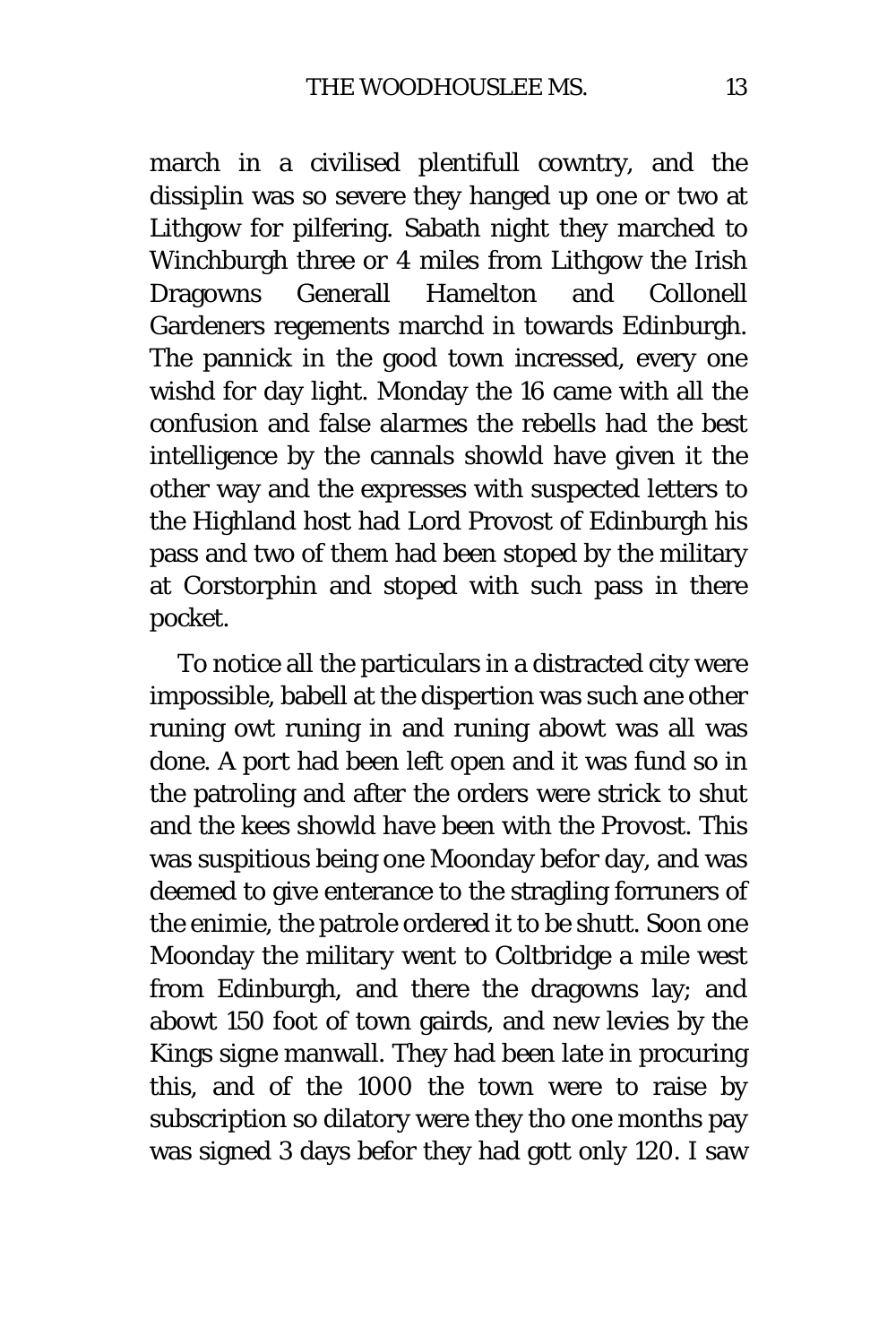march in a civilised plentifull cowntry, and the dissiplin was so severe they hanged up one or two at Lithgow for pilfering. Sabath night they marched to Winchburgh three or 4 miles from Lithgow the Irish Dragowns Generall Hamelton and Collonell Gardeners regements marchd in towards Edinburgh. The pannick in the good town incressed, every one wishd for day light. Monday the 16 came with all the confusion and false alarmes the rebells had the best intelligence by the cannals showld have given it the other way and the expresses with suspected letters to the Highland host had Lord Provost of Edinburgh his pass and two of them had been stoped by the military at Corstorphin and stoped with such pass in there pocket.

To notice all the particulars in a distracted city were impossible, babell at the dispertion was such ane other runing owt runing in and runing abowt was all was done. A port had been left open and it was fund so in the patroling and after the orders were strick to shut and the kees showld have been with the Provost. This was suspitious being one Moonday befor day, and was deemed to give enterance to the stragling forruners of the enimie, the patrole ordered it to be shutt. Soon one Moonday the military went to Coltbridge a mile west from Edinburgh, and there the dragowns lay; and abowt 150 foot of town gairds, and new levies by the Kings signe manwall. They had been late in procuring this, and of the 1000 the town were to raise by subscription so dilatory were they tho one months pay was signed 3 days befor they had gott only 120. I saw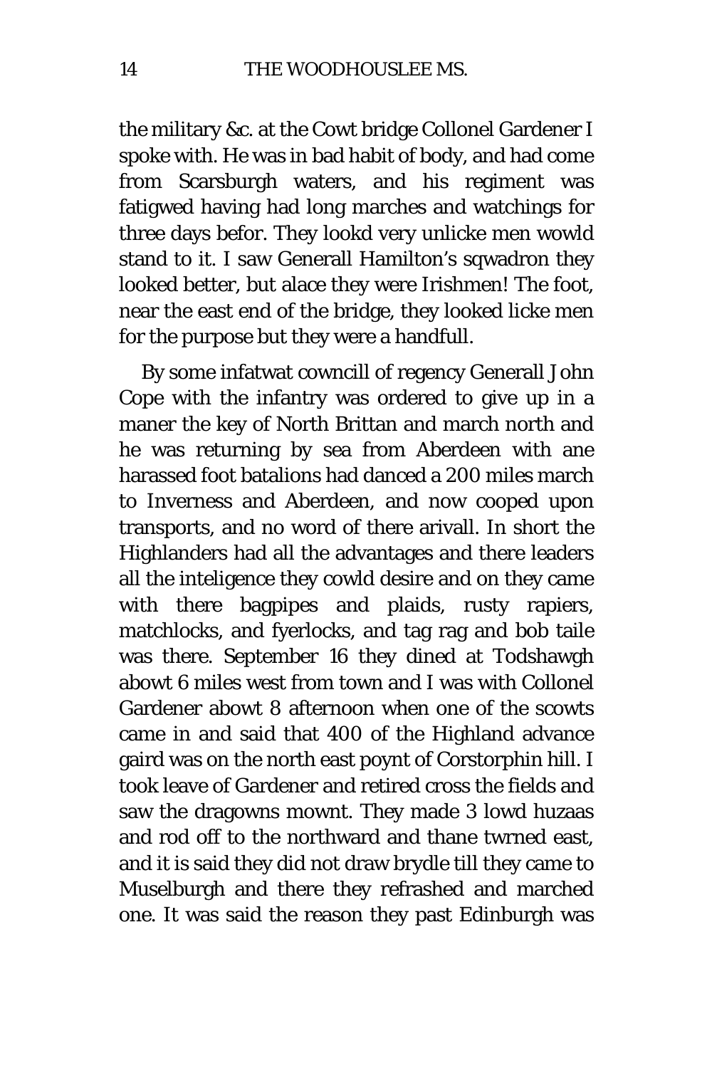the military &c. at the Cowt bridge Collonel Gardener I spoke with. He was in bad habit of body, and had come from Scarsburgh waters, and his regiment was fatigwed having had long marches and watchings for three days befor. They lookd very unlicke men wowld stand to it. I saw Generall Hamilton's sqwadron they looked better, but alace they were Irishmen! The foot, near the east end of the bridge, they looked licke men for the purpose but they were a handfull.

By some infatwat cowncill of regency Generall John Cope with the infantry was ordered to give up in a maner the key of North Brittan and march north and he was returning by sea from Aberdeen with ane harassed foot batalions had danced a 200 miles march to Inverness and Aberdeen, and now cooped upon transports, and no word of there arivall. In short the Highlanders had all the advantages and there leaders all the inteligence they cowld desire and on they came with there bagpipes and plaids, rusty rapiers, matchlocks, and fyerlocks, and tag rag and bob taile was there. September 16 they dined at Todshawgh abowt 6 miles west from town and I was with Collonel Gardener abowt 8 afternoon when one of the scowts came in and said that 400 of the Highland advance gaird was on the north east poynt of Corstorphin hill. I took leave of Gardener and retired cross the fields and saw the dragowns mownt. They made 3 lowd huzaas and rod off to the northward and thane twrned east, and it is said they did not draw brydle till they came to Muselburgh and there they refrashed and marched one. It was said the reason they past Edinburgh was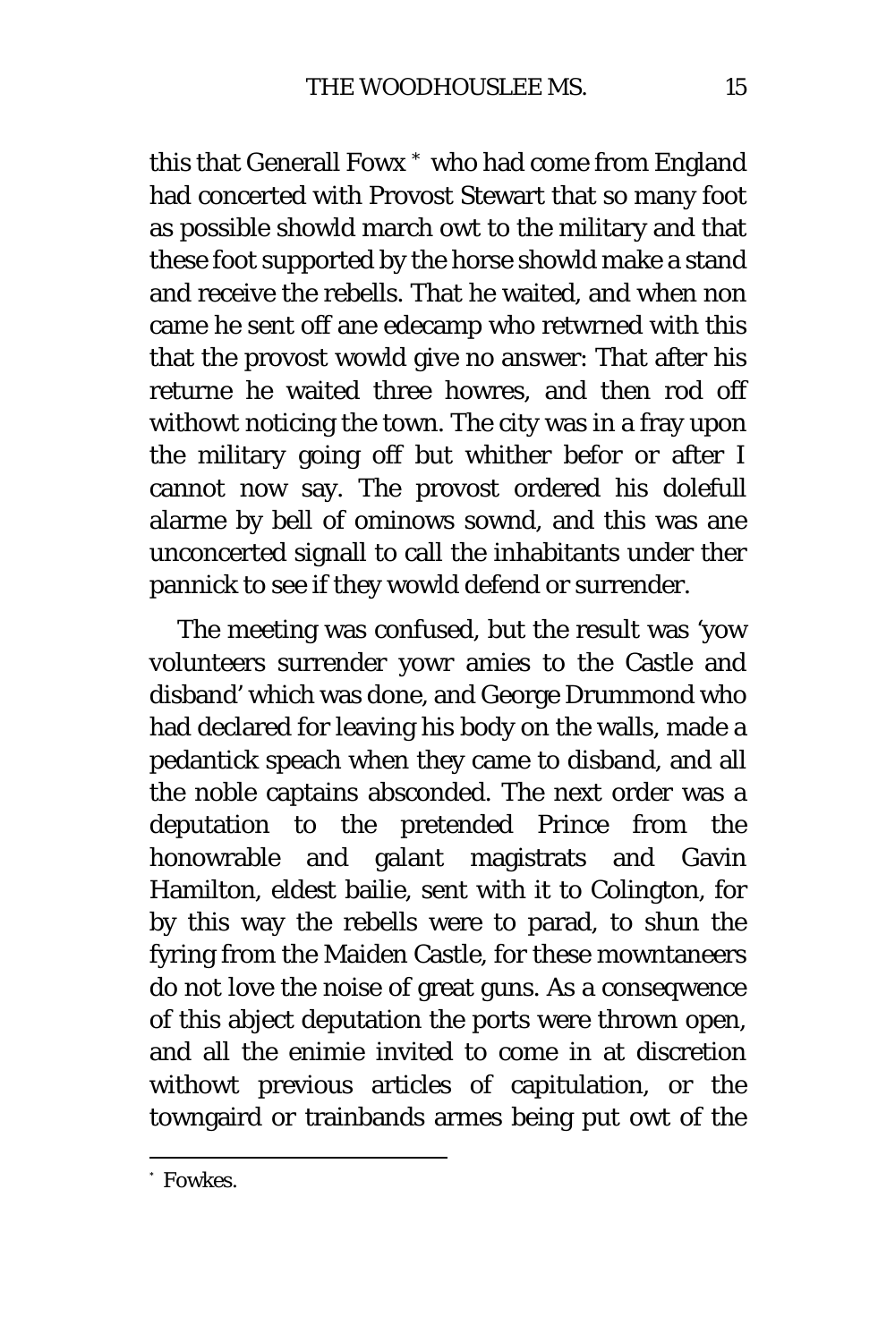this that Generall Fowx [*] who had come from England had concerted with Provost Stewart that so many foot as possible showld march owt to the military and that these foot supported by the horse showld make a stand and receive the rebells. That he waited, and when non came he sent off ane edecamp who retwrned with this that the provost wowld give no answer: That after his returne he waited three howres, and then rod off withowt noticing the town. The city was in a fray upon the military going off but whither befor or after I cannot now say. The provost ordered his dolefull alarme by bell of ominows sownd, and this was ane unconcerted signall to call the inhabitants under ther pannick to see if they wowld defend or surrender.

The meeting was confused, but the result was 'yow volunteers surrender yowr amies to the Castle and disband' which was done, and George Drummond who had declared for leaving his body on the walls, made a pedantick speach when they came to disband, and all the noble captains absconded. The next order was a deputation to the pretended Prince from the honowrable and galant magistrats and Gavin Hamilton, eldest bailie, sent with it to Colington, for by this way the rebells were to parad, to shun the fyring from the Maiden Castle, for these mowntaneers do not love the noise of great guns. As a conseqwence of this abject deputation the ports were thrown open, and all the enimie invited to come in at discretion withowt previous articles of capitulation, or the towngaird or trainbands armes being put owt of the

---

[*] Fowkes.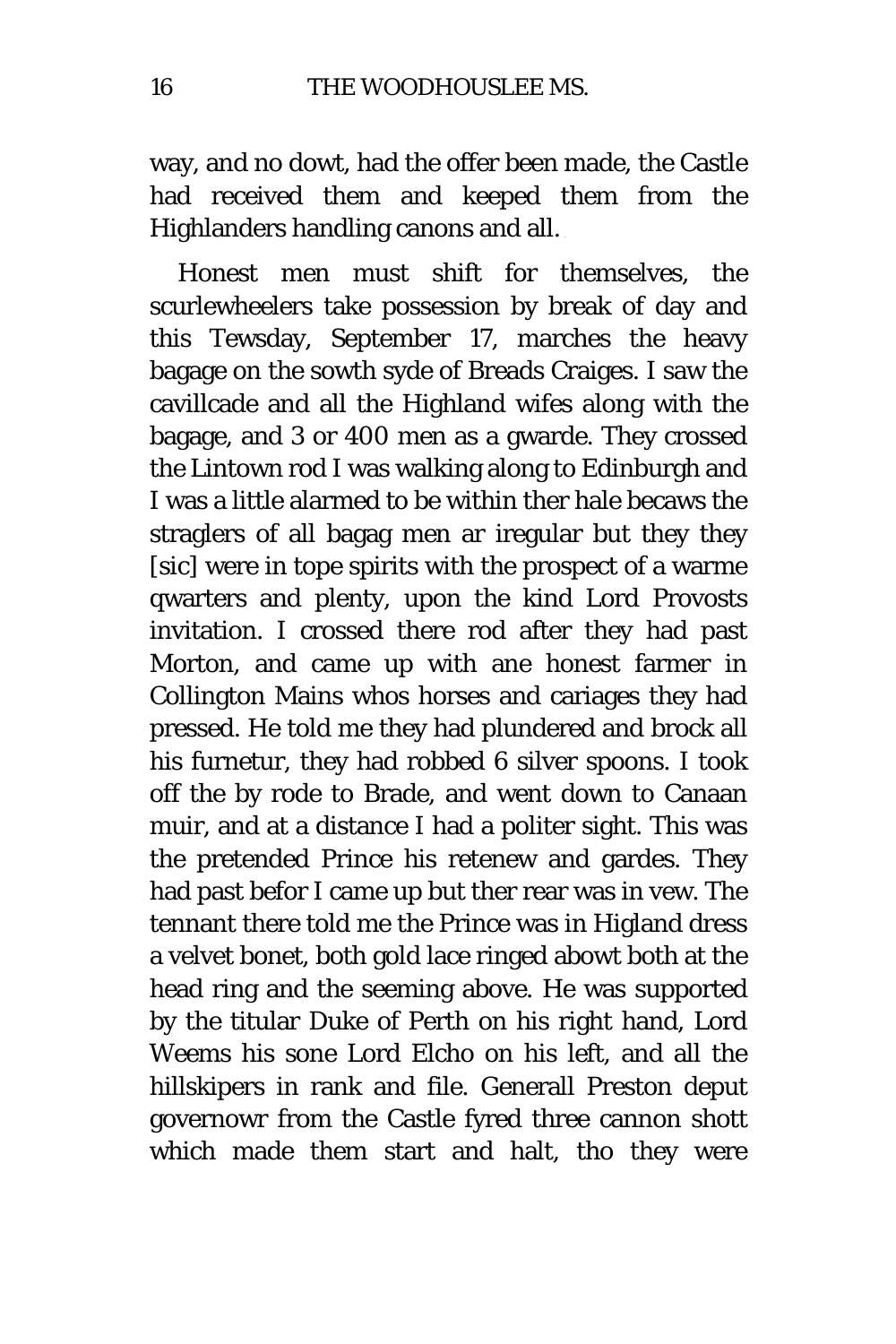way, and no dowt, had the offer been made, the Castle had received them and keeped them from the Highlanders handling canons and all.

Honest men must shift for themselves, the scurlewheelers take possession by break of day and this Tewsday, September 17, marches the heavy bagage on the sowth syde of Breads Craiges. I saw the cavillcade and all the Highland wifes along with the bagage, and 3 or 400 men as a gwarde. They crossed the Lintown rod I was walking along to Edinburgh and I was a little alarmed to be within ther hale becaws the straglers of all bagag men ar iregular but they they [sic] were in tope spirits with the prospect of a warme qwarters and plenty, upon the kind Lord Provosts invitation. I crossed there rod after they had past Morton, and came up with ane honest farmer in Collington Mains whos horses and cariages they had pressed. He told me they had plundered and brock all his furnetur, they had robbed 6 silver spoons. I took off the by rode to Brade, and went down to Canaan muir, and at a distance I had a politer sight. This was the pretended Prince his retenew and gardes. They had past befor I came up but ther rear was in vew. The tennant there told me the Prince was in Higland dress a velvet bonet, both gold lace ringed abowt both at the head ring and the seeming above. He was supported by the titular Duke of Perth on his right hand, Lord Weems his sone Lord Elcho on his left, and all the hillskipers in rank and file. Generall Preston deput governowr from the Castle fyred three cannon shott which made them start and halt, tho they were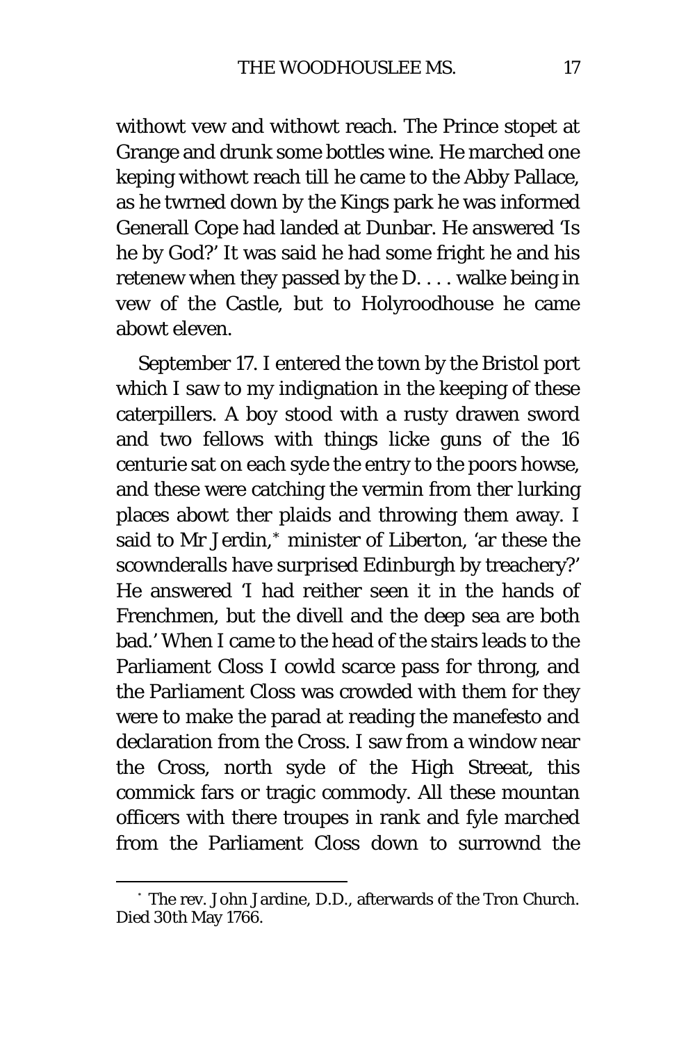withowt vew and withowt reach. The Prince stopet at Grange and drunk some bottles wine. He marched one keping withowt reach till he came to the Abby Pallace, as he twrned down by the Kings park he was informed Generall Cope had landed at Dunbar. He answered 'Is he by God?' It was said he had some fright he and his retenew when they passed by the D. . . . walke being in vew of the Castle, but to Holyroodhouse he came abowt eleven.

September 17. I entered the town by the Bristol port which I saw to my indignation in the keeping of these caterpillers. A boy stood with a rusty drawen sword and two fellows with things licke guns of the 16 centurie sat on each syde the entry to the poors howse, and these were catching the vermin from ther lurking places abowt ther plaids and throwing them away. I said to Mr Jerdin,* minister of Liberton, 'ar these the scownderalls have surprised Edinburgh by treachery?' He answered 'I had reither seen it in the hands of Frenchmen, but the divell and the deep sea are both bad.' When I came to the head of the stairs leads to the Parliament Closs I cowld scarce pass for throng, and the Parliament Closs was crowded with them for they were to make the parad at reading the manefesto and declaration from the Cross. I saw from a window near the Cross, north syde of the High Streeat, this commick fars or tragic commody. All these mountan officers with there troupes in rank and fyle marched from the Parliament Closs down to surrownd the

---

* The rev. John Jardine, D.D., afterwards of the Tron Church. Died 30th May 1766.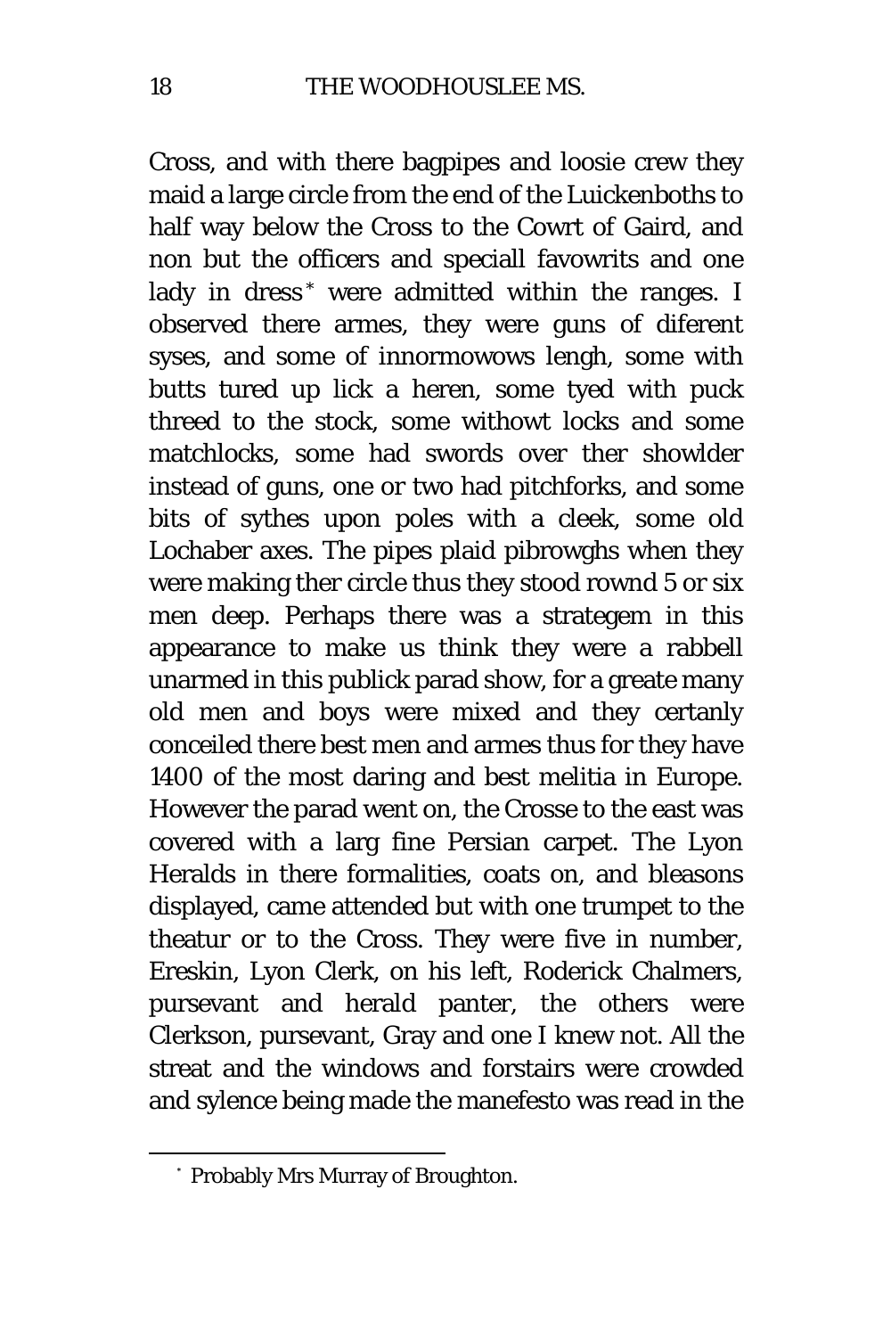Cross, and with there bagpipes and loosie crew they maid a large circle from the end of the Luickenboths to half way below the Cross to the Cowrt of Gaird, and non but the officers and speciall favowrits and one lady in dress[*] were admitted within the ranges. I observed there armes, they were guns of diferent syses, and some of innormowows lengh, some with butts tured up lick a heren, some tyed with puck threed to the stock, some withowt locks and some matchlocks, some had swords over ther showlder instead of guns, one or two had pitchforks, and some bits of sythes upon poles with a cleek, some old Lochaber axes. The pipes plaid pibrowghs when they were making ther circle thus they stood rownd 5 or six men deep. Perhaps there was a strategem in this appearance to make us think they were a rabbell unarmed in this publick parad show, for a greate many old men and boys were mixed and they certanly conceiled there best men and armes thus for they have 1400 of the most daring and best melitia in Europe. However the parad went on, the Crosse to the east was covered with a larg fine Persian carpet. The Lyon Heralds in there formalities, coats on, and bleasons displayed, came attended but with one trumpet to the theatur or to the Cross. They were five in number, Ereskin, Lyon Clerk, on his left, Roderick Chalmers, pursevant and herald panter, the others were Clerkson, pursevant, Gray and one I knew not. All the streat and the windows and forstairs were crowded and sylence being made the manefesto was read in the

---

[*] Probably Mrs Murray of Broughton.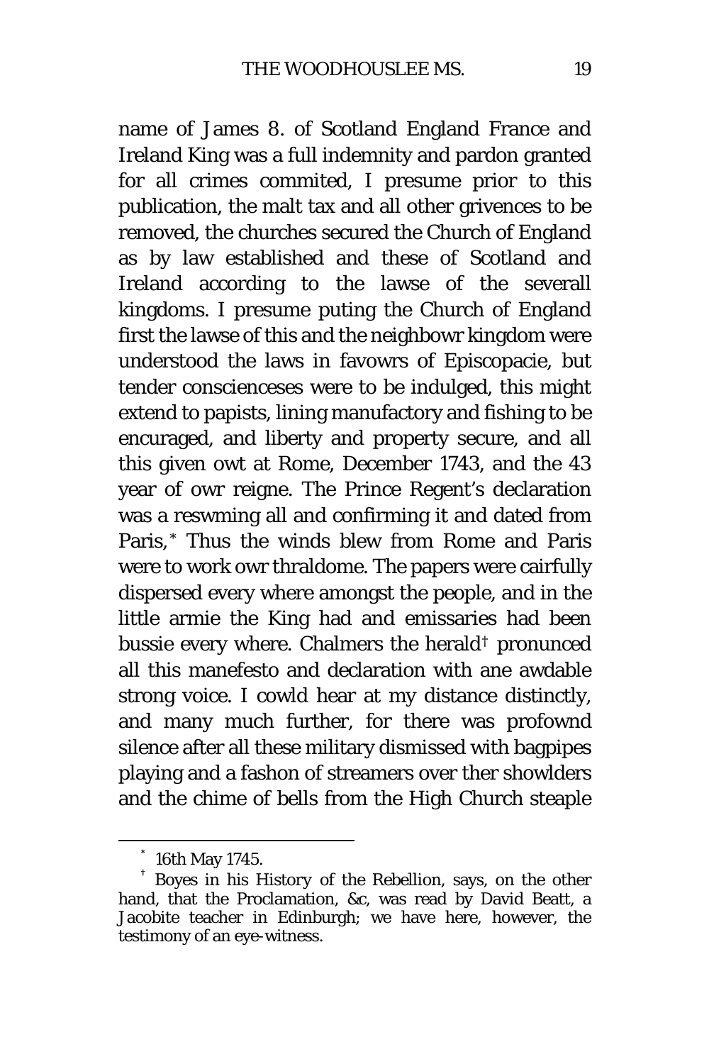name of James 8. of Scotland England France and Ireland King was a full indemnity and pardon granted for all crimes commited, I presume prior to this publication, the malt tax and all other grivences to be removed, the churches secured the Church of England as by law established and these of Scotland and Ireland according to the lawse of the severall kingdoms. I presume puting the Church of England first the lawse of this and the neighbowr kingdom were understood the laws in favowrs of Episcopacie, but tender conscienceses were to be indulged, this might extend to papists, lining manufactory and fishing to be encuraged, and liberty and property secure, and all this given owt at Rome, December 1743, and the 43 year of owr reigne. The Prince Regent's declaration was a reswming all and confirming it and dated from Paris,[*] Thus the winds blew from Rome and Paris were to work owr thraldome. The papers were cairfully dispersed every where amongst the people, and in the little armie the King had and emissaries had been bussie every where. Chalmers the herald[†] pronunced all this manefesto and declaration with ane awdable strong voice. I cowld hear at my distance distinctly, and many much further, for there was profownd silence after all these military dismissed with bagpipes playing and a fashon of streamers over ther showlders and the chime of bells from the High Church steaple

---

[*] 16th May 1745.

[†] Boyes in his History of the Rebellion, says, on the other hand, that the Proclamation, &c, was read by David Beatt, a Jacobite teacher in Edinburgh; we have here, however, the testimony of an eye-witness.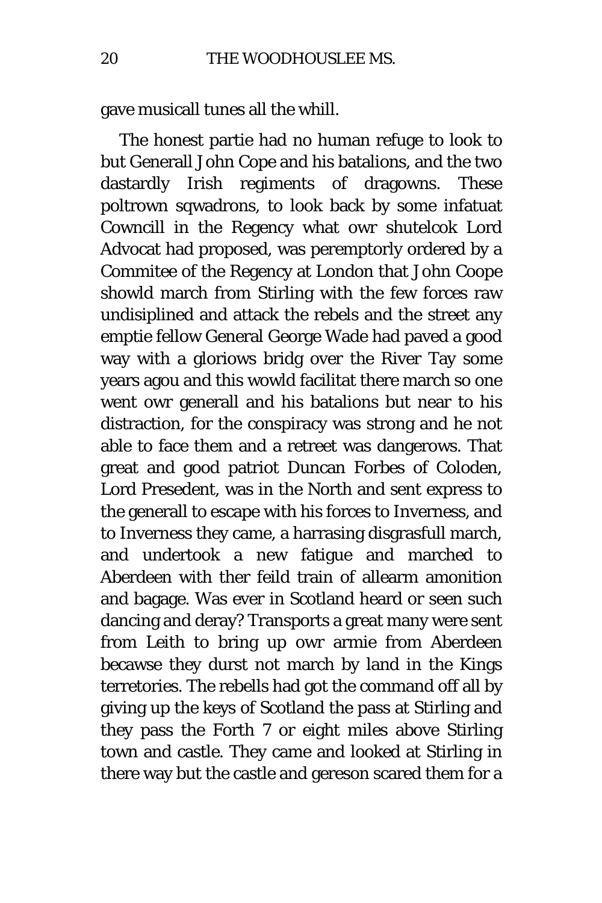gave musicall tunes all the whill.

The honest partie had no human refuge to look to but Generall John Cope and his batalions, and the two dastardly Irish regiments of dragowns. These poltrown sqwadrons, to look back by some infatuat Owncill in the Regency what owr shutelcok Lord Advocat had proposed, was peremptorly ordered by a Commitee of the Regency at London that John Coope showld march from Stirling with the few forces raw undisiplined and attack the rebels and the street any emptie fellow General George Wade had paved a good way with a gloriows bridg over the River Tay some years agou and this wowld facilitat there march so one went owr generall and his batalions but near to his distraction, for the conspiracy was strong and he not able to face them and a retreet was dangerows. That great and good patriot Duncan Forbes of Coloden, Lord Presedent, was in the North and sent express to the generall to escape with his forces to Inverness, and to Inverness they came, a harrasing disgrasfull march, and undertook a new fatigue and marched to Aberdeen with ther feild train of allearm amonition and bagage. Was ever in Scotland heard or seen such dancing and deray? Transports a great many were sent from Leith to bring up owr armie from Aberdeen becawse they durst not march by land in the Kings terretories. The rebells had got the command off all by giving up the keys of Scotland the pass at Stirling and they pass the Forth 7 or eight miles above Stirling town and castle. They came and looked at Stirling in there way but the castle and gereson scared them for a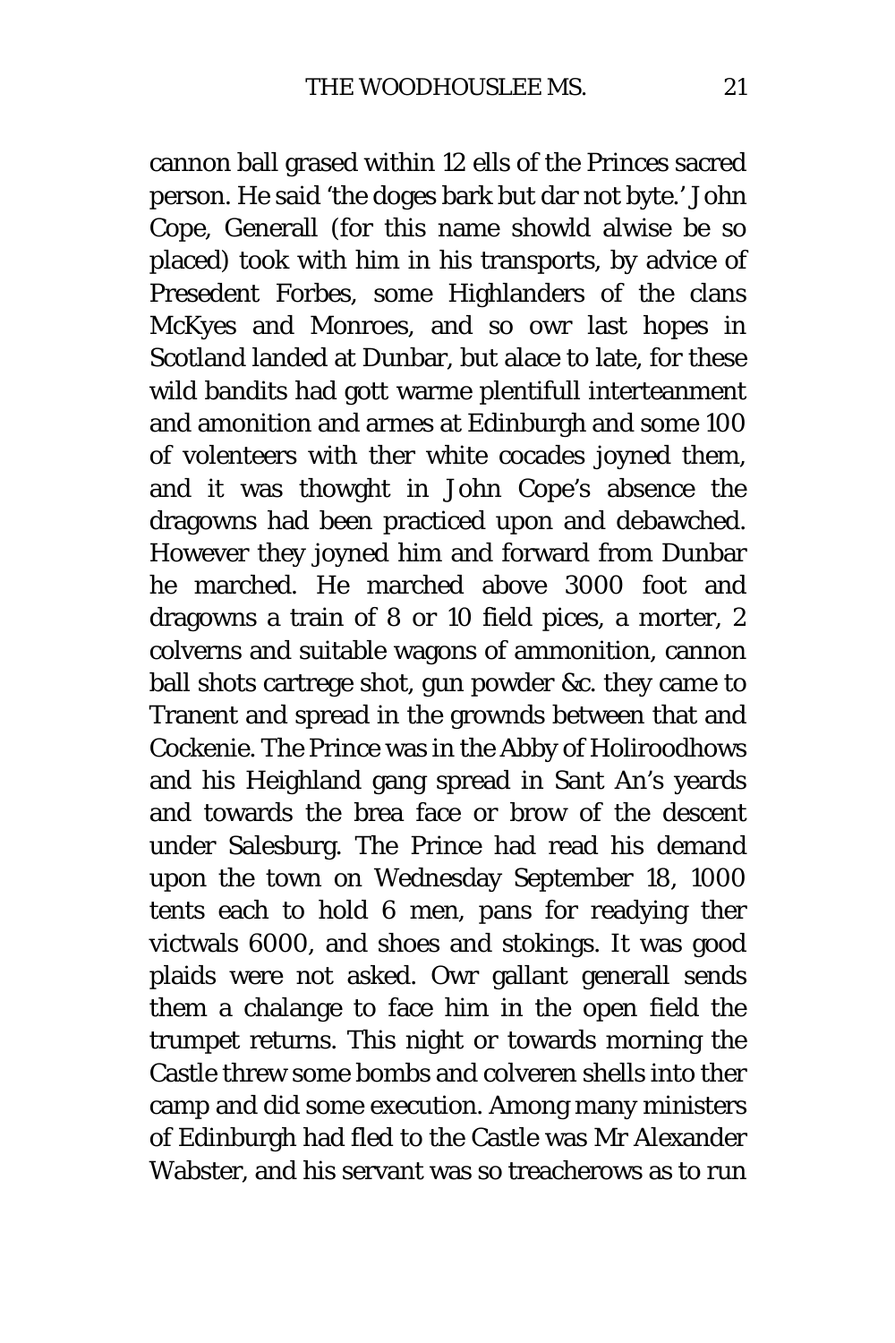cannon ball grased within 12 ells of the Princes sacred person. He said 'the doges bark but dar not byte.' John Cope, Generall (for this name showld alwise be so placed) took with him in his transports, by advice of Presedent Forbes, some Highlanders of the clans McKyes and Monroes, and so owr last hopes in Scotland landed at Dunbar, but alace to late, for these wild bandits had gott warme plentifull interteanment and amonition and armes at Edinburgh and some 100 of volenteers with ther white cocades joyned them, and it was thowght in John Cope's absence the dragowns had been practiced upon and debawched. However they joyned him and forward from Dunbar he marched. He marched above 3000 foot and dragowns a train of 8 or 10 field pices, a morter, 2 colverns and suitable wagons of ammonition, cannon ball shots cartrege shot, gun powder &c. they came to Tranent and spread in the grownds between that and Cockenie. The Prince was in the Abby of Holiroodhows and his Heighland gang spread in Sant An's yeards and towards the brea face or brow of the descent under Salesburg. The Prince had read his demand upon the town on Wednesday September 18, 1000 tents each to hold 6 men, pans for readying ther victwals 6000, and shoes and stokings. It was good plaids were not asked. Owr gallant generall sends them a chalange to face him in the open field the trumpet returns. This night or towards morning the Castle threw some bombs and colveren shells into ther camp and did some execution. Among many ministers of Edinburgh had fled to the Castle was Mr Alexander Wabster, and his servant was so treacherows as to run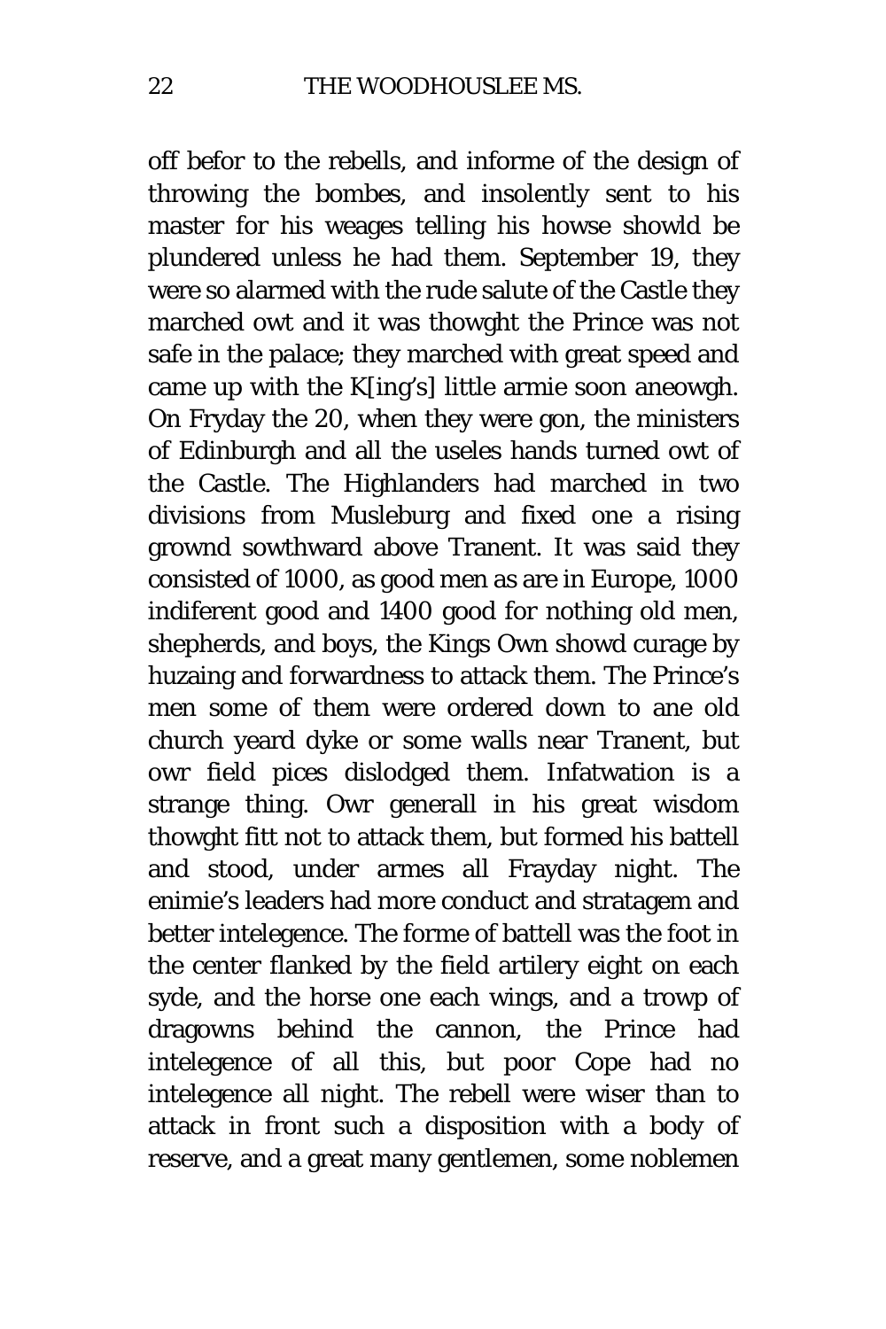off befor to the rebells, and informe of the design of throwing the bombes, and insolently sent to his master for his weages telling his howse showld be plundered unless he had them. September 19, they were so alarmed with the rude salute of the Castle they marched owt and it was thowght the Prince was not safe in the palace; they marched with great speed and came up with the K[ing's] little armie soon aneowgh. On Fryday the 20, when they were gon, the ministers of Edinburgh and all the useles hands turned owt of the Castle. The Highlanders had marched in two divisions from Musleburg and fixed one a rising grownd sowthward above Tranent. It was said they consisted of 1000, as good men as are in Europe, 1000 indiferent good and 1400 good for nothing old men, shepherds, and boys, the Kings Own showd curage by huzaing and forwardness to attack them. The Prince's men some of them were ordered down to ane old church yeard dyke or some walls near Tranent, but owr field pices dislodged them. Infatwation is a strange thing. Owr generall in his great wisdom thowght fitt not to attack them, but formed his battell and stood, under armes all Frayday night. The enimie's leaders had more conduct and stratagem and better intelegence. The forme of battell was the foot in the center flanked by the field artilery eight on each syde, and the horse one each wings, and a trowp of dragowns behind the cannon, the Prince had intelegence of all this, but poor Cope had no intelegence all night. The rebell were wiser than to attack in front such a disposition with a body of reserve, and a great many gentlemen, some noblemen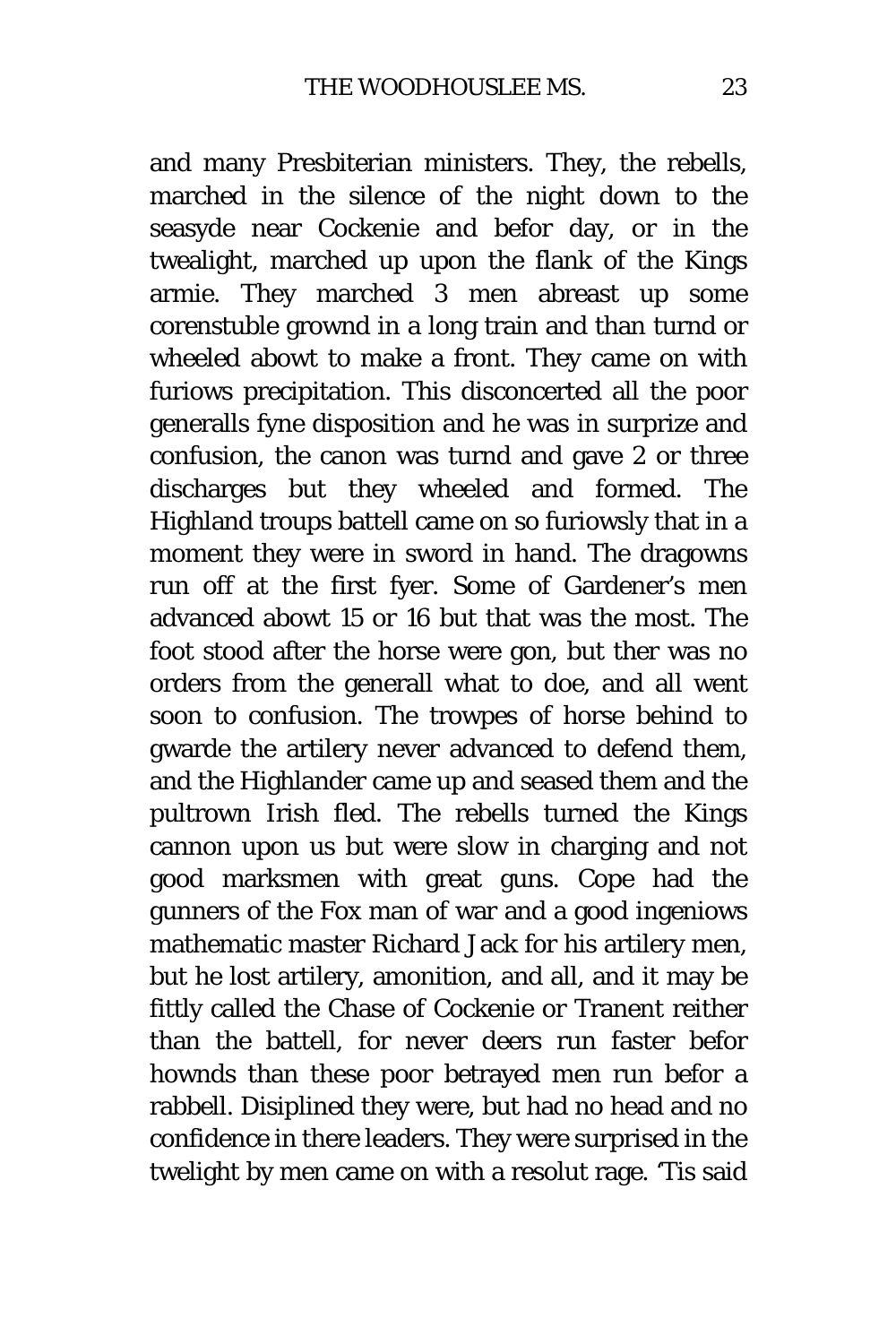and many Presbiterian ministers. They, the rebells, marched in the silence of the night down to the seasyde near Cockenie and befor day, or in the twealight, marched up upon the flank of the Kings armie. They marched 3 men abreast up some corenstuble grownd in a long train and than turnd or wheeled abowt to make a front. They came on with furiows precipitation. This disconcerted all the poor generalls fyne disposition and he was in surprize and confusion, the canon was turnd and gave 2 or three discharges but they wheeled and formed. The Highland troups battell came on so furiowsly that in a moment they were in sword in hand. The dragowns run off at the first fyer. Some of Gardener's men advanced abowt 15 or 16 but that was the most. The foot stood after the horse were gon, but ther was no orders from the generall what to doe, and all went soon to confusion. The trowpes of horse behind to gwarde the artilery never advanced to defend them, and the Highlander came up and seased them and the pultrown Irish fled. The rebells turned the Kings cannon upon us but were slow in charging and not good marksmen with great guns. Cope had the gunners of the Fox man of war and a good ingeniows mathematic master Richard Jack for his artilery men, but he lost artilery, amonition, and all, and it may be fittly called the Chase of Cockenie or Tranent reither than the battell, for never deers run faster befor hownds than these poor betrayed men run befor a rabbell. Disiplined they were, but had no head and no confidence in there leaders. They were surprised in the twelight by men came on with a resolut rage. 'Tis said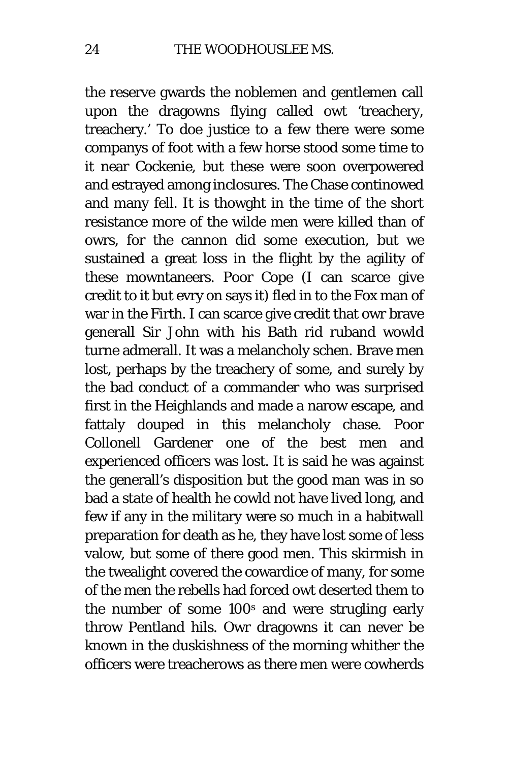the reserve gwards the noblemen and gentlemen call upon the dragowns flying called owt 'treachery, treachery.' To doe justice to a few there were some companys of foot with a few horse stood some time to it near Cockenie, but these were soon overpowered and estrayed among inclosures. The Chase continowed and many fell. It is thowght in the time of the short resistance more of the wilde men were killed than of owrs, for the cannon did some execution, but we sustained a great loss in the flight by the agility of these mowntaneers. Poor Cope (I can scarce give credit to it but evry on says it) fled in to the Fox man of war in the Firth. I can scarce give credit that owr brave generall Sir John with his Bath rid ruband wowld turne admerall. It was a melancholy schen. Brave men lost, perhaps by the treachery of some, and surely by the bad conduct of a commander who was surprised first in the Heighlands and made a narow escape, and fattaly douped in this melancholy chase. Poor Collonell Gardener one of the best men and experienced officers was lost. It is said he was against the generall's disposition but the good man was in so bad a state of health he cowld not have lived long, and few if any in the military were so much in a habitwall preparation for death as he, they have lost some of less valow, but some of there good men. This skirmish in the twealight covered the cowardice of many, for some of the men the rebells had forced owt deserted them to the number of some 100^s and were strugling early throw Pentland hils. Owr dragowns it can never be known in the duskishness of the morning whither the officers were treacherows as there men were cowherds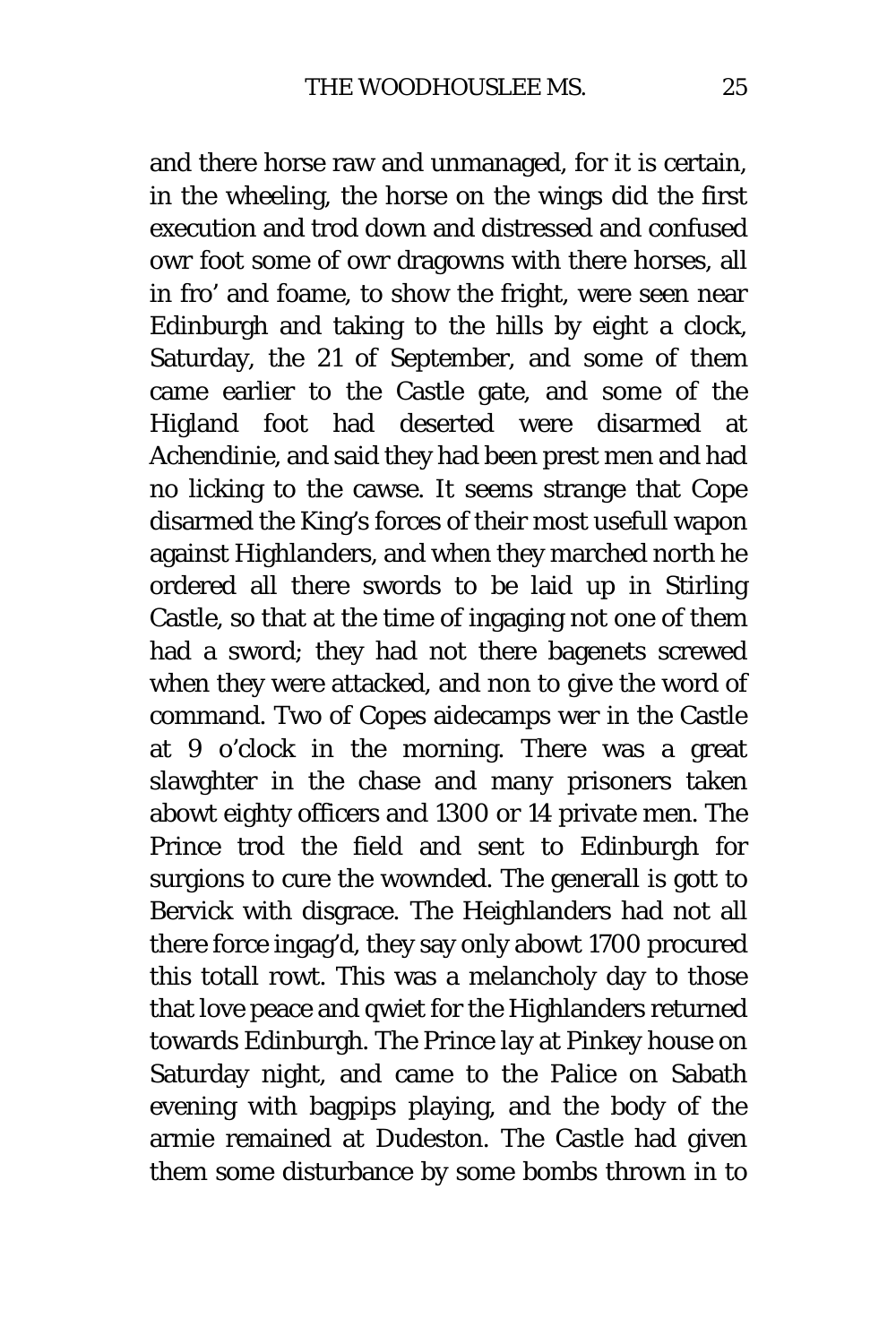and there horse raw and unmanaged, for it is certain, in the wheeling, the horse on the wings did the first execution and trod down and distressed and confused owr foot some of owr dragowns with there horses, all in fro' and foame, to show the fright, were seen near Edinburgh and taking to the hills by eight a clock, Saturday, the 21 of September, and some of them came earlier to the Castle gate, and some of the Higland foot had deserted were disarmed at Achendinie, and said they had been prest men and had no licking to the cawse. It seems strange that Cope disarmed the King's forces of their most usefull wapon against Highlanders, and when they marched north he ordered all there swords to be laid up in Stirling Castle, so that at the time of ingaging not one of them had a sword; they had not there bagenets screwed when they were attacked, and non to give the word of command. Two of Copes aidecamps wer in the Castle at 9 o'clock in the morning. There was a great slawghter in the chase and many prisoners taken abowt eighty officers and 1300 or 14 private men. The Prince trod the field and sent to Edinburgh for surgions to cure the wowdned. The generall is gott to Bervick with disgrace. The Heighlanders had not all there force ingag'd, they say only abowt 1700 procured this totall rowt. This was a melancholy day to those that love peace and qwiet for the Highlanders returned towards Edinburgh. The Prince lay at Pinkey house on Saturday night, and came to the Palice on Sabath evening with bagpips playing, and the body of the armie remained at Dudeston. The Castle had given them some disturbance by some bombs thrown in to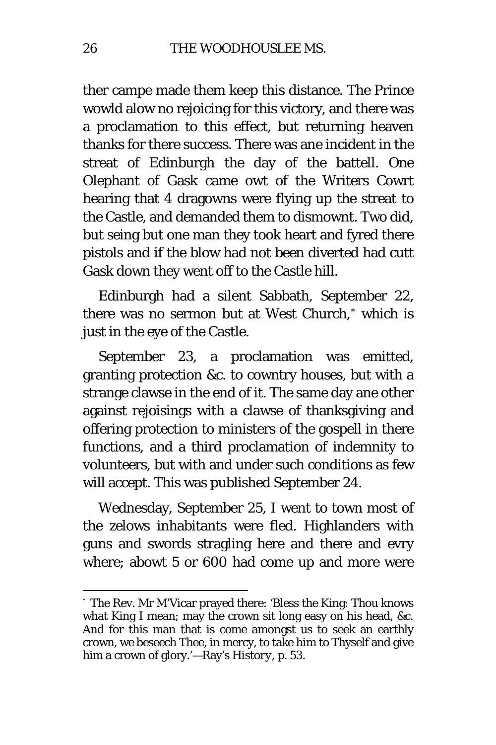ther campe made them keep this distance. The Prince wowld alow no rejoicing for this victory, and there was a proclamation to this effect, but returning heaven thanks for there success. There was ane incident in the streat of Edinburgh the day of the battell. One Olephant of Gask came owt of the Writers Cowrt hearing that 4 dragowns were flying up the streat to the Castle, and demanded them to dismownt. Two did, but seing but one man they took heart and fyred there pistols and if the blow had not been diverted had cutt Gask down they went off to the Castle hill.

Edinburgh had a silent Sabbath, September 22, there was no sermon but at West Church,* which is just in the eye of the Castle.

September 23, a proclamation was emitted, granting protection &c. to cowntry houses, but with a strange clawse in the end of it. The same day ane other against rejoisings with a clawse of thanksgiving and offering protection to ministers of the gospell in there functions, and a third proclamation of indemnity to volunteers, but with and under such conditions as few will accept. This was published September 24.

Wednesday, September 25, I went to town most of the zelows inhabitants were fled. Highlanders with guns and swords stragling here and there and evry where; abowt 5 or 600 had come up and more were

---

* The Rev. Mr M'Vicar prayed there: 'Bless the King: Thou knows what King I mean; may the crown sit long easy on his head, &c. And for this man that is come amongst us to seek an earthly crown, we beseech Thee, in mercy, to take him to Thyself and give him a crown of glory.'—Ray's History, p. 53.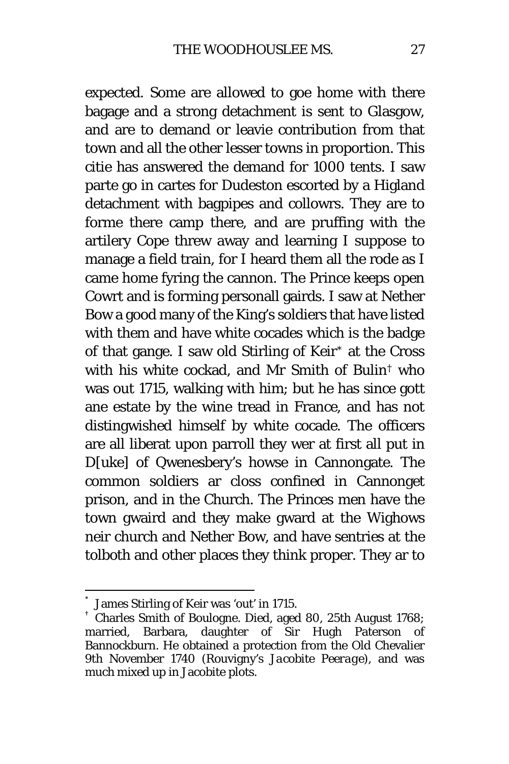expected. Some are allowed to goe home with there bagage and a strong detachment is sent to Glasgow, and are to demand or leavie contribution from that town and all the other lesser towns in proportion. This citie has answered the demand for 1000 tents. I saw parte go in cartes for Dudeston escorted by a Higland detachment with bagpipes and collowrs. They are to forme there camp there, and are pruffing with the artilery Cope threw away and learning I suppose to manage a field train, for I heard them all the rode as I came home fyring the cannon. The Prince keeps open Cowrt and is forming personall gairds. I saw at Nether Bow a good many of the King's soldiers that have listed with them and have white cocades which is the badge of that gange. I saw old Stirling of Keir* at the Cross with his white cockad, and Mr Smith of Bulin† who was out 1715, walking with him; but he has since gott ane estate by the wine tread in France, and has not distingwished himself by white cocade. The officers are all liberat upon parroll they wer at first all put in D[uke] of Qwenesbery's howse in Cannongate. The common soldiers ar closs confined in Cannonget prison, and in the Church. The Princes men have the town gwaird and they make gward at the Wighows neir church and Nether Bow, and have sentries at the tolboth and other places they think proper. They ar to

---

* James Stirling of Keir was 'out' in 1715.

† Charles Smith of Boulogne. Died, aged 80, 25th August 1768; married, Barbara, daughter of Sir Hugh Paterson of Bannockburn. He obtained a protection from the Old Chevalier 9th November 1740 (Rouvigny's *Jacobite Peerage*), and was much mixed up in Jacobite plots.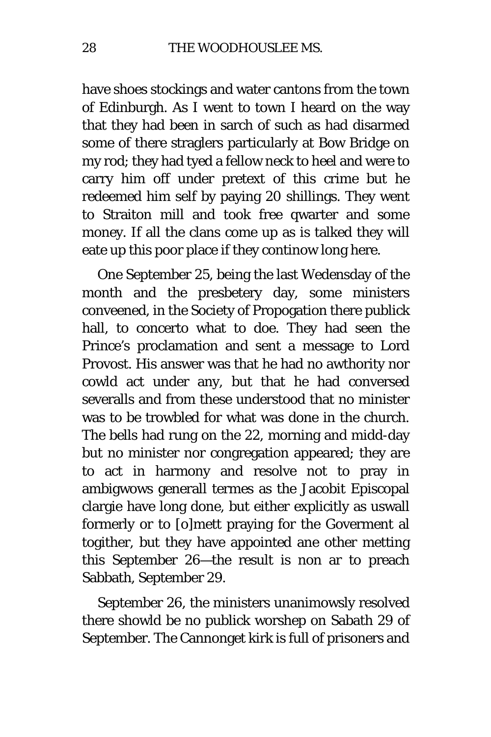have shoes stockings and water cantons from the town of Edinburgh. As I went to town I heard on the way that they had been in sarch of such as had disarmed some of there straglers particularly at Bow Bridge on my rod; they had tyed a fellow neck to heel and were to carry him off under pretext of this crime but he redeemed him self by paying 20 shillings. They went to Straiton mill and took free qwarter and some money. If all the clans come up as is talked they will eate up this poor place if they continow long here.

One September 25, being the last Wedensday of the month and the presbetery day, some ministers conveened, in the Society of Propogation there publick hall, to concerto what to doe. They had seen the Prince's proclamation and sent a message to Lord Provost. His answer was that he had no awthority nor cowld act under any, but that he had conversed severalls and from these understood that no minister was to be trowbled for what was done in the church. The bells had rung on the 22, morning and midd-day but no minister nor congregation appeared; they are to act in harmony and resolve not to pray in ambigwows generall termes as the Jacobit Episcopal clargie have long done, but either explicitly as uswall formerly or to [o]mett praying for the Goverment al togither, but they have appointed ane other metting this September 26—the result is non ar to preach Sabbath, September 29.

September 26, the ministers unanimowsly resolved there showld be no publick worshep on Sabath 29 of September. The Cannonget kirk is full of prisoners and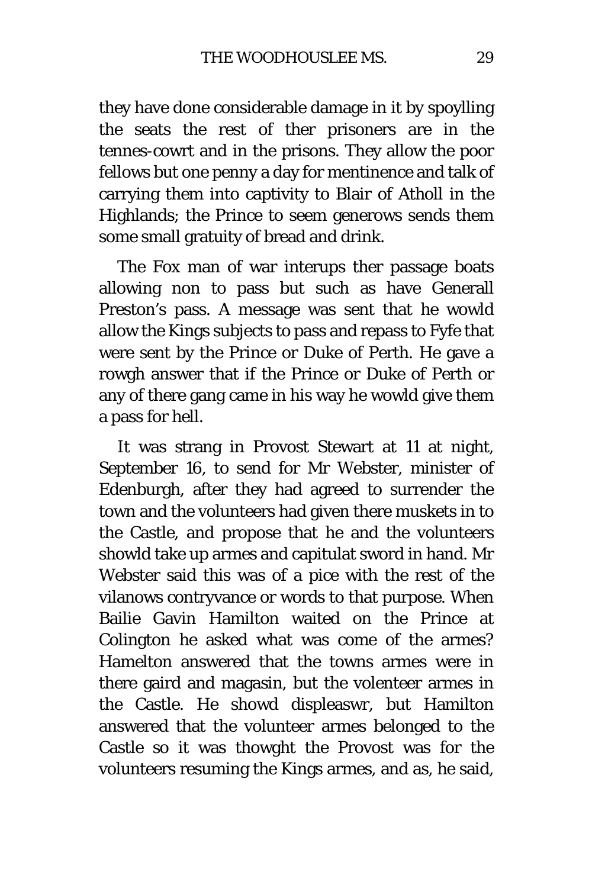they have done considerable damage in it by spoylling the seats the rest of ther prisoners are in the tennes-cowrt and in the prisons. They allow the poor fellows but one penny a day for mentinence and talk of carrying them into captivity to Blair of Atholl in the Highlands; the Prince to seem generows sends them some small gratuity of bread and drink.

The Fox man of war interups ther passage boats allowing non to pass but such as have Generall Preston's pass. A message was sent that he wowld allow the Kings subjects to pass and repass to Fyfe that were sent by the Prince or Duke of Perth. He gave a rowgh answer that if the Prince or Duke of Perth or any of there gang came in his way he wowld give them a pass for hell.

It was strang in Provost Stewart at 11 at night, September 16, to send for Mr Webster, minister of Edenburgh, after they had agreed to surrender the town and the voluntees had given there muskets in to the Castle, and propose that he and the volunteers showld take up armes and capitulat sword in hand. Mr Webster said this was of a pice with the rest of the vilanows contryvance or words to that purpose. When Bailie Gavin Hamilton waited on the Prince at Colington he asked what was come of the armes? Hamelton answered that the towns armes were in there gaird and magasin, but the volenteer armes in the Castle. He showd displeaswr, but Hamilton answered that the volunteer armes belonged to the Castle so it was thowght the Provost was for the volunteers resuming the Kings armes, and as, he said,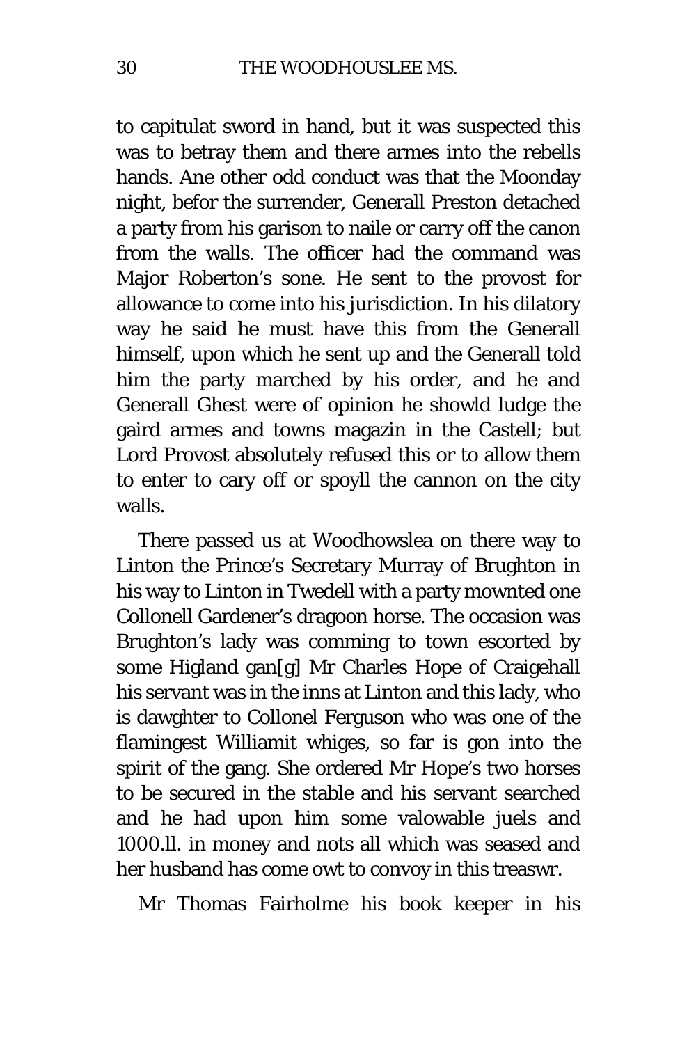to capitulat sword in hand, but it was suspected this was to betray them and there armes into the rebells hands. Ane other odd conduct was that the Moonday night, befor the surrender, Generall Preston detached a party from his garison to naile or carry off the canon from the walls. The officer had the command was Major Roberton's sone. He sent to the provost for allowance to come into his jurisdiction. In his dilatory way he said he must have this from the Generall himself, upon which he sent up and the Generall told him the party marched by his order, and he and Generall Ghest were of opinion he showld ludge the gaird armes and towns magazin in the Castell; but Lord Provost absolutely refused this or to allow them to enter to cary off or spoyll the cannon on the city walls.

There passed us at Woodhowslea on there way to Linton the Prince's Secretary Murray of Brughton in his way to Linton in Twedell with a party mownted one Collonell Gardener's dragoon horse. The occasion was Brughton's lady was comming to town escorted by some Higland gan[g] Mr Charles Hope of Craigehall his servant was in the inns at Linton and this lady, who is dawghter to Collonel Ferguson who was one of the flamingest Williamit whiges, so far is gon into the spirit of the gang. She ordered Mr Hope's two horses to be secured in the stable and his servant searched and he had upon him some valowable juels and 1000.ll. in money and nots all which was seased and her husband has come owt to convoy in this treaswr.

Mr Thomas Fairholme his book keeper in his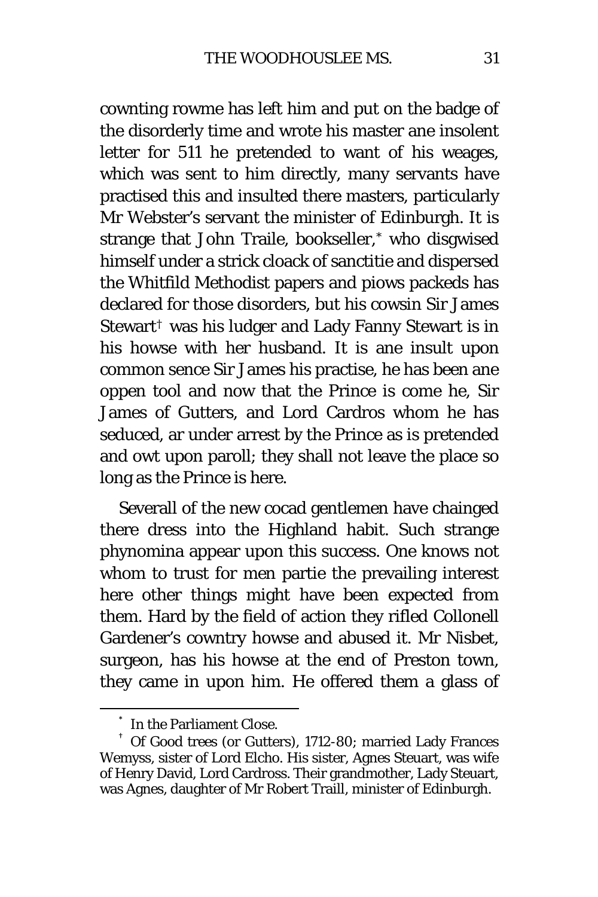cownting rowme has left him and put on the badge of the disorderly time and wrote his master ane insolent letter for 511 he pretended to want of his weages, which was sent to him directly, many servants have practised this and insulted there masters, particularly Mr Webster's servant the minister of Edinburgh. It is strange that John Traile, bookseller,* who disgwised himself under a strick cloack of sanctitie and dispersed the Whitfild Methodist papers and piows packeds has declared for those disorders, but his cowsin Sir James Stewart† was his ludger and Lady Fanny Stewart is in his howse with her husband. It is ane insult upon common sence Sir James his practise, he has been ane oppen tool and now that the Prince is come he, Sir James of Gutters, and Lord Cardros whom he has seduced, ar under arrest by the Prince as is pretended and owt upon paroll; they shall not leave the place so long as the Prince is here.

Severall of the new cocad gentlemen have chainged there dress into the Highland habit. Such strange phynomina appear upon this success. One knows not whom to trust for men partie the prevailing interest here other things might have been expected from them. Hard by the field of action they rifled Collonell Gardener's cowntry howse and abused it. Mr Nisbet, surgeon, has his howse at the end of Preston town, they came in upon him. He offered them a glass of

---

* In the Parliament Close.

† Of Good trees (or Gutters), 1712-80; married Lady Frances Wemyss, sister of Lord Elcho. His sister, Agnes Steuart, was wife of Henry David, Lord Cardross. Their grandmother, Lady Steuart, was Agnes, daughter of Mr Robert Traill, minister of Edinburgh.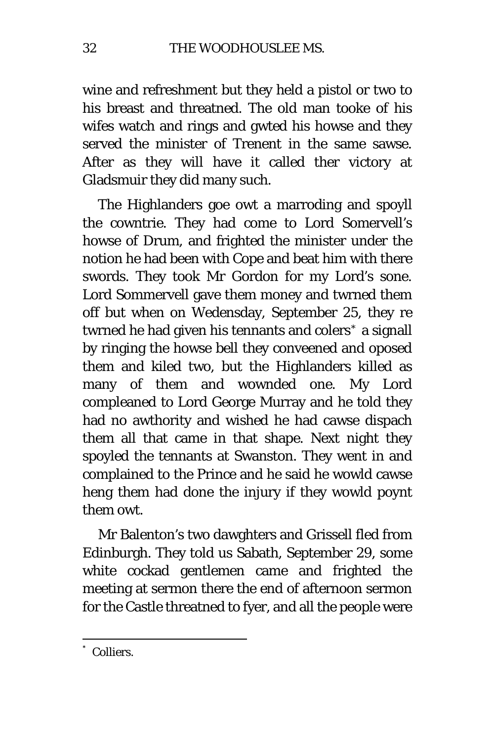wine and refreshment but they held a pistol or two to his breast and threatned. The old man tooke of his wifes watch and rings and gwted his howse and they served the minister of Trenent in the same sawse. After as they will have it called ther victory at Gladsmuir they did many such.

The Highlanders goe owt a marroding and spoyll the cowntrie. They had come to Lord Somervell's howse of Drum, and frighted the minister under the notion he had been with Cope and beat him with there swords. They took Mr Gordon for my Lord's sone. Lord Sommervell gave them money and twrned them off but when on Wedensday, September 25, they re twrned he had given his tennants and colers[*] a signall by ringing the howse bell they conveened and oposed them and kiled two, but the Highlanders killed as many of them and wownded one. My Lord compleaned to Lord George Murray and he told they had no awthority and wished he had cawse dispach them all that came in that shape. Next night they spoyled the tennants at Swanston. They went in and complained to the Prince and he said he wowld cawse heng them had done the injury if they wowld poynt them owt.

Mr Balenton's two dawghters and Grissell fled from Edinburgh. They told us Sabath, September 29, some white cockad gentlemen came and frighted the meeting at sermon there the end of afternoon sermon for the Castle threatned to fyer, and all the people were

[*] Colliers.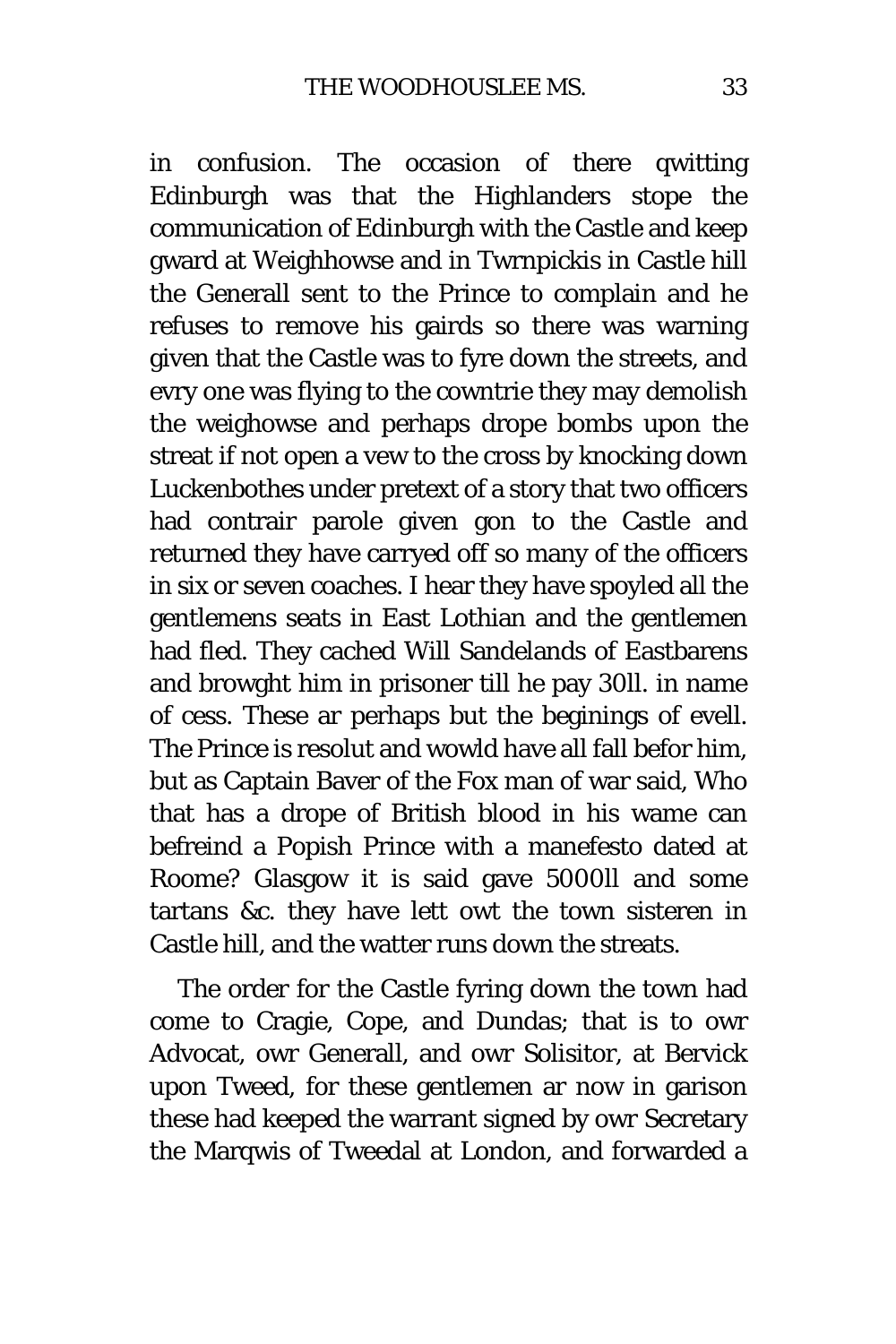in confusion. The occasion of there qwitting Edinburgh was that the Highlanders stope the communication of Edinburgh with the Castle and keep gward at Weighhowse and in Twrnpickis in Castle hill the Generall sent to the Prince to complain and he refuses to remove his gairds so there was warning given that the Castle was to fyre down the streets, and evry one was flying to the cowntrie they may demolish the weighowse and perhaps drope bombs upon the streat if not open a vew to the cross by knocking down Luckenbothes under pretext of a story that two officers had contrair parole given gon to the Castle and returned they have carryed off so many of the officers in six or seven coaches. I hear they have spoyled all the gentlemens seats in East Lothian and the gentlemen had fled. They cached Will Sandelands of Eastbarens and browght him in prisoner till he pay 30ll. in name of cess. These ar perhaps but the beginings of evell. The Prince is resolut and wowld have all fall befor him, but as Captain Baver of the Fox man of war said, Who that has a drope of British blood in his wame can befreind a Popish Prince with a manefesto dated at Roome? Glasgow it is said gave 5000ll and some tartans &c. they have lett owt the town sisteren in Castle hill, and the watter runs down the streats.

The order for the Castle fyring down the town had come to Cragie, Cope, and Dundas; that is to owr Advocat, owr Generall, and owr Solisitor, at Bervick upon Tweed, for these gentlemen ar now in garison these had keeped the warrant signed by owr Secretary the Marqwis of Tweedal at London, and forwarded a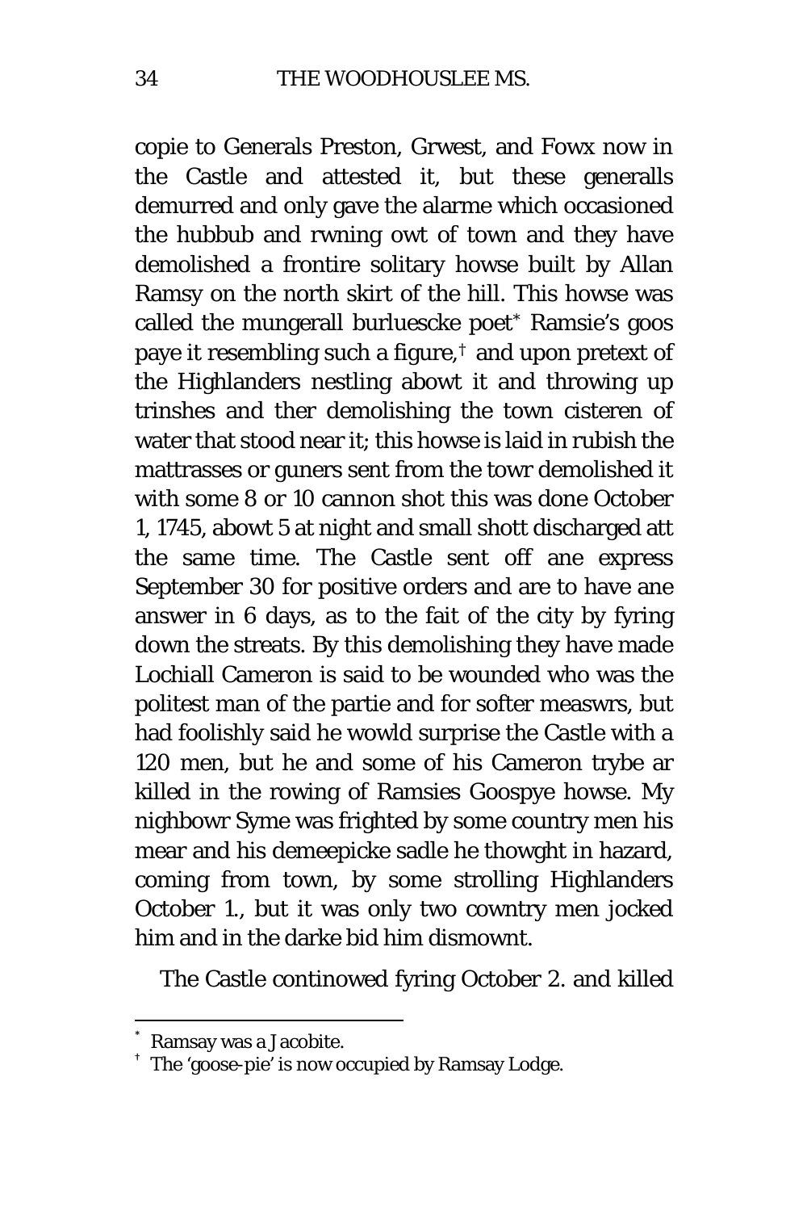copie to Generals Preston, Grwest, and Fowx now in the Castle and attested it, but these generalls demurred and only gave the alarme which occasioned the hubbub and rwning owt of town and they have demolished a frontire solitary howse built by Allan Ramsy on the north skirt of the hill. This howse was called the mungerall burluescke poet[*] Ramsie's goos paye it resembling such a figure,[†] and upon pretext of the Highlanders nestling abowt it and throwing up trinshes and ther demolishing the town cisteren of water that stood near it; this howse is laid in rubish the mattrasses or guners sent from the towr demolished it with some 8 or 10 cannon shot this was done October 1, 1745, abowt 5 at night and small shott discharged att the same time. The Castle sent off ane express September 30 for positive orders and are to have ane answer in 6 days, as to the fait of the city by fyring down the streats. By this demolishing they have made Lochiall Cameron is said to be wounded who was the politest man of the partie and for softer measwrs, but had foolishly said he wowld surprise the Castle with a 120 men, but he and some of his Cameron trybe ar killed in the rowing of Ramsies Goospye howse. My nighbowr Syme was frighted by some country men his mear and his demeepicke sadle he thowght in hazard, coming from town, by some strolling Highlanders October 1., but it was only two cowntry men jocked him and in the darke bid him dismownt.

The Castle continowed fyring October 2. and killed

---

[*] Ramsay was a Jacobite.

[†] The 'goose-pie' is now occupied by Ramsay Lodge.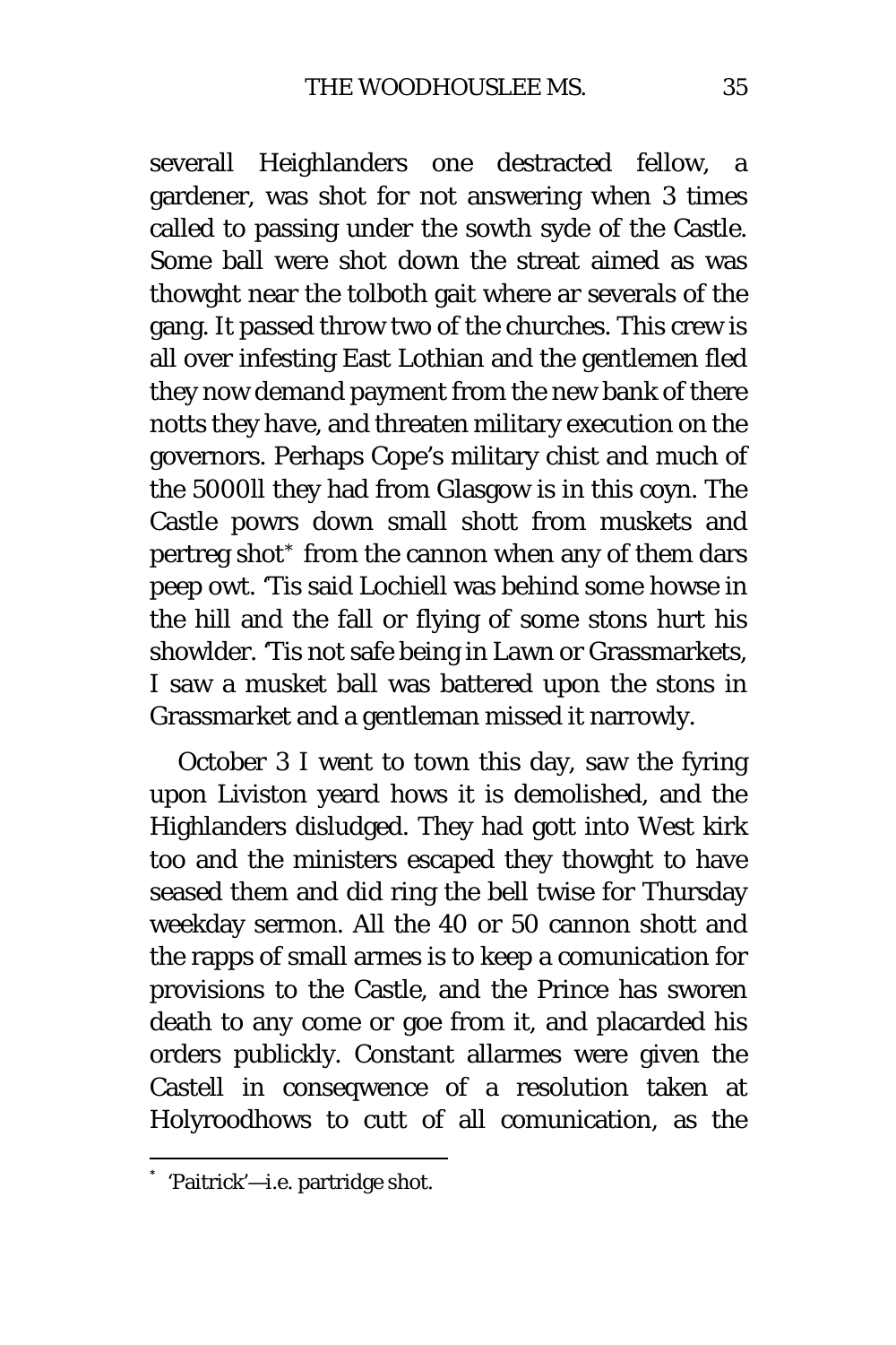severall Heighlanders one destracted fellow, a gardener, was shot for not answering when 3 times called to passing under the sowth syde of the Castle. Some ball were shot down the streat aimed as was thowght near the tolboth gait where ar severals of the gang. It passed throw two of the churches. This crew is all over infesting East Lothian and the gentlemen fled they now demand payment from the new bank of there notts they have, and threaten military execution on the governors. Perhaps Cope's military chist and much of the 5000ll they had from Glasgow is in this coyn. The Castle powrs down small shott from muskets and pertreg shot[*] from the cannon when any of them dars peep owt. 'Tis said Lochiell was behind some howse in the hill and the fall or flying of some stons hurt his showlder. 'Tis not safe being in Lawn or Grassmarkets, I saw a musket ball was battered upon the stons in Grassmarket and a gentleman missed it narrowly.

October 3 I went to town this day, saw the fyring upon Liviston yeard hows it is demolished, and the Highlanders disludged. They had gott into West kirk too and the ministers escaped they thowght to have seased them and did ring the bell twise for Thursday weekday sermon. All the 40 or 50 cannon shott and the rapps of small armes is to keep a comunication for provisions to the Castle, and the Prince has sworen death to any come or goe from it, and placarded his orders publickly. Constant allarmes were given the Castell in conseqwence of a resolution taken at Holyroodhows to cutt of all comunication, as the

[*] 'Paitrick'—i.e. partridge shot.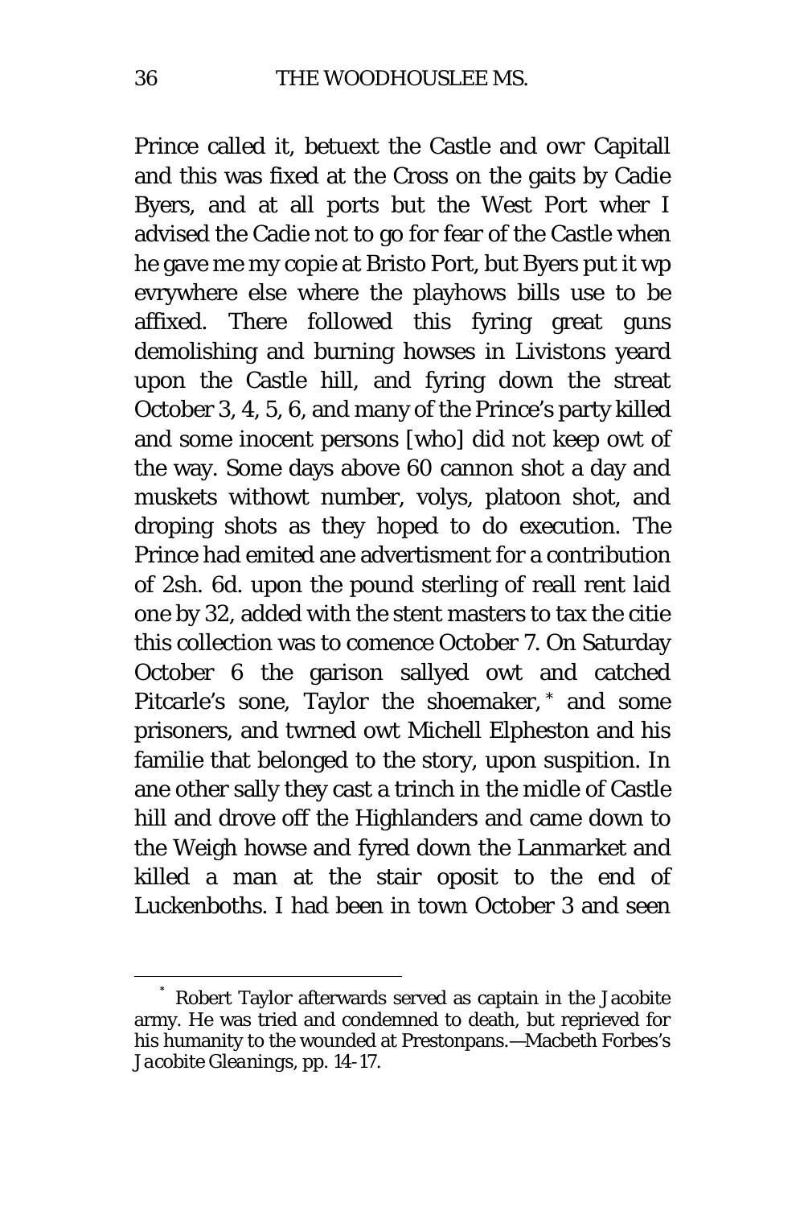Prince called it, betuext the Castle and owr Capitall and this was fixed at the Cross on the gaits by Cadie Byers, and at all ports but the West Port wher I advised the Cadie not to go for fear of the Castle when he gave me my copie at Bristo Port, but Byers put it wp evrywhere else where the playhows bills use to be affixed. There followed this fyring great guns demolishing and burning howses in Livistons yeard upon the Castle hill, and fyring down the streat October 3, 4, 5, 6, and many of the Prince's party killed and some inocent persons [who] did not keep owt of the way. Some days above 60 cannon shot a day and muskets withowt number, volys, platoon shot, and droping shots as they hoped to do execution. The Prince had emited ane advertisment for a contribution of 2sh. 6d. upon the pound sterling of reall rent laid one by 32, added with the stent masters to tax the citie this collection was to comence October 7. On Saturday October 6 the garison sallyed owt and catched Pitcarle's sone, Taylor the shoemaker,* and some prisoners, and twrned owt Michell Elpheston and his familie that belonged to the story, upon suspition. In ane other sally they cast a trinch in the midle of Castle hill and drove off the Highlanders and came down to the Weigh howse and fyred down the Lanmarket and killed a man at the stair oposit to the end of Luckenboths. I had been in town October 3 and seen

* Robert Taylor afterwards served as captain in the Jacobite army. He was tried and condemned to death, but reprieved for his humanity to the wounded at Prestonpans.—Macbeth Forbes's *Jacobite Gleanings*, pp. 14-17.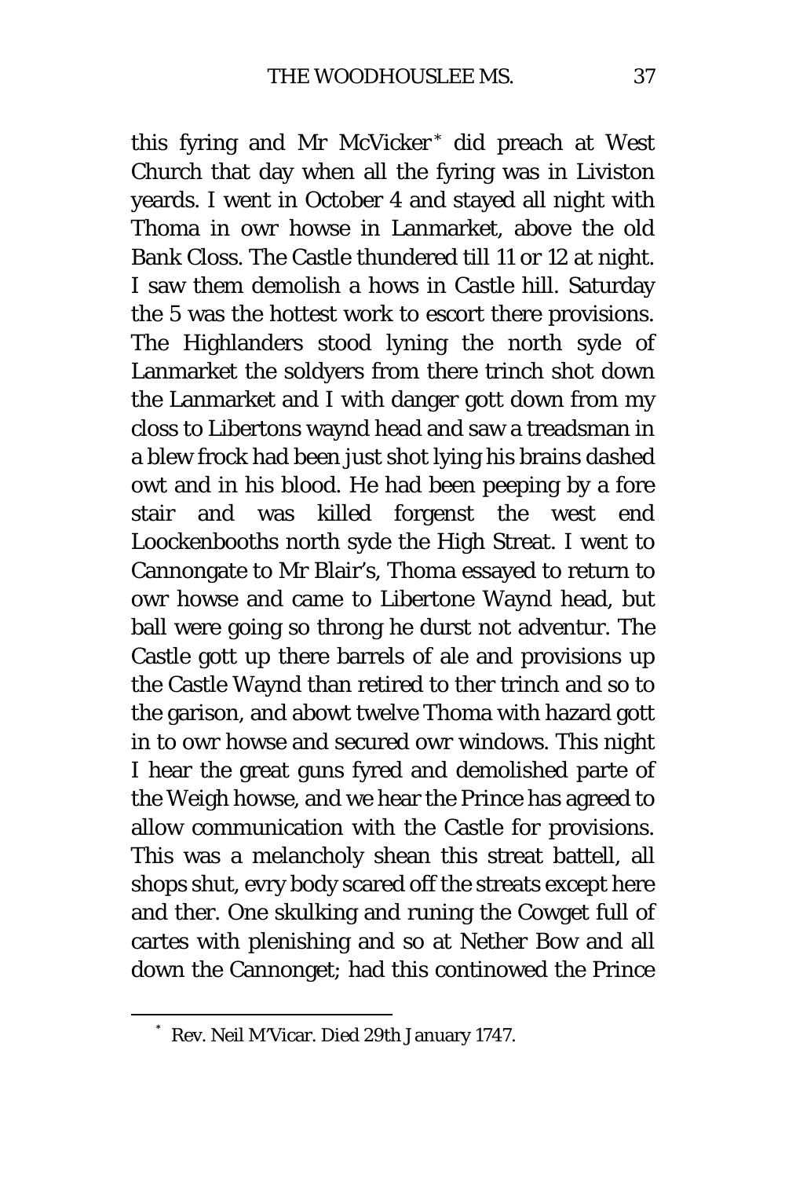this fyring and Mr McVicker* did preach at West Church that day when all the fyring was in Liviston yeards. I went in October 4 and stayed all night with Thoma in owr howse in Lanmarket, above the old Bank Closs. The Castle thundered till 11 or 12 at night. I saw them demolish a hows in Castle hill. Saturday the 5 was the hottest work to escort there provisions. The Highlanders stood lyning the north syde of Lanmarket the soldyers from there trinch shot down the Lanmarket and I with danger gott down from my closs to Libertons waynd head and saw a treadsman in a blew frock had been just shot lying his brains dashed owt and in his blood. He had been peeping by a fore stair and was killed forgenst the west end Loockenbooths north syde the High Streat. I went to Cannongate to Mr Blair's, Thoma essayed to return to owr howse and came to Libertone Waynd head, but ball were going so throng he durst not adventur. The Castle gott up there barrels of ale and provisions up the Castle Waynd than retired to ther trinch and so to the garison, and abowt twelve Thoma with hazard gott in to owr howse and secured owr windows. This night I hear the great guns fyred and demolished parte of the Weigh howse, and we hear the Prince has agreed to allow communication with the Castle for provisions. This was a melancholy shean this streat battell, all shops shut, evry body scared off the streats except here and ther. One skulking and runing the Cowget full of cartes with plenishing and so at Nether Bow and all down the Cannonget; had this continowed the Prince

* Rev. Neil M'Vicar. Died 29th January 1747.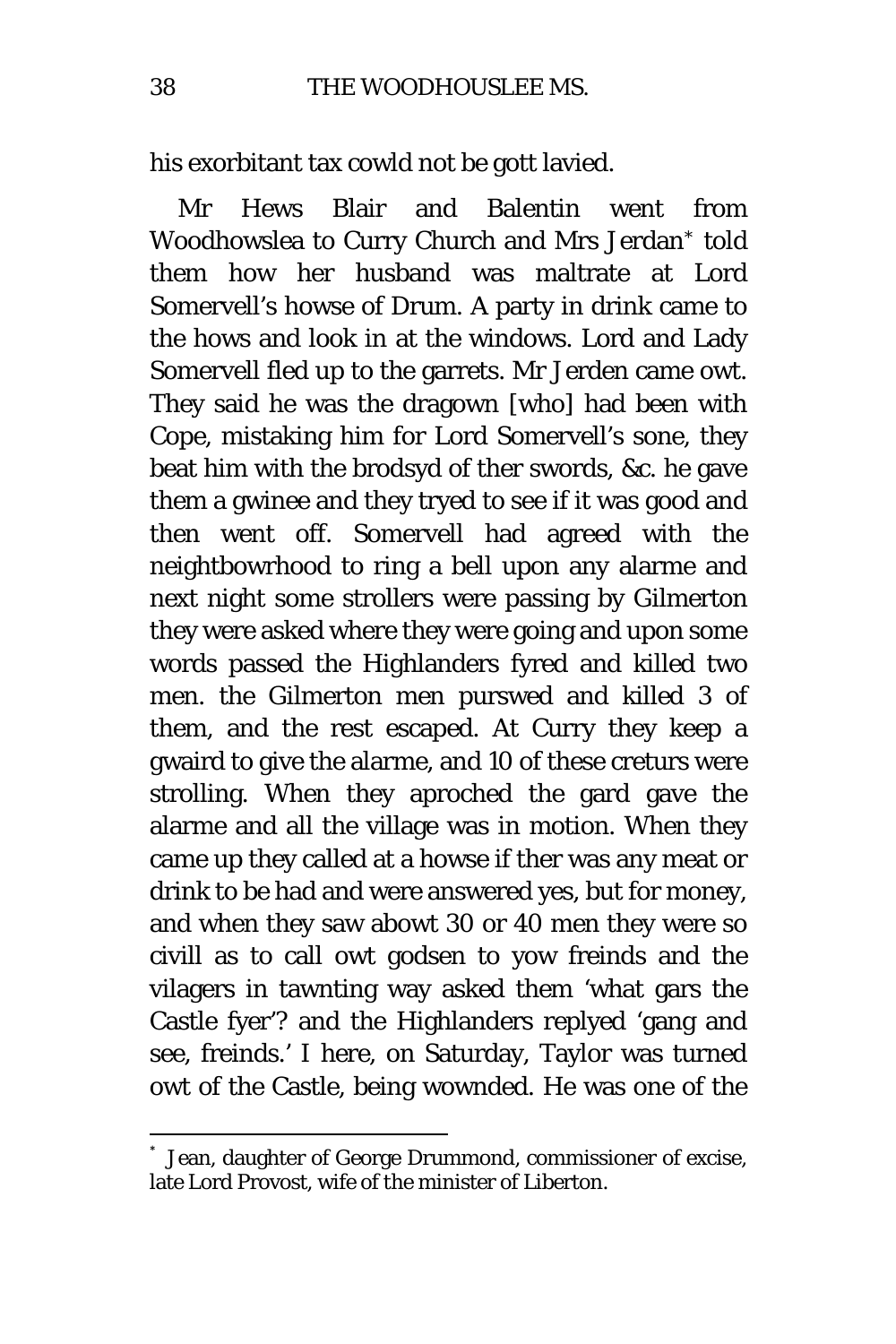his exorbitant tax cowld not be gott lavied.

Mr Hews Blair and Balentin went from Woodhowslea to Curry Church and Mrs Jerdan* told them how her husband was maltrate at Lord Somervell's howse of Drum. A party in drink came to the hows and look in at the windows. Lord and Lady Somervell fled up to the garrets. Mr Jerden came owt. They said he was the dragown [who] had been with Cope, mistaking him for Lord Somervell's sone, they beat him with the brodsyd of ther swords, &c. he gave them a gwinee and they tryed to see if it was good and then went off. Somervell had agreed with the neightbowrhood to ring a bell upon any alarme and next night some strollers were passing by Gilmerton they were asked where they were going and upon some words passed the Highlanders fyred and killed two men. the Gilmerton men purswed and killed 3 of them, and the rest escaped. At Curry they keep a gwaird to give the alarme, and 10 of these creturs were strolling. When they aproched the gard gave the alarme and all the village was in motion. When they came up they called at a howse if ther was any meat or drink to be had and were answered yes, but for money, and when they saw abowt 30 or 40 men they were so civill as to call owt godsen to yow freinds and the vilagers in tawnting way asked them 'what gars the Castle fyer'? and the Highlanders replyed 'gang and see, freinds.' I here, on Saturday, Taylor was turned owt of the Castle, being wownded. He was one of the

* Jean, daughter of George Drummond, commissioner of excise, late Lord Provost, wife of the minister of Liberton.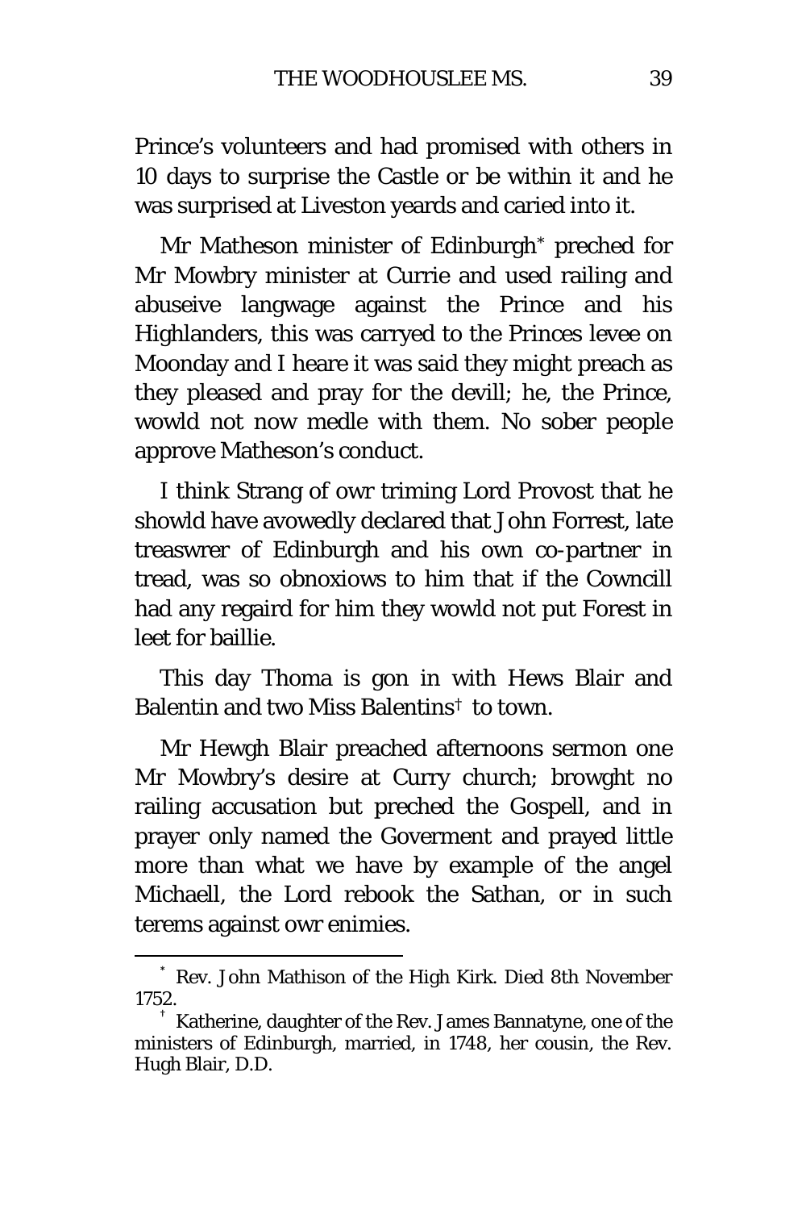Prince's volunteers and had promised with others in 10 days to surprise the Castle or be within it and he was surprised at Liveston yeards and caried into it.

Mr Matheson minister of Edinburgh[*] preched for Mr Mowbry minister at Currie and used railing and abuseive langwage against the Prince and his Highlanders, this was carryed to the Princes levee on Moonday and I heare it was said they might preach as they pleased and pray for the devill; he, the Prince, wowld not now medle with them. No sober people approve Matheson's conduct.

I think Strang of owr triming Lord Provost that he showld have avowedly declared that John Forrest, late treaswrer of Edinburgh and his own co-partner in tread, was so obnoxiows to him that if the Cowncill had any regaird for him they wowld not put Forest in leet for baillie.

This day Thoma is gon in with Hews Blair and Balentin and two Miss Balentins[†] to town.

Mr Hewgh Blair preached afternoons sermon one Mr Mowbry's desire at Curry church; browght no railing accusation but preched the Gospell, and in prayer only named the Goverment and prayed little more than what we have by example of the angel Michaell, the Lord rebook the Sathan, or in such terems against owr enimies.

---

[*] Rev. John Mathison of the High Kirk. Died 8th November 1752.

[†] Katherine, daughter of the Rev. James Bannatyne, one of the ministers of Edinburgh, married, in 1748, her cousin, the Rev. Hugh Blair, D.D.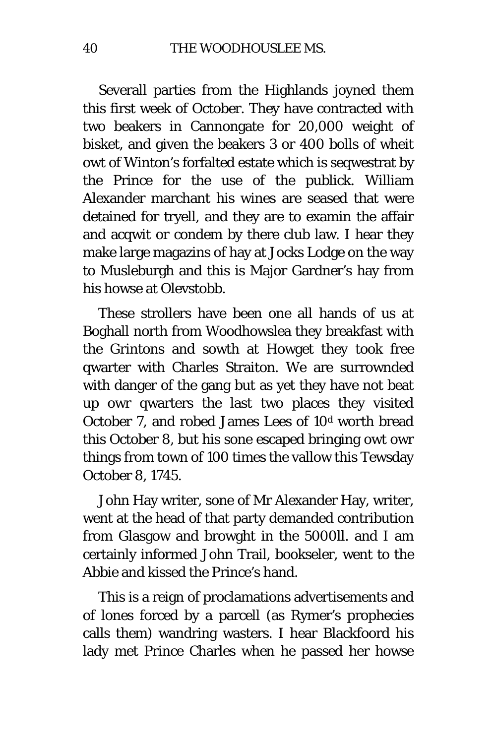Severall parties from the Highlands joyned them this first week of October. They have contracted with two beakers in Cannongate for 20,000 weight of bisket, and given the beakers 3 or 400 bolls of wheit owt of Winton's forfalted estate which is seqwestrat by the Prince for the use of the publick. William Alexander marchant his wines are seased that were detained for tryell, and they are to examin the affair and acqwit or condem by there club law. I hear they make large magazins of hay at Jocks Lodge on the way to Musleburgh and this is Major Gardner's hay from his howse at Olevstobb.

These strollers have been one all hands of us at Boghall north from Woodhowslea they breakfast with the Grintons and sowth at Howget they took free qwarter with Charles Straiton. We are surrownded with danger of the gang but as yet they have not beat up owr qwarters the last two places they visited October 7, and robed James Lees of 10$^{d}$ worth bread this October 8, but his sone escaped bringing owt owr things from town of 100 times the vallow this Tewsday October 8, 1745.

John Hay writer, sone of Mr Alexander Hay, writer, went at the head of that party demanded contribution from Glasgow and browght in the 5000ll. and I am certainly informed John Trail, bookseler, went to the Abbie and kissed the Prince's hand.

This is a reign of proclamations advertisements and of lones forced by a parcell (as Rymer's prophecies calls them) wandring wasters. I hear Blackfoord his lady met Prince Charles when he passed her howse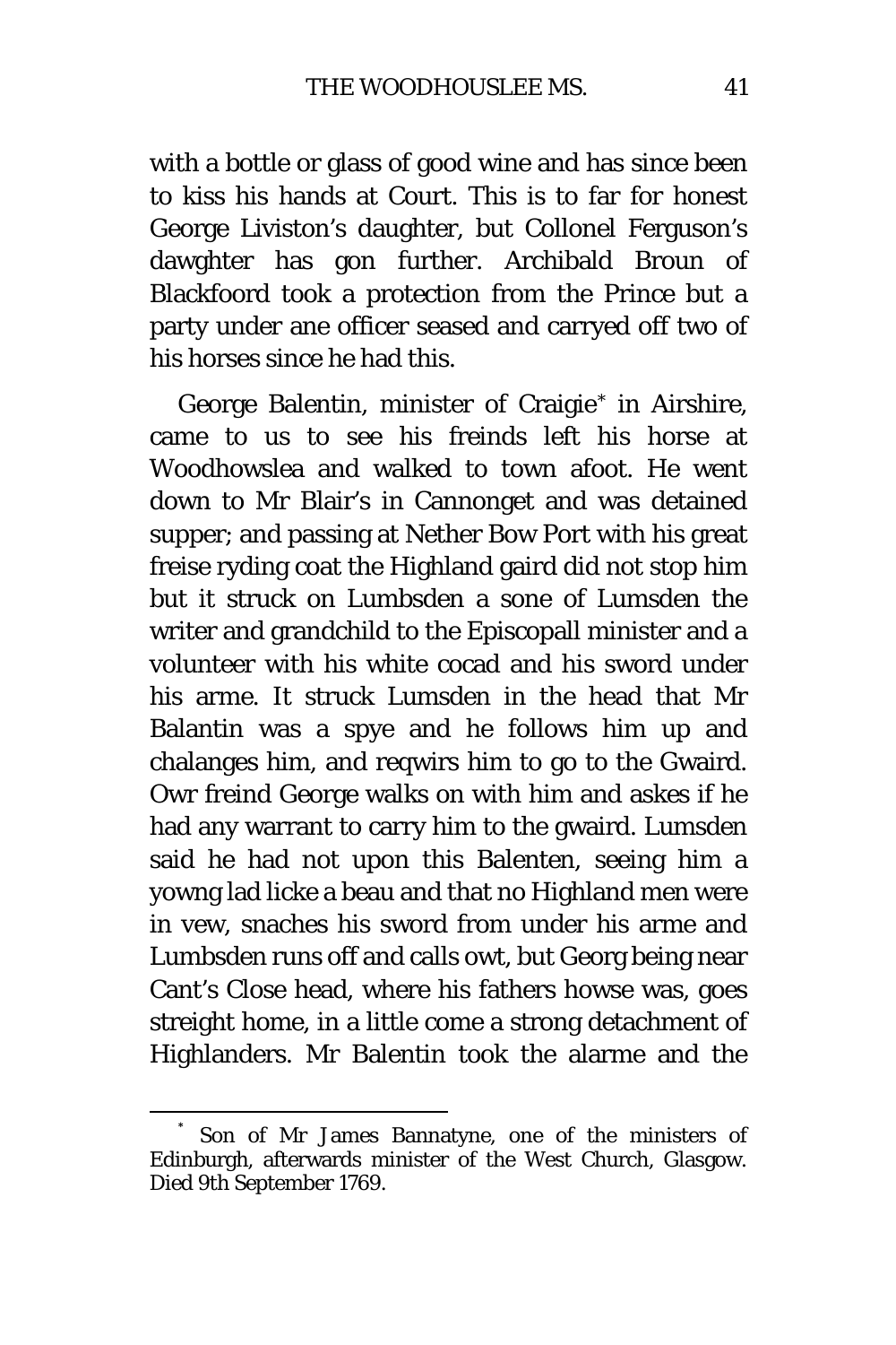with a bottle or glass of good wine and has since been to kiss his hands at Court. This is to far for honest George Liviston's daughter, but Collonel Ferguson's dawghter has gon further. Archibald Broun of Blackfoord took a protection from the Prince but a party under ane officer seased and carryed off two of his horses since he had this.

George Balentin, minister of Craigie* in Airshire, came to us to see his freinds left his horse at Woodhowslea and walked to town afoot. He went down to Mr Blair's in Cannonget and was detained supper; and passing at Nether Bow Port with his great freise ryding coat the Highland gaird did not stop him but it struck on Lumbsden a sone of Lumsden the writer and grandchild to the Episcopall minister and a volunteer with his white cocad and his sword under his arme. It struck Lumsden in the head that Mr Balantin was a spye and he follows him up and chalanges him, and reqwirs him to go to the Gwaird. Owr freind George walks on with him and askes if he had any warrant to carry him to the gwaird. Lumsden said he had not upon this Balenten, seeing him a yowng lad licke a beau and that no Highland men were in vew, snaches his sword from under his arme and Lumbsden runs off and calls owt, but Georg being near Cant's Close head, where his fathers howse was, goes streight home, in a little come a strong detachment of Highlanders. Mr Balentin took the alarme and the

* Son of Mr James Bannatyne, one of the ministers of Edinburgh, afterwards minister of the West Church, Glasgow. Died 9th September 1769.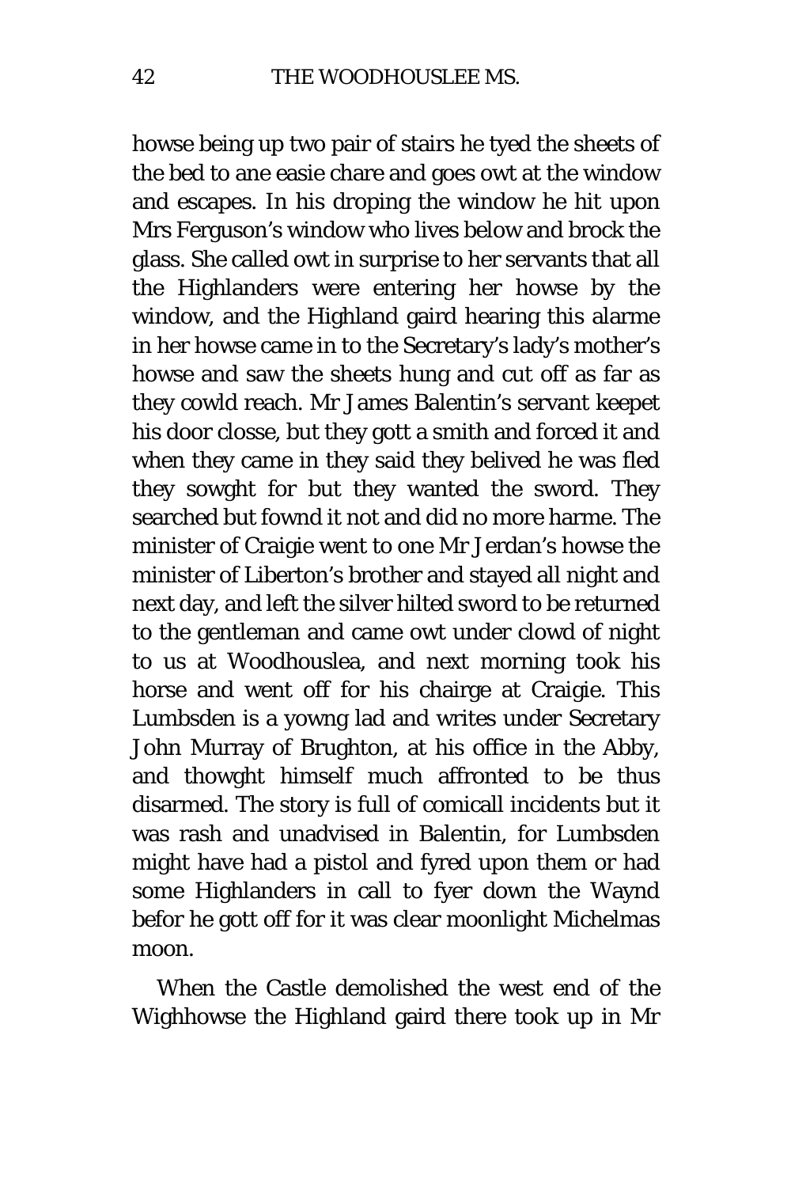howse being up two pair of stairs he tyed the sheets of the bed to ane easie chare and goes owt at the window and escapes. In his droping the window he hit upon Mrs Ferguson's window who lives below and brock the glass. She called owt in surprise to her servants that all the Highlanders were entering her howse by the window, and the Highland gaird hearing this alarme in her howse came in to the Secretary's lady's mother's howse and saw the sheets hung and cut off as far as they cowld reach. Mr James Balentin's servant keepet his door closse, but they gott a smith and forced it and when they came in they said they belived he was fled they sowght for but they wanted the sword. They searched but fownd it not and did no more harme. The minister of Craigie went to one Mr Jerdan's howse the minister of Liberton's brother and stayed all night and next day, and left the silver hilted sword to be returned to the gentleman and came owt under clowd of night to us at Woodhouslea, and next morning took his horse and went off for his chairge at Craigie. This Lumbsden is a yowng lad and writes under Secretary John Murray of Brughton, at his office in the Abby, and thowght himself much affronted to be thus disarmed. The story is full of comicall incidents but it was rash and unadvised in Balentin, for Lumbsden might have had a pistol and fyred upon them or had some Highlanders in call to fyer down the Waynd befor he gott off for it was clear moonlight Michelmas moon.

When the Castle demolished the west end of the Wighhowse the Highland gaird there took up in Mr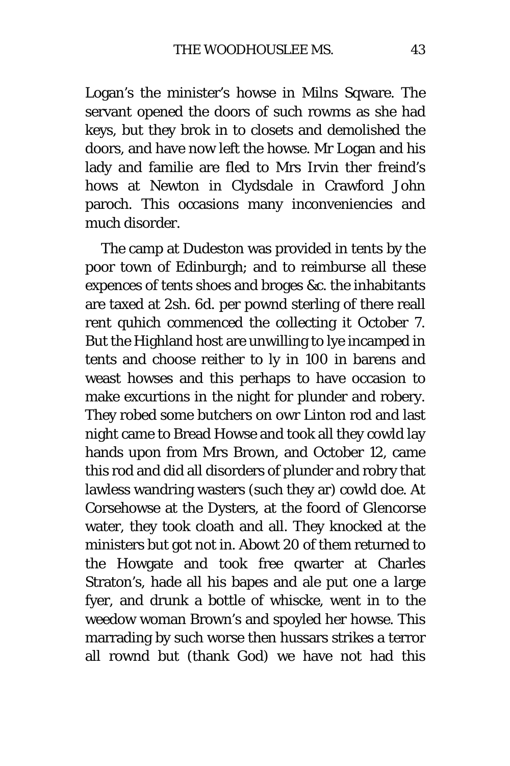Logan's the minister's howse in Milns Sqware. The servant opened the doors of such rowms as she had keys, but they brok in to closets and demolished the doors, and have now left the howse. Mr Logan and his lady and familie are fled to Mrs Irvin ther freind's hows at Newton in Clydsdale in Crawford John paroch. This occasions many inconveniencies and much disorder.

The camp at Dudeston was provided in tents by the poor town of Edinburgh; and to reimburse all these expences of tents shoes and broges &c. the inhabitants are taxed at 2sh. 6d. per pownd sterling of there reall rent quhich commenced the collecting it October 7. But the Highland host are unwilling to lye incamped in tents and choose reither to ly in 100 in barens and weast howses and this perhaps to have occasion to make excurtions in the night for plunder and robery. They robed some butchers on owr Linton rod and last night came to Bread Howse and took all they cowld lay hands upon from Mrs Brown, and October 12, came this rod and did all disorders of plunder and robry that lawless wandring wasters (such they ar) cowld doe. At Corsehowse at the Dysters, at the foord of Glencorse water, they took cloath and all. They knocked at the ministers but got not in. Abowt 20 of them returned to the Howgate and took free qwarter at Charles Straton's, hade all his bapes and ale put one a large fyer, and drunk a bottle of whiscke, went in to the weedow woman Brown's and spoyled her howse. This marrading by such worse then hussars strikes a terror all rownd but (thank God) we have not had this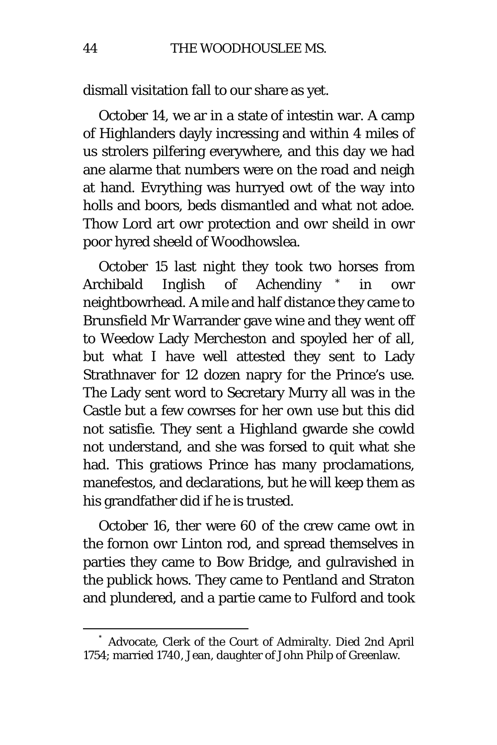dismall visitation fall to our share as yet.

October 14, we ar in a state of intestin war. A camp of Highlanders dayly incressing and within 4 miles of us strolers pilfering everywhere, and this day we had ane alarme that numbers were on the road and neigh at hand. Evrything was hurryed owt of the way into holls and boors, beds dismantled and what not adoe. Thow Lord art owr protection and owr sheild in owr poor hyred sheeld of Woodhowslea.

October 15 last night they took two horses from Archibald Inglish of Achendiny * in owr neightbowrhead. A mile and half distance they came to Brunsfield Mr Warrander gave wine and they went off to Weedow Lady Mercheston and spoyled her of all, but what I have well attested they sent to Lady Strathnaver for 12 dozen napry for the Prince's use. The Lady sent word to Secretary Murry all was in the Castle but a few cowrses for her own use but this did not satisfie. They sent a Highland gwarde she cowld not understand, and she was forsed to quit what she had. This gratiows Prince has many proclamations, manefestos, and declarations, but he will keep them as his grandfather did if he is trusted.

October 16, ther were 60 of the crew came owt in the fornon owr Linton rod, and spread themselves in parties they came to Bow Bridge, and gulravished in the publick hows. They came to Pentland and Straton and plundered, and a partie came to Fulford and took

---

* Advocate, Clerk of the Court of Admiralty. Died 2nd April 1754; married 1740, Jean, daughter of John Philp of Greenlaw.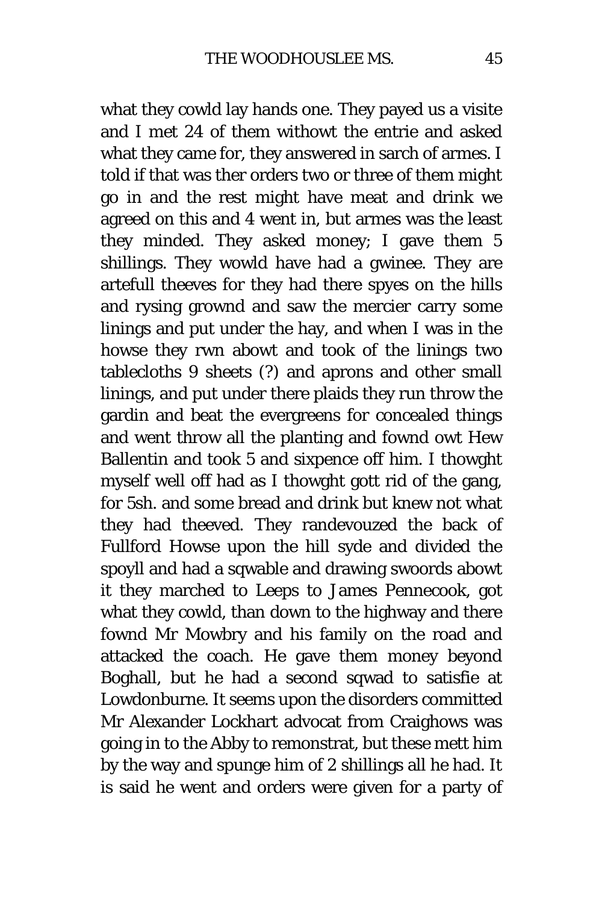what they cowld lay hands one. They payed us a visite and I met 24 of them withowt the entrie and asked what they came for, they answered in sarch of armes. I told if that was ther orders two or three of them might go in and the rest might have meat and drink we agreed on this and 4 went in, but armes was the least they minded. They asked money; I gave them 5 shillings. They wowld have had a gwinee. They are artefull theeves for they had there spyes on the hills and rysing grownd and saw the mercier carry some linings and put under the hay, and when I was in the howse they rwn abowt and took of the linings two tablecloths 9 sheets (?) and aprons and other small linings, and put under there plaids they run throw the gardin and beat the evergreens for concealed things and went throw all the planting and fownd owt Hew Ballentin and took 5 and sixpence off him. I thowght myself well off had as I thowght gott rid of the gang, for 5sh. and some bread and drink but knew not what they had theeved. They randevouzed the back of Fullford Howse upon the hill syde and divided the spoyll and had a sqwable and drawing swoords abowt it they marched to Leeps to James Pennecook, got what they cowld, than down to the highway and there fownd Mr Mowbry and his family on the road and attacked the coach. He gave them money beyond Boghall, but he had a second sqwad to satisfie at Lowdonburne. It seems upon the disorders committed Mr Alexander Lockhart advocat from Craighows was going in to the Abby to remonstrat, but these mett him by the way and spunge him of 2 shillings all he had. It is said he went and orders were given for a party of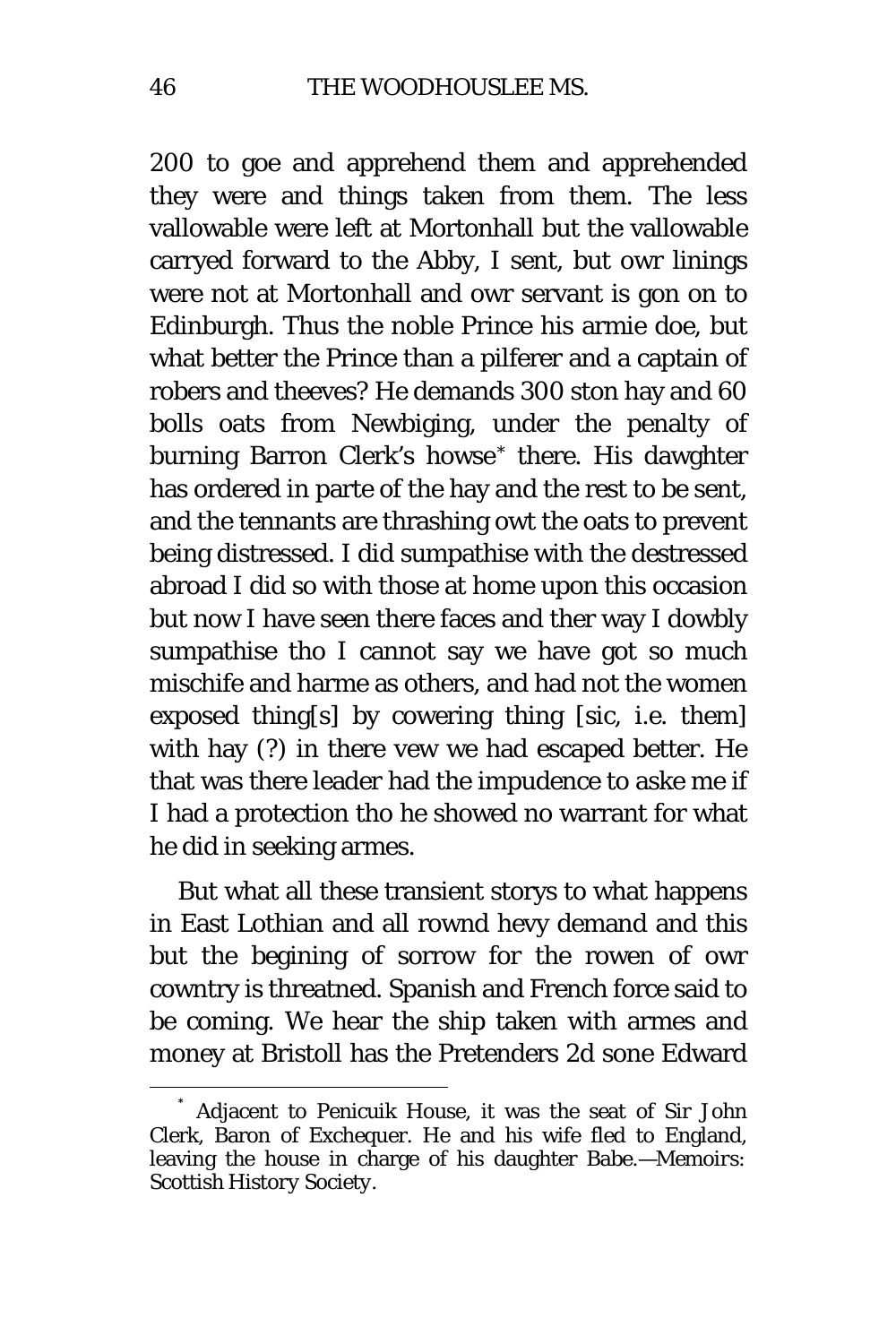200 to goe and apprehend them and apprehended they were and things taken from them. The less vallowable were left at Mortonhall but the vallowable carryed forward to the Abby, I sent, but owr linings were not at Mortonhall and owr servant is gon on to Edinburgh. Thus the noble Prince his armie doe, but what better the Prince than a pilferer and a captain of robers and theeves? He demands 300 ston hay and 60 bolls oats from Newbiging, under the penalty of burning Barron Clerk's howse* there. His dawghter has ordered in parte of the hay and the rest to be sent, and the tennants are thrashing owt the oats to prevent being distressed. I did sumpathise with the destressed abroad I did so with those at home upon this occasion but now I have seen there faces and ther way I dowbly sumpathise tho I cannot say we have got so much mischife and harme as others, and had not the women exposed thing[s] by cowering thing [sic, i.e. them] with hay (?) in there vew we had escaped better. He that was there leader had the impudence to aske me if I had a protection tho he showed no warrant for what he did in seeking armes.

But what all these transient storys to what happens in East Lothian and all rownd hevy demand and this but the begining of sorrow for the rowen of owr cowntry is threatned. Spanish and French force said to be coming. We hear the ship taken with armes and money at Bristoll has the Pretenders 2d sone Edward

---

* Adjacent to Penicuik House, it was the seat of Sir John Clerk, Baron of Exchequer. He and his wife fled to England, leaving the house in charge of his daughter Babe.—Memoirs: Scottish History Society.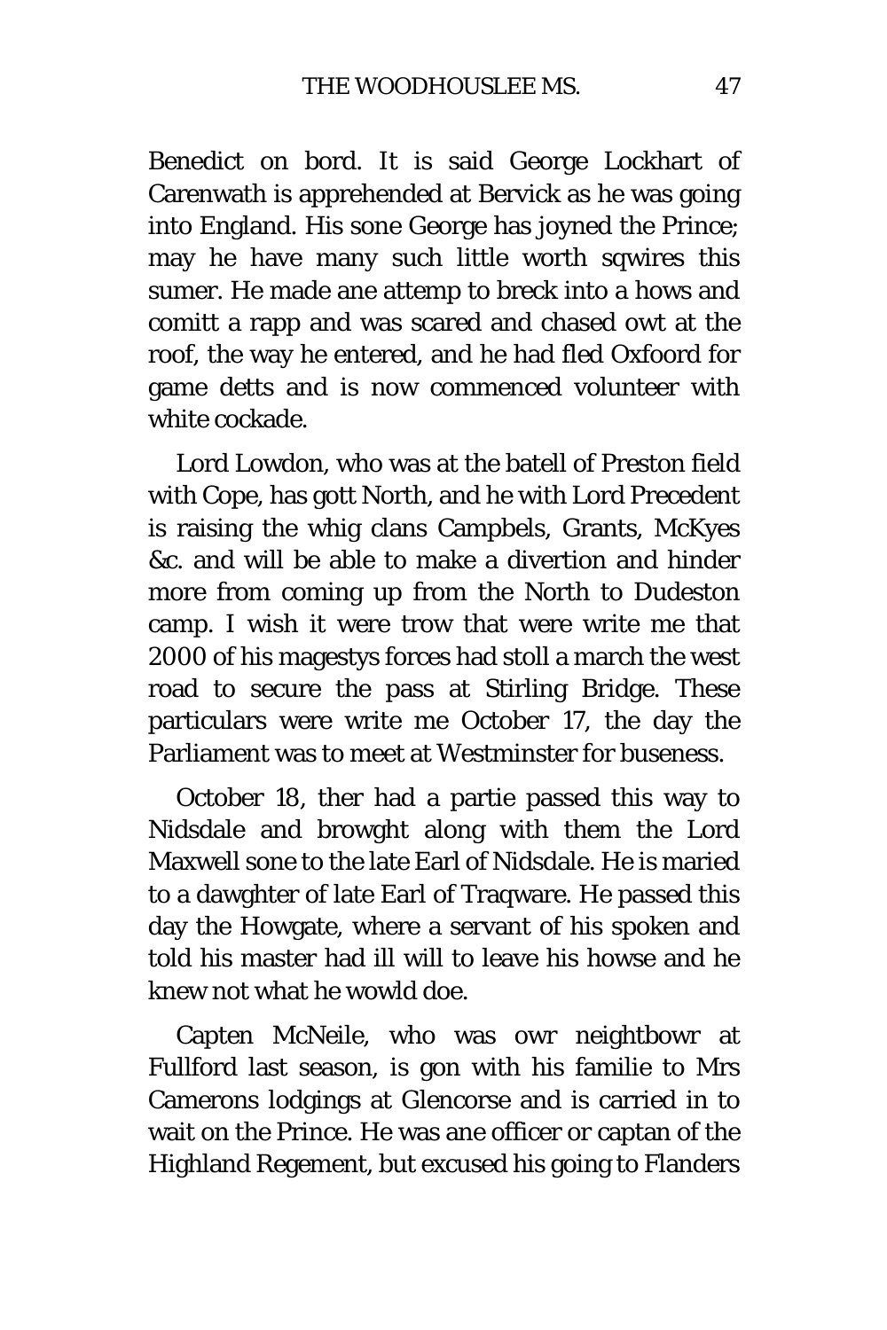Benedict on bord. It is said George Lockhart of Carenwath is apprehended at Bervick as he was going into England. His sone George has joyned the Prince; may he have many such little worth sqwires this sumer. He made ane attemp to breck into a hows and comitt a rapp and was scared and chased owt at the roof, the way he entered, and he had fled Oxfoord for game detts and is now commenced volunteer with white cockade.

Lord Lowdon, who was at the batell of Preston field with Cope, has gott North, and he with Lord Precedent is raising the whig clans Campbels, Grants, McKyes &c. and will be able to make a divertion and hinder more from coming up from the North to Dudeston camp. I wish it were trow that were write me that 2000 of his magestys forces had stoll a march the west road to secure the pass at Stirling Bridge. These particulars were write me October 17, the day the Parliament was to meet at Westminster for buseness.

October 18, ther had a partie passed this way to Nidsdale and browght along with them the Lord Maxwell sone to the late Earl of Nidsdale. He is maried to a dawghter of late Earl of Traqware. He passed this day the Howgate, where a servant of his spoken and told his master had ill will to leave his howse and he knew not what he wowld doe.

Capten McNeile, who was owr neightbowr at Fullford last season, is gon with his familie to Mrs Camerons lodgings at Glencorse and is carried in to wait on the Prince. He was ane officer or captan of the Highland Regement, but excused his going to Flanders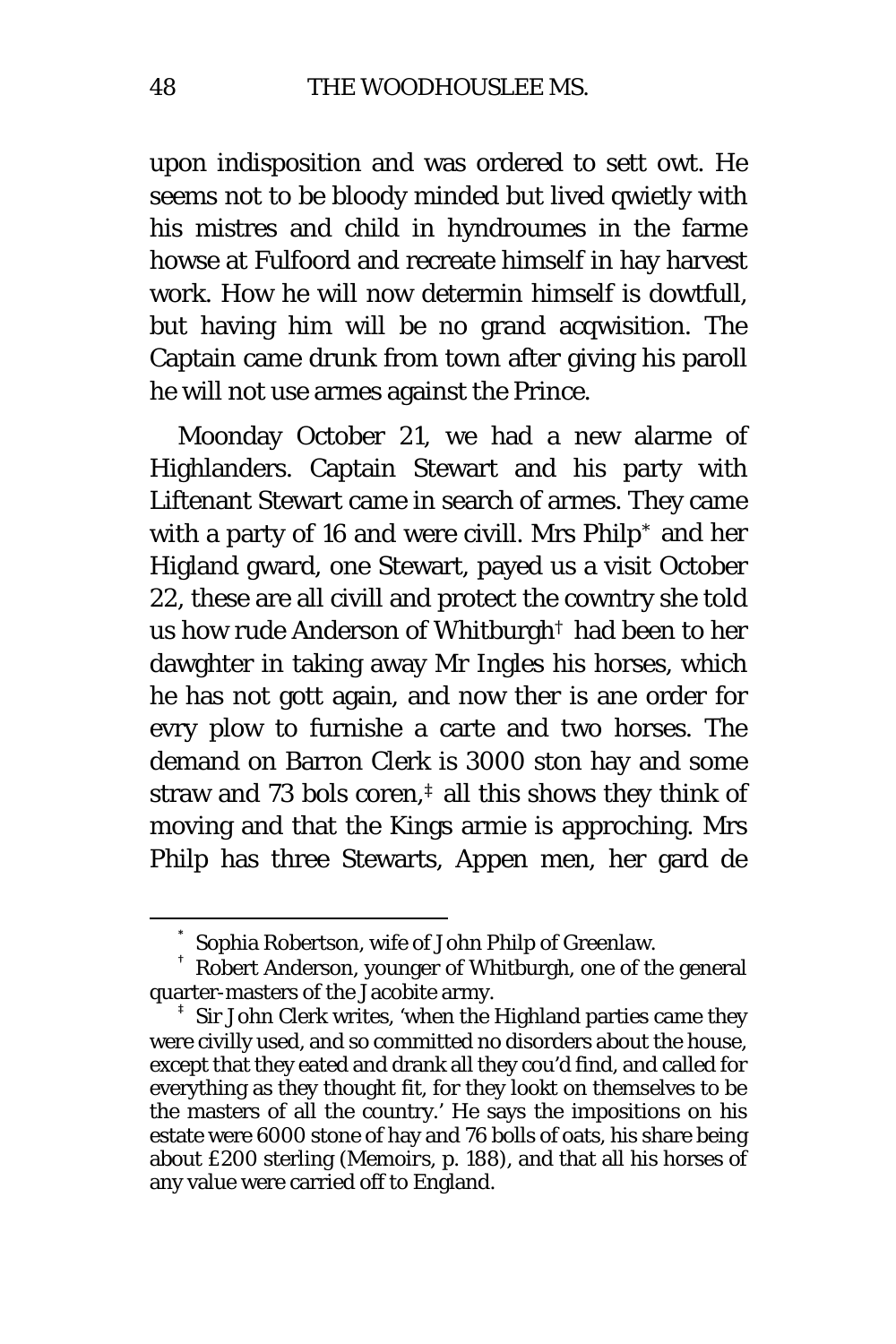upon indisposition and was ordered to sett owt. He seems not to be bloody minded but lived qwietly with his mistres and child in hyndroumes in the farme howse at Fulfoord and recreate himself in hay harvest work. How he will now determin himself is dowtfull, but having him will be no grand acqwisition. The Captain came drunk from town after giving his paroll he will not use armes against the Prince.

Moonday October 21, we had a new alarme of Highlanders. Captain Stewart and his party with Liftenant Stewart came in search of armes. They came with a party of 16 and were civill. Mrs Philp[*] and her Higland gward, one Stewart, payed us a visit October 22, these are all civill and protect the cowntry she told us how rude Anderson of Whitburgh[†] had been to her dawghter in taking away Mr Ingles his horses, which he has not gott again, and now ther is ane order for evry plow to furnishe a carte and two horses. The demand on Barron Clerk is 3000 ston hay and some straw and 73 bols coren,[‡] all this shows they think of moving and that the Kings armie is approching. Mrs Philp has three Stewarts, Appen men, her gard de

---

[*] Sophia Robertson, wife of John Philp of Greenlaw.

[†] Robert Anderson, younger of Whitburgh, one of the general quarter-masters of the Jacobite army.

[‡] Sir John Clerk writes, 'when the Highland parties came they were civilly used, and so committed no disorders about the house, except that they eated and drank all they cou'd find, and called for everything as they thought fit, for they lookt on themselves to be the masters of all the country.' He says the impositions on his estate were 6000 stone of hay and 76 bolls of oats, his share being about £200 sterling (*Memoirs*, p. 188), and that all his horses of any value were carried off to England.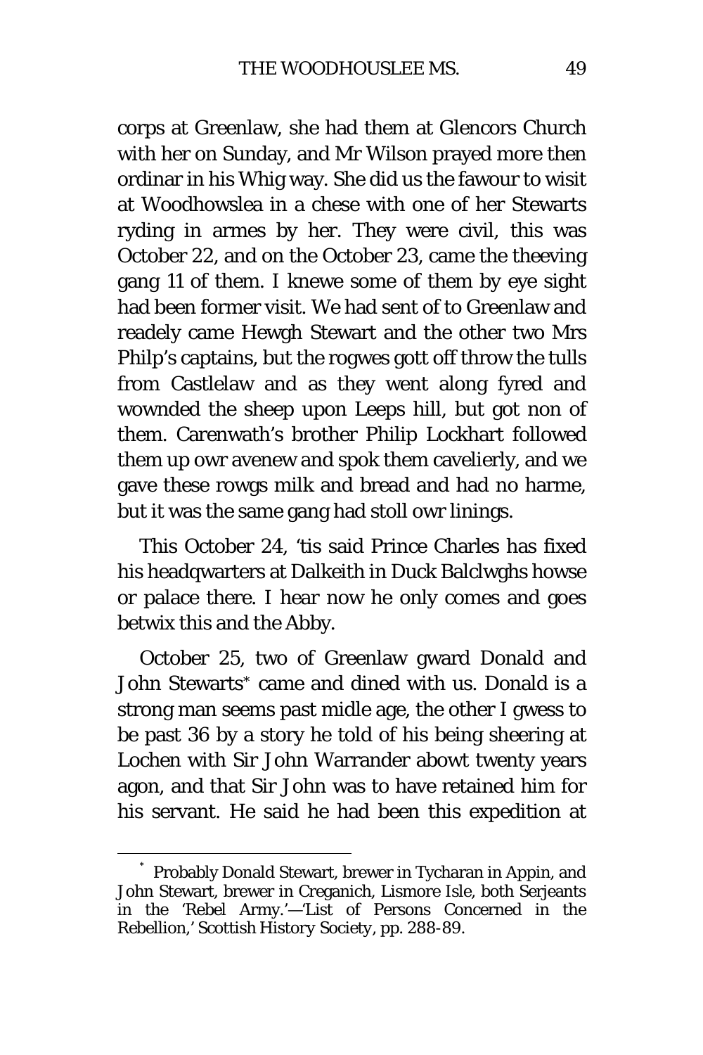corps at Greenlaw, she had them at Glencors Church with her on Sunday, and Mr Wilson prayed more then ordinar in his Whig way. She did us the fawour to wisit at Woodhowslea in a chese with one of her Stewarts ryding in armes by her. They were civil, this was October 22, and on the October 23, came the theeving gang 11 of them. I knewe some of them by eye sight had been former visit. We had sent of to Greenlaw and readely came Hewgh Stewart and the other two Mrs Philp's captains, but the rogwes gott off throw the tulls from Castlelaw and as they went along fyred and wownded the sheep upon Leeps hill, but got non of them. Carenwath's brother Philip Lockhart followed them up owr avenew and spok them cavelierly, and we gave these rowgs milk and bread and had no harme, but it was the same gang had stoll owr linings.

This October 24, 'tis said Prince Charles has fixed his headqwarters at Dalkeith in Duck Balclwghs howse or palace there. I hear now he only comes and goes betwix this and the Abby.

October 25, two of Greenlaw gward Donald and John Stewarts* came and dined with us. Donald is a strong man seems past midle age, the other I gwess to be past 36 by a story he told of his being sheering at Lochen with Sir John Warrander abowt twenty years agon, and that Sir John was to have retained him for his servant. He said he had been this expedition at

---

\* Probably Donald Stewart, brewer in Tycharan in Appin, and John Stewart, brewer in Creganich, Lismore Isle, both Serjeants in the 'Rebel Army.'—'List of Persons Concerned in the Rebellion,' Scottish History Society, pp. 288-89.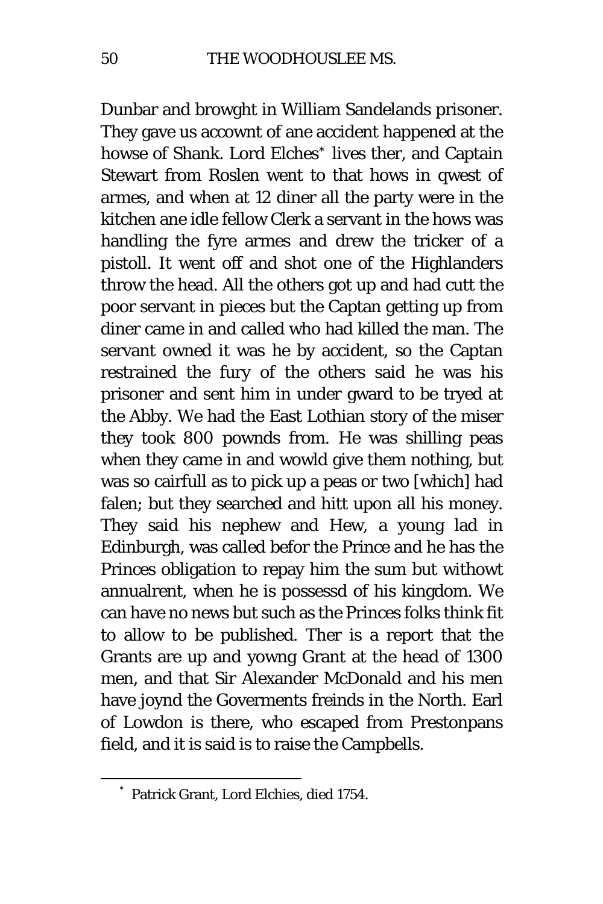Dunbar and browght in William Sandelands prisoner. They gave us accownt of ane accident happened at the howse of Shank. Lord Elches[*] lives ther, and Captain Stewart from Roslen went to that hows in qwest of armes, and when at 12 diner all the party were in the kitchen ane idle fellow Clerk a servant in the hows was handling the fyre armes and drew the tricker of a pistoll. It went off and shot one of the Highlanders throw the head. All the others got up and had cutt the poor servant in pieces but the Captan getting up from diner came in and called who had killed the man. The servant owned it was he by accident, so the Captan restrained the fury of the others said he was his prisoner and sent him in under gward to be tryed at the Abby. We had the East Lothian story of the miser they took 800 pownds from. He was shilling peas when they came in and wowld give them nothing, but was so cairfull as to pick up a peas or two [which] had falen; but they searched and hitt upon all his money. They said his nephew and Hew, a young lad in Edinburgh, was called befor the Prince and he has the Princes obligation to repay him the sum but withowt annualrent, when he is possessd of his kingdom. We can have no news but such as the Princes folks think fit to allow to be published. Ther is a report that the Grants are up and yowng Grant at the head of 1300 men, and that Sir Alexander McDonald and his men have joynd the Goverments freinds in the North. Earl of Lowdon is there, who escaped from Prestonpans field, and it is said is to raise the Campbells.

---

[*] Patrick Grant, Lord Elchies, died 1754.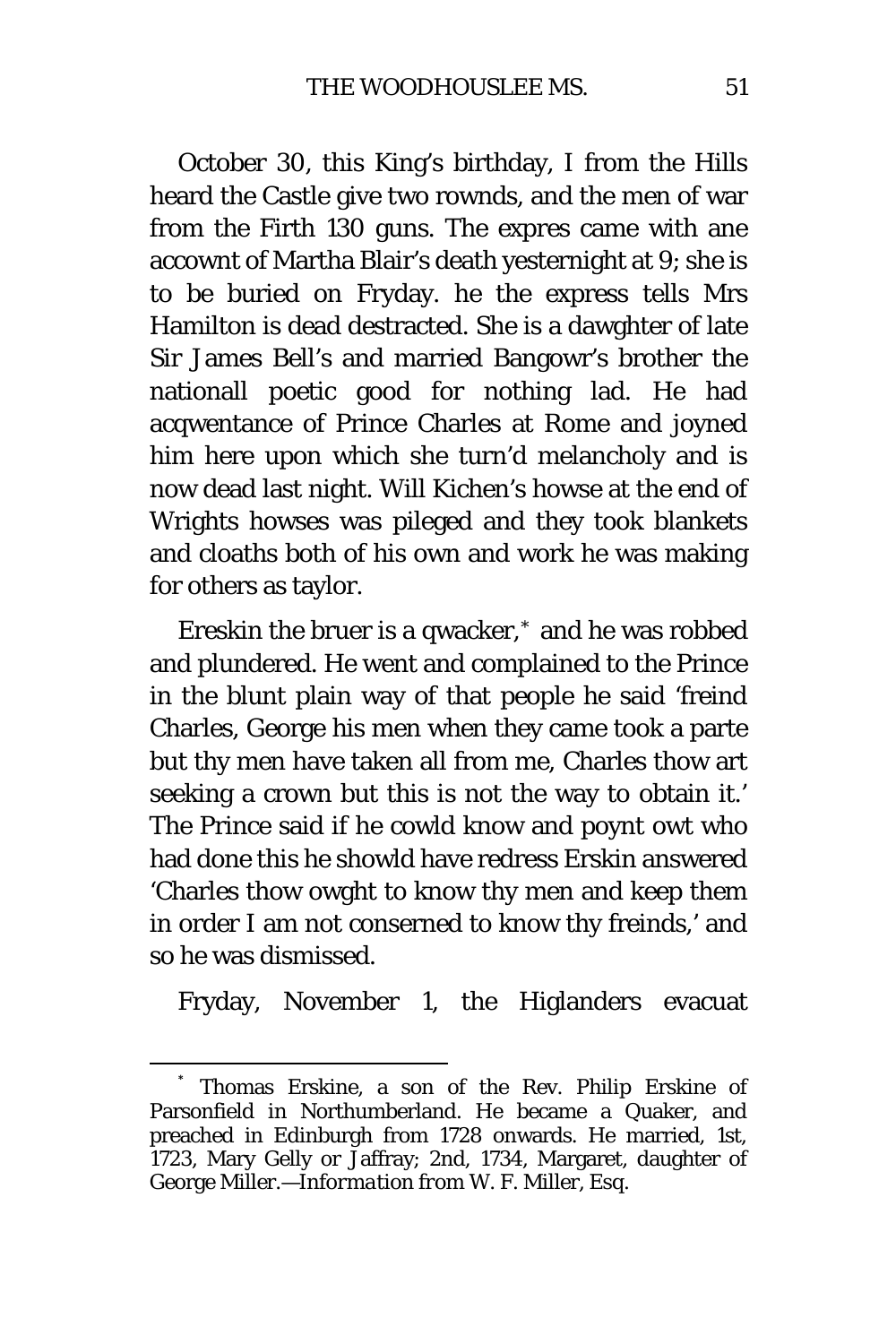October 30, this King's birthday, I from the Hills heard the Castle give two rownds, and the men of war from the Firth 130 guns. The expres came with ane accownt of Martha Blair's death yesternight at 9; she is to be buried on Fryday. he the express tells Mrs Hamilton is dead destracted. She is a dawghter of late Sir James Bell's and married Bangowr's brother the nationall poetic good for nothing lad. He had acqwentance of Prince Charles at Rome and joyned him here upon which she turn'd melancholy and is now dead last night. Will Kichen's howse at the end of Wrights howses was pileged and they took blankets and cloaths both of his own and work he was making for others as taylor.

Ereskin the bruer is a qwacker,* and he was robbed and plundered. He went and complained to the Prince in the blunt plain way of that people he said 'freind Charles, George his men when they came took a parte but thy men have taken all from me, Charles thow art seeking a crown but this is not the way to obtain it.' The Prince said if he cowld know and poynt owt who had done this he showld have redress Erskin answered 'Charles thow owght to know thy men and keep them in order I am not conserned to know thy freinds,' and so he was dismissed.

Fryday, November 1, the Higlanders evacuat

---

* Thomas Erskine, a son of the Rev. Philip Erskine of Parsonfield in Northumberland. He became a Quaker, and preached in Edinburgh from 1728 onwards. He married, 1st, 1723, Mary Gelly or Jaffray; 2nd, 1734, Margaret, daughter of George Miller.—*Information from W. F. Miller, Esq.*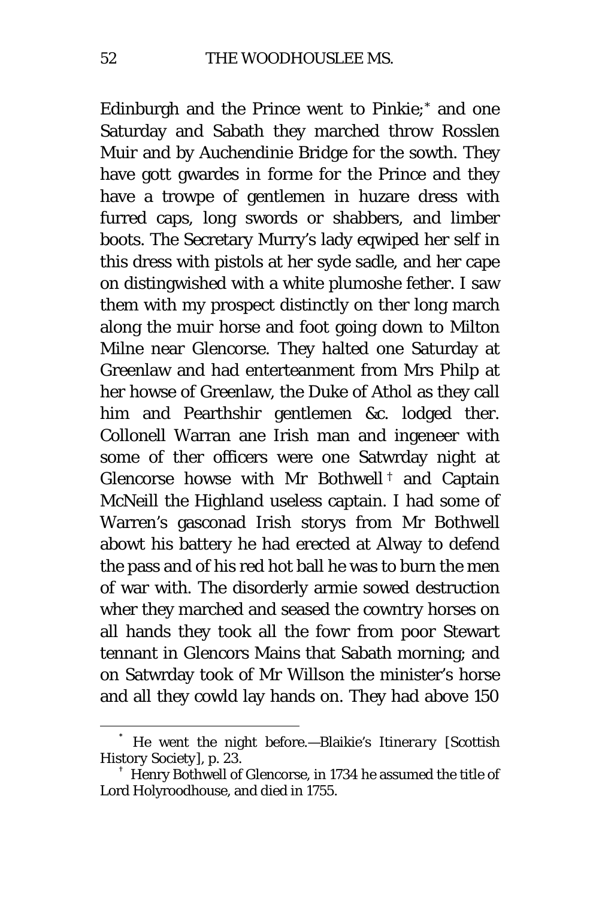Edinburgh and the Prince went to Pinkie;[*] and one Saturday and Sabath they marched throw Rosslen Muir and by Auchendinie Bridge for the sowth. They have gott gwardes in forme for the Prince and they have a trowpe of gentlemen in huzare dress with furred caps, long swords or shabbers, and limber boots. The Secretary Murry's lady eqwiped her self in this dress with pistols at her syde sadle, and her cape on distingwished with a white plumoshe fether. I saw them with my prospect distinctly on ther long march along the muir horse and foot going down to Milton Milne near Glencorse. They halted one Saturday at Greenlaw and had enterteanment from Mrs Philp at her howse of Greenlaw, the Duke of Athol as they call him and Pearthshir gentlemen &c. lodged ther. Collonell Warran ane Irish man and ingeneer with some of ther officers were one Satwrday night at Glencorse howse with Mr Bothwell[†] and Captain McNeill the Highland useless captain. I had some of Warren's gasconad Irish storys from Mr Bothwell abowt his battery he had erected at Alway to defend the pass and of his red hot ball he was to burn the men of war with. The disorderly armie sowed destruction wher they marched and seased the cowntry horses on all hands they took all the fowr from poor Stewart tennant in Glencors Mains that Sabath morning; and on Satwrday took of Mr Willson the minister's horse and all they cowld lay hands on. They had above 150

---

[*] He went the night before.—Blaikie's *Itinerary* [Scottish History Society], p. 23.

[†] Henry Bothwell of Glencorse, in 1734 he assumed the title of Lord Holyroodhouse, and died in 1755.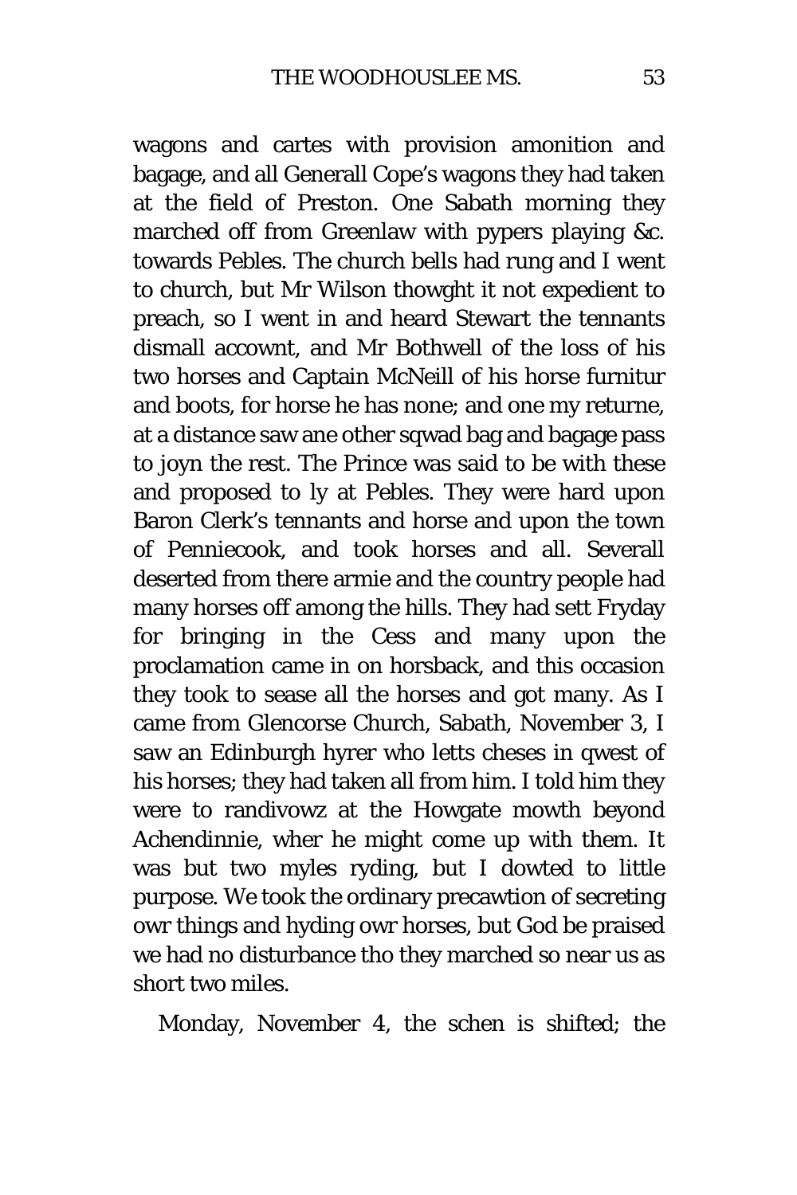wagons and cartes with provision amonition and bagage, and all Generall Cope's wagons they had taken at the field of Preston. One Sabath morning they marched off from Greenlaw with pypers playing &c. towards Pebles. The church bells had rung and I went to church, but Mr Wilson thowght it not expedient to preach, so I went in and heard Stewart the tennants dismall accownt, and Mr Bothwell of the loss of his two horses and Captain McNeill of his horse furnitur and boots, for horse he has none; and one my returne, at a distance saw ane other sqwad bag and bagage pass to joyn the rest. The Prince was said to be with these and proposed to ly at Pebles. They were hard upon Baron Clerk's tennants and horse and upon the town of Penniecook, and took horses and all. Severall deserted from there armie and the country people had many horses off among the hills. They had sett Fryday for bringing in the Cess and many upon the proclamation came in on horsback, and this occasion they took to sease all the horses and got many. As I came from Glencorse Church, Sabath, November 3, I saw an Edinburgh hyrer who letts cheses in qwest of his horses; they had taken all from him. I told him they were to randivowz at the Howgate mowth beyond Achendinnie, wher he might come up with them. It was but two myles ryding, but I dowted to little purpose. We took the ordinary precawtion of secreting owr things and hyding owr horses, but God be praised we had no disturbance tho they marched so near us as short two miles.

Monday, November 4, the schen is shifted; the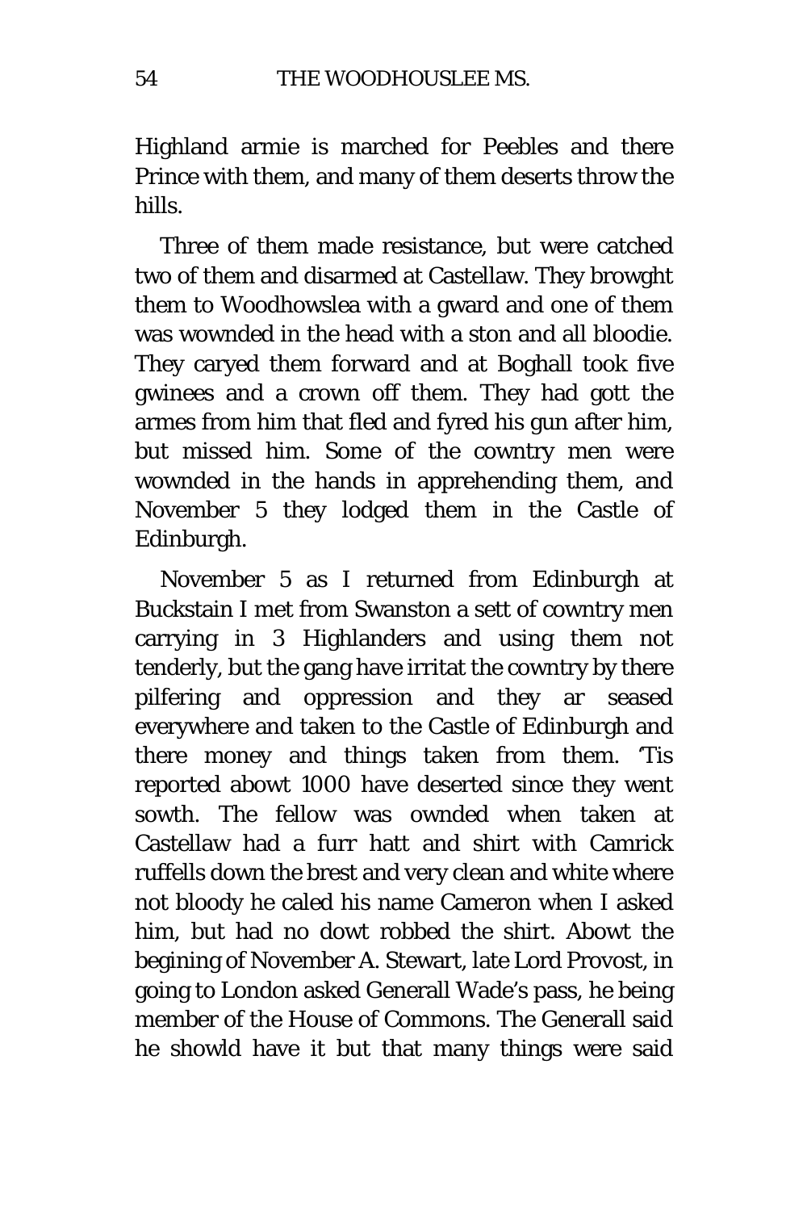Highland armie is marched for Peebles and there Prince with them, and many of them deserts throw the hills.

Three of them made resistance, but were catched two of them and disarmed at Castellaw. They browght them to Woodhowslea with a gward and one of them was wownded in the head with a ston and all bloodie. They caryed them forward and at Boghall took five gwinees and a crown off them. They had gott the armes from him that fled and fyred his gun after him, but missed him. Some of the cowntry men were wownded in the hands in apprehending them, and November 5 they lodged them in the Castle of Edinburgh.

November 5 as I returned from Edinburgh at Buckstain I met from Swanston a sett of cowntry men carrying in 3 Highlanders and using them not tenderly, but the gang have irritat the cowntry by there pilfering and oppression and they ar seased everywhere and taken to the Castle of Edinburgh and there money and things taken from them. 'Tis reported abowt 1000 have deserted since they went sowth. The fellow was ownded when taken at Castellaw had a furr hatt and shirt with Camrick ruffells down the brest and very clean and white where not bloody he caled his name Cameron when I asked him, but had no dowt robbed the shirt. Abowt the begining of November A. Stewart, late Lord Provost, in going to London asked Generall Wade's pass, he being member of the House of Commons. The Generall said he showld have it but that many things were said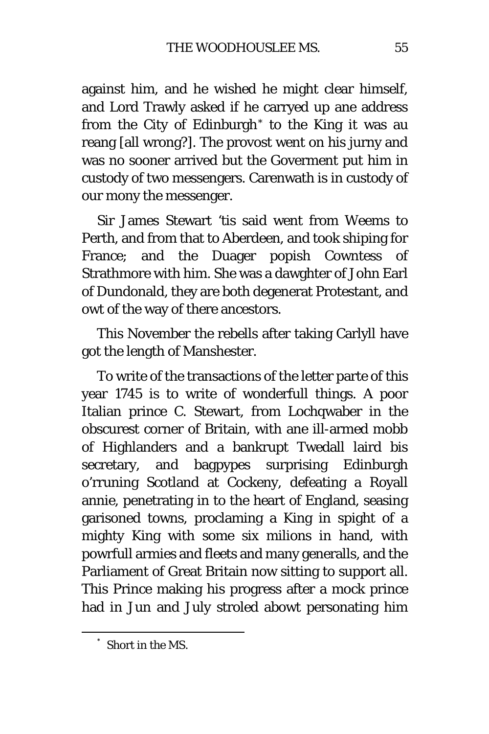against him, and he wished he might clear himself, and Lord Trawly asked if he carryed up ane address from the City of Edinburgh* to the King it was au reang [all wrong?]. The provost went on his jurny and was no sooner arrived but the Goverment put him in custody of two messengers. Carenwath is in custody of our mony the messenger.

Sir James Stewart 'tis said went from Weems to Perth, and from that to Aberdeen, and took shiping for France; and the Duager popish Cowntess of Strathmore with him. She was a dawghter of John Earl of Dundonald, they are both degenerat Protestant, and owt of the way of there ancestors.

This November the rebells after taking Carlyll have got the length of Manshester.

To write of the transactions of the letter parte of this year 1745 is to write of wonderfull things. A poor Italian prince C. Stewart, from Lochqwaber in the obscurest corner of Britain, with ane ill-armed mobb of Highlanders and a bankrupt Twedall laird bis secretary, and bagpypes surprising Edinburgh o'rruning Scotland at Cockeny, defeating a Royall annie, penetrating in to the heart of England, seasing garisoned towns, proclaming a King in spight of a mighty King with some six milions in hand, with powrfull armies and fleets and many generalls, and the Parliament of Great Britain now sitting to support all. This Prince making his progress after a mock prince had in Jun and July stroled abowt personating him

* Short in the MS.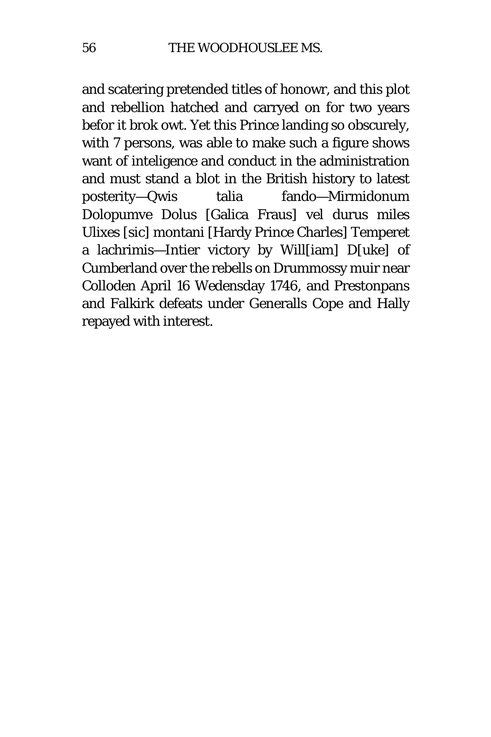and scatering pretended titles of honowr, and this plot and rebellion hatched and carryed on for two years befor it brok owt. Yet this Prince landing so obscurely, with 7 persons, was able to make such a figure shows want of inteligence and conduct in the administration and must stand a blot in the British history to latest posterity—Qwis talia fando—Mirmidonum Dolopumve Dolus [Galica Fraus] vel durus miles Ulixes [sic] montani [Hardy Prince Charles] Temperet a lachrimis—Intier victory by Will[iam] D[uke] of Cumberland over the rebells on Drummossy muir near Colloden April 16 Wedensday 1746, and Prestonpans and Falkirk defeats under Generalls Cope and Hally repayed with interest.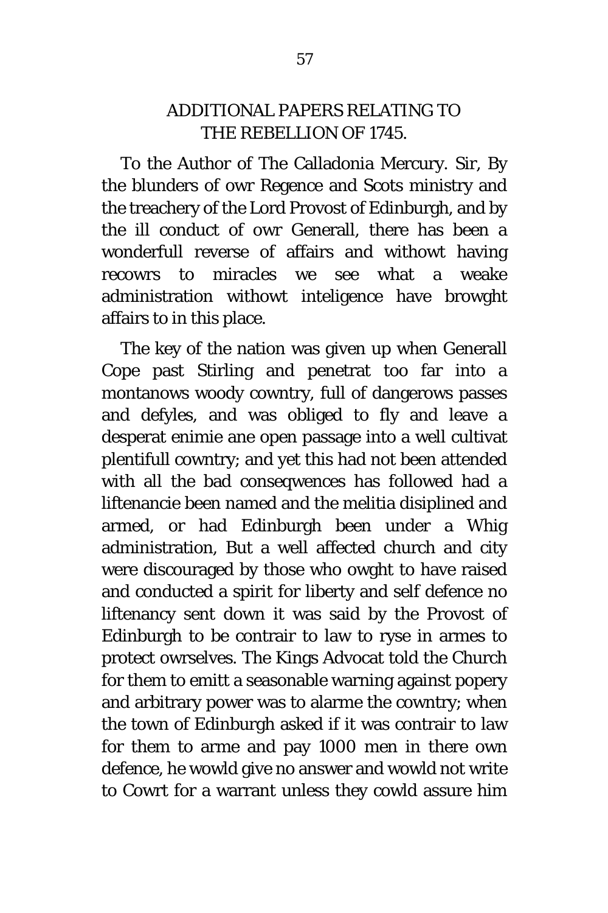## ADDITIONAL PAPERS RELATING TO THE REBELLION OF 1745.

To the Author of The Calladonia Mercury. Sir, By the blunders of owr Regence and Scots ministry and the treachery of the Lord Provost of Edinburgh, and by the ill conduct of owr Generall, there has been a wonderfull reverse of affairs and withowt having recowrs to miracles we see what a weake administration withowt inteligence have browght affairs to in this place.

The key of the nation was given up when Generall Cope past Stirling and penetrat too far into a montanows woody cowntry, full of dangerows passes and defyles, and was obliged to fly and leave a desperat enimie ane open passage into a well cultivat plentifull cowntry; and yet this had not been attended with all the bad conseqwences has followed had a liftenancie been named and the melitia disiplined and armed, or had Edinburgh been under a Whig administration, But a well affected church and city were discouraged by those who owght to have raised and conducted a spirit for liberty and self defence no liftenancy sent down it was said by the Provost of Edinburgh to be contrair to law to ryse in armes to protect owrselves. The Kings Advocat told the Church for them to emitt a seasonable warning against popery and arbitrary power was to alarme the cowntry; when the town of Edinburgh asked if it was contrair to law for them to arme and pay 1000 men in there own defence, he wowld give no answer and wowld not write to Cowrt for a warrant unless they cowld assure him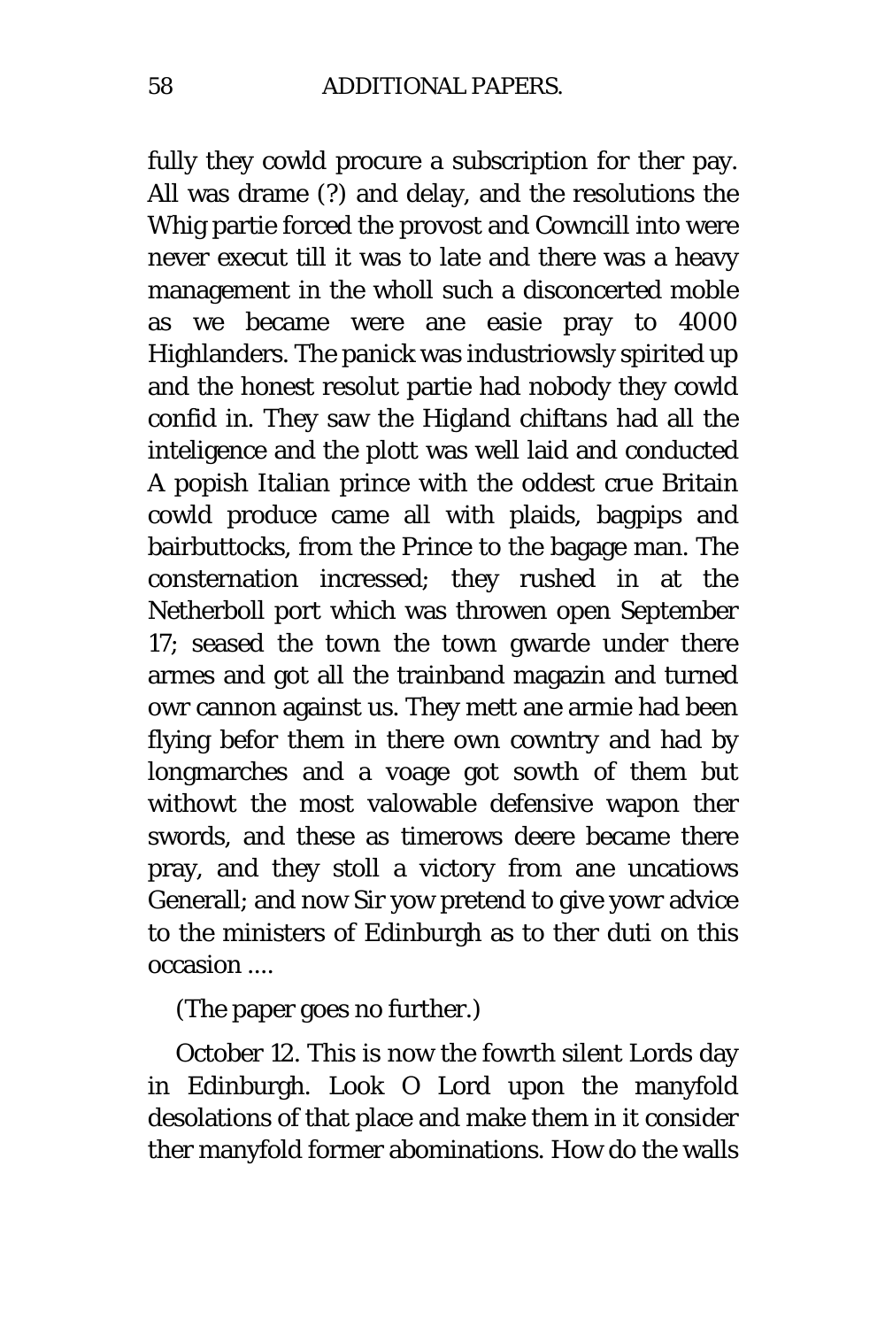fully they cowld procure a subscription for ther pay. All was drame (?) and delay, and the resolutions the Whig partie forced the provost and Cowncill into were never execut till it was to late and there was a heavy management in the wholl such a disconcerted moble as we became were ane easie pray to 4000 Highlanders. The panick was industriowsly spirited up and the honest resolut partie had nobody they cowld confid in. They saw the Higland chiftans had all the inteligence and the plott was well laid and conducted A popish Italian prince with the oddest crue Britain cowld produce came all with plaids, bagpips and bairbuttocks, from the Prince to the bagage man. The consternation incressed; they rushed in at the Netherboll port which was throwen open September 17; seased the town the town gwarde under there armes and got all the trainband magazin and turned owr cannon against us. They mett ane armie had been flying befor them in there own cowntry and had by longmarches and a voage got sowth of them but withowt the most valowable defensive wapon ther swords, and these as timerows deere became there pray, and they stoll a victory from ane uncatiows Generall; and now Sir yow pretend to give yowr advice to the ministers of Edinburgh as to ther duti on this occasion ....

(The paper goes no further.)

October 12. This is now the fowrth silent Lords day in Edinburgh. Look O Lord upon the manyfold desolations of that place and make them in it consider ther manyfold former abominations. How do the walls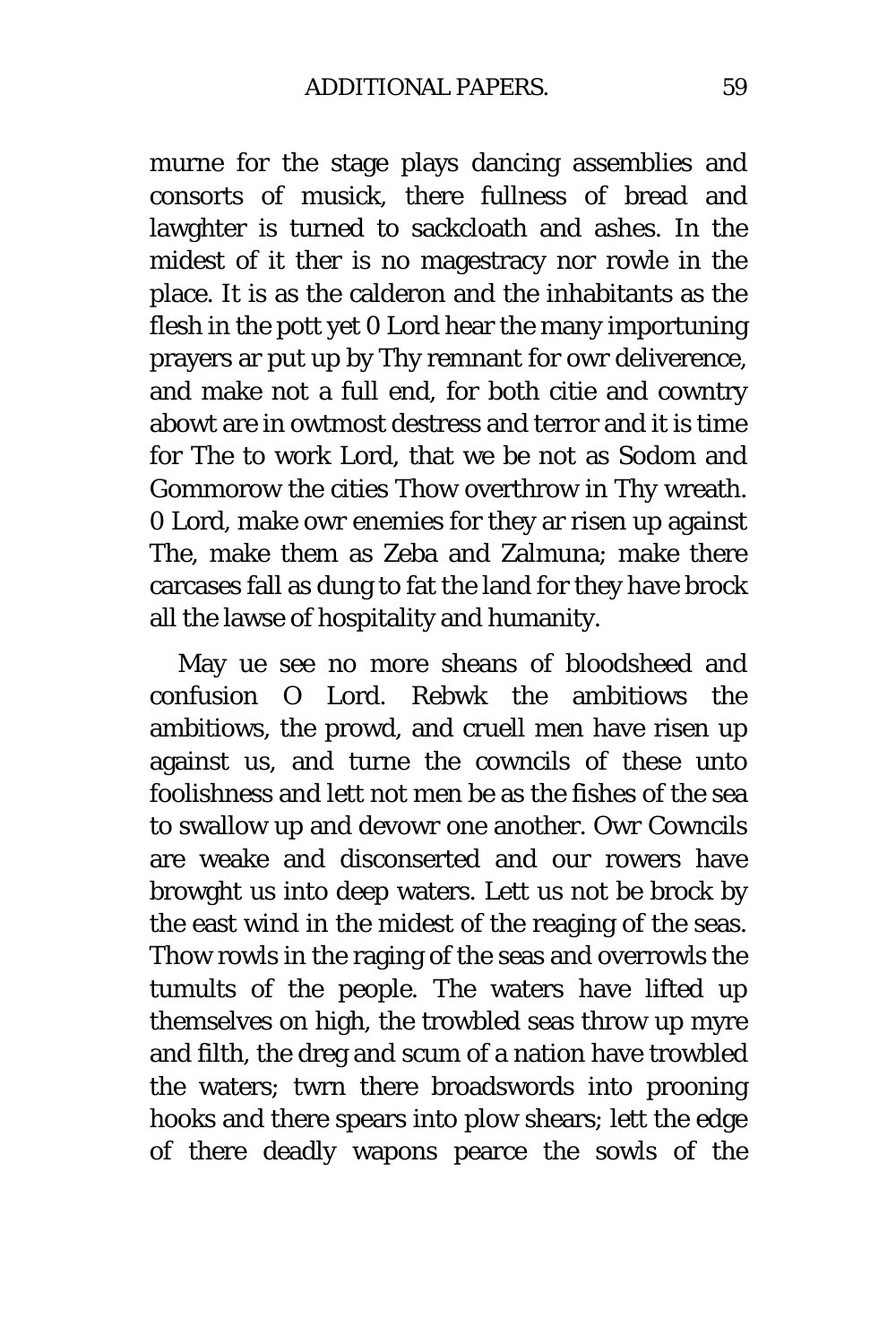murne for the stage plays dancing assemblies and consorts of musick, there fullness of bread and lawghter is turned to sackcloath and ashes. In the midest of it ther is no magestracy nor rowle in the place. It is as the calderon and the inhabitants as the flesh in the pott yet 0 Lord hear the many importuning prayers ar put up by Thy remnant for owr deliverence, and make not a full end, for both citie and cowntry abowt are in owtmost destress and terror and it is time for The to work Lord, that we be not as Sodom and Gommorow the cities Thow overthrow in Thy wreath. 0 Lord, make owr enemies for they ar risen up against The, make them as Zeba and Zalmuna; make there carcases fall as dung to fat the land for they have brock all the lawse of hospitality and humanity.

May ue see no more sheans of bloodsheed and confusion O Lord. Rebwk the ambitiows the ambitiows, the prowd, and cruell men have risen up against us, and turne the cowncils of these unto foolishness and lett not men be as the fishes of the sea to swallow up and devowr one another. Owr Cowncils are weake and disconserted and our rowers have browght us into deep waters. Lett us not be brock by the east wind in the midest of the reaging of the seas. Thow rowls in the raging of the seas and overrowls the tumults of the people. The waters have lifted up themselves on high, the trowbled seas throw up myre and filth, the dreg and scum of a nation have trowbled the waters; twrn there broadswords into prooning hooks and there spears into plow shears; lett the edge of there deadly wapons pearce the sowls of the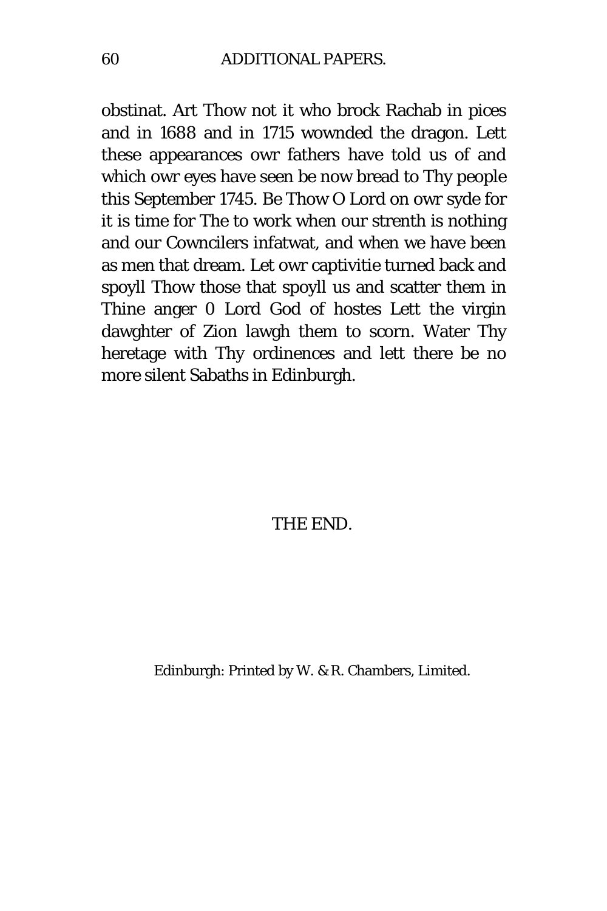obstinat. Art Thow not it who brock Rachab in pices and in 1688 and in 1715 wownded the dragon. Lett these appearances owr fathers have told us of and which owr eyes have seen be now bread to Thy people this September 1745. Be Thow O Lord on owr syde for it is time for The to work when our strenth is nothing and our Cowncilers infatwat, and when we have been as men that dream. Let owr captivitie turned back and spoyll Thow those that spoyll us and scatter them in Thine anger 0 Lord God of hostes Lett the virgin dawghter of Zion lawgh them to scorn. Water Thy heretage with Thy ordinences and lett there be no more silent Sabaths in Edinburgh.

THE END.

Edinburgh: Printed by W. & R. Chambers, Limited.